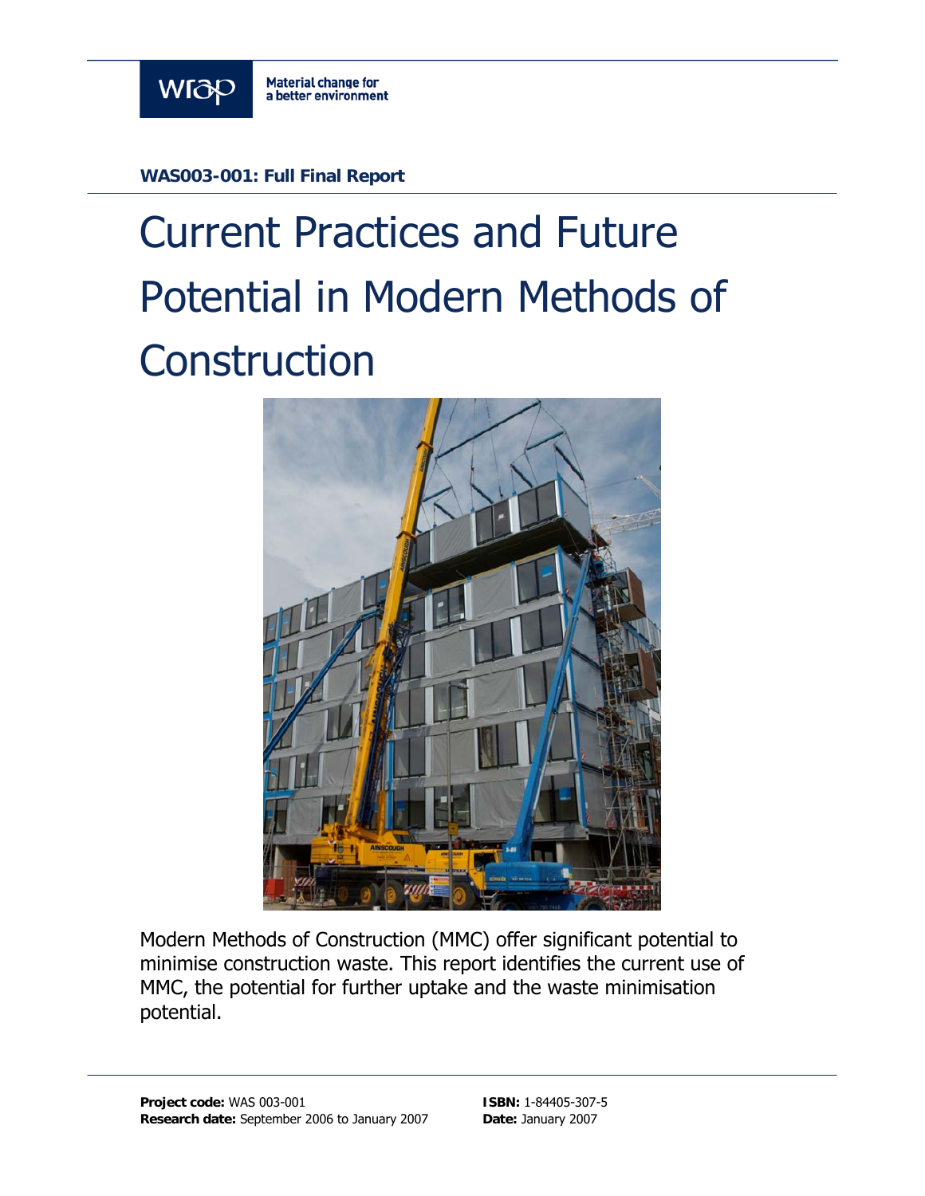wrap

Material change for a better environment

**WAS003-001: Full Final Report**

# Current Practices and Future Potential in Modern Methods of Construction

Modern Methods of Construction (MMC) offer significant potential to minimise construction waste. This report identifies the current use of MMC, the potential for further uptake and the waste minimisation potential.

**Project code:** WAS 003-001
**Research date:** September 2006 to January 2007

**ISBN:** 1-84405-307-5
**Date:** January 2007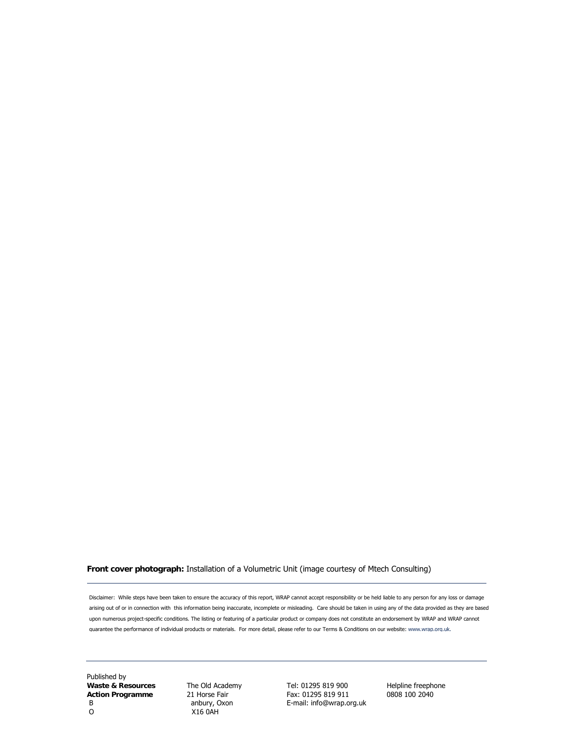**Front cover photograph:** Installation of a Volumetric Unit (image courtesy of Mtech Consulting)

---

Disclaimer: While steps have been taken to ensure the accuracy of this report, WRAP cannot accept responsibility or be held liable to any person for any loss or damage arising out of or in connection with this information being inaccurate, incomplete or misleading. Care should be taken in using any of the data provided as they are based upon numerous project-specific conditions. The listing or featuring of a particular product or company does not constitute an endorsement by WRAP and WRAP cannot guarantee the performance of individual products or materials. For more detail, please refer to our Terms & Conditions on our website: www.wrap.org.uk.

---

Published by
**Waste & Resources Action Programme**

The Old Academy
21 Horse Fair
Banbury, Oxon
OX16 0AH

Tel: 01295 819 900
Fax: 01295 819 911
E-mail: info@wrap.org.uk

Helpline freephone
0808 100 2040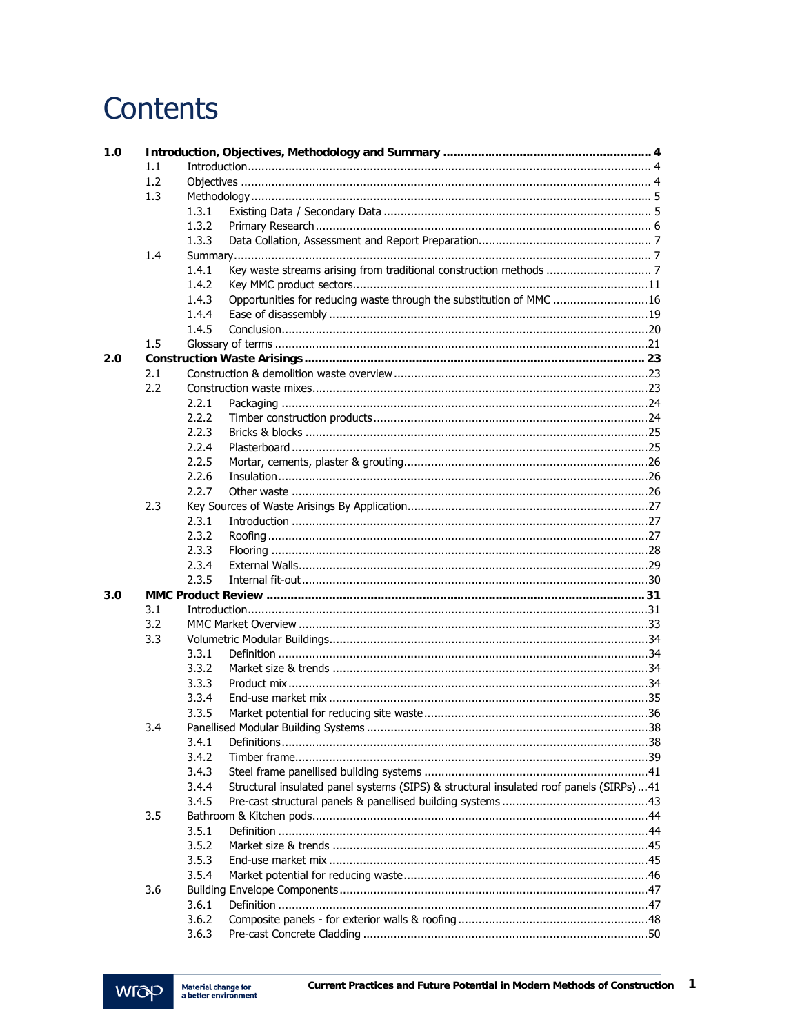# Contents

| | | | | |
|---|---|---|---|---|
| **1.0** | **Introduction, Objectives, Methodology and Summary** | | | **4** |
| | 1.1 | Introduction | | 4 |
| | 1.2 | Objectives | | 4 |
| | 1.3 | Methodology | | 5 |
| | | 1.3.1 | Existing Data / Secondary Data | 5 |
| | | 1.3.2 | Primary Research | 6 |
| | | 1.3.3 | Data Collation, Assessment and Report Preparation | 7 |
| | 1.4 | Summary | | 7 |
| | | 1.4.1 | Key waste streams arising from traditional construction methods | 7 |
| | | 1.4.2 | Key MMC product sectors | 11 |
| | | 1.4.3 | Opportunities for reducing waste through the substitution of MMC | 16 |
| | | 1.4.4 | Ease of disassembly | 19 |
| | | 1.4.5 | Conclusion | 20 |
| | 1.5 | Glossary of terms | | 21 |
| **2.0** | **Construction Waste Arisings** | | | **23** |
| | 2.1 | Construction & demolition waste overview | | 23 |
| | 2.2 | Construction waste mixes | | 23 |
| | | 2.2.1 | Packaging | 24 |
| | | 2.2.2 | Timber construction products | 24 |
| | | 2.2.3 | Bricks & blocks | 25 |
| | | 2.2.4 | Plasterboard | 25 |
| | | 2.2.5 | Mortar, cements, plaster & grouting | 26 |
| | | 2.2.6 | Insulation | 26 |
| | | 2.2.7 | Other waste | 26 |
| | 2.3 | Key Sources of Waste Arisings By Application | | 27 |
| | | 2.3.1 | Introduction | 27 |
| | | 2.3.2 | Roofing | 27 |
| | | 2.3.3 | Flooring | 28 |
| | | 2.3.4 | External Walls | 29 |
| | | 2.3.5 | Internal fit-out | 30 |
| **3.0** | **MMC Product Review** | | | **31** |
| | 3.1 | Introduction | | 31 |
| | 3.2 | MMC Market Overview | | 33 |
| | 3.3 | Volumetric Modular Buildings | | 34 |
| | | 3.3.1 | Definition | 34 |
| | | 3.3.2 | Market size & trends | 34 |
| | | 3.3.3 | Product mix | 34 |
| | | 3.3.4 | End-use market mix | 35 |
| | | 3.3.5 | Market potential for reducing site waste | 36 |
| | 3.4 | Panellised Modular Building Systems | | 38 |
| | | 3.4.1 | Definitions | 38 |
| | | 3.4.2 | Timber frame | 39 |
| | | 3.4.3 | Steel frame panellised building systems | 41 |
| | | 3.4.4 | Structural insulated panel systems (SIPS) & structural insulated roof panels (SIRPs) | 41 |
| | | 3.4.5 | Pre-cast structural panels & panellised building systems | 43 |
| | 3.5 | Bathroom & Kitchen pods | | 44 |
| | | 3.5.1 | Definition | 44 |
| | | 3.5.2 | Market size & trends | 45 |
| | | 3.5.3 | End-use market mix | 45 |
| | | 3.5.4 | Market potential for reducing waste | 46 |
| | 3.6 | Building Envelope Components | | 47 |
| | | 3.6.1 | Definition | 47 |
| | | 3.6.2 | Composite panels - for exterior walls & roofing | 48 |
| | | 3.6.3 | Pre-cast Concrete Cladding | 50 |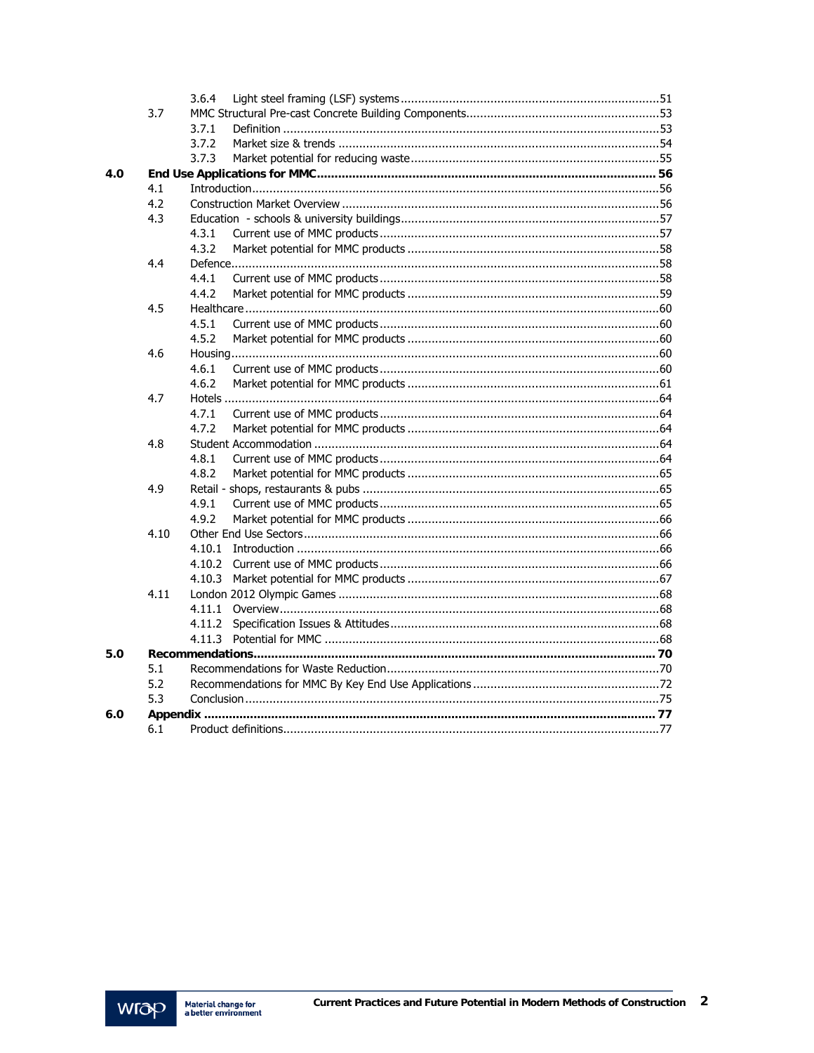| | | | |
|---|---|---|---|
| | | 3.6.4 Light steel framing (LSF) systems | 51 |
| | 3.7 | MMC Structural Pre-cast Concrete Building Components | 53 |
| | | 3.7.1 Definition | 53 |
| | | 3.7.2 Market size & trends | 54 |
| | | 3.7.3 Market potential for reducing waste | 55 |
| **4.0** | **End Use Applications for MMC** | | **56** |
| | 4.1 | Introduction | 56 |
| | 4.2 | Construction Market Overview | 56 |
| | 4.3 | Education - schools & university buildings | 57 |
| | | 4.3.1 Current use of MMC products | 57 |
| | | 4.3.2 Market potential for MMC products | 58 |
| | 4.4 | Defence | 58 |
| | | 4.4.1 Current use of MMC products | 58 |
| | | 4.4.2 Market potential for MMC products | 59 |
| | 4.5 | Healthcare | 60 |
| | | 4.5.1 Current use of MMC products | 60 |
| | | 4.5.2 Market potential for MMC products | 60 |
| | 4.6 | Housing | 60 |
| | | 4.6.1 Current use of MMC products | 60 |
| | | 4.6.2 Market potential for MMC products | 61 |
| | 4.7 | Hotels | 64 |
| | | 4.7.1 Current use of MMC products | 64 |
| | | 4.7.2 Market potential for MMC products | 64 |
| | 4.8 | Student Accommodation | 64 |
| | | 4.8.1 Current use of MMC products | 64 |
| | | 4.8.2 Market potential for MMC products | 65 |
| | 4.9 | Retail - shops, restaurants & pubs | 65 |
| | | 4.9.1 Current use of MMC products | 65 |
| | | 4.9.2 Market potential for MMC products | 66 |
| | 4.10 | Other End Use Sectors | 66 |
| | | 4.10.1 Introduction | 66 |
| | | 4.10.2 Current use of MMC products | 66 |
| | | 4.10.3 Market potential for MMC products | 67 |
| | 4.11 | London 2012 Olympic Games | 68 |
| | | 4.11.1 Overview | 68 |
| | | 4.11.2 Specification Issues & Attitudes | 68 |
| | | 4.11.3 Potential for MMC | 68 |
| **5.0** | **Recommendations** | | **70** |
| | 5.1 | Recommendations for Waste Reduction | 70 |
| | 5.2 | Recommendations for MMC By Key End Use Applications | 72 |
| | 5.3 | Conclusion | 75 |
| **6.0** | **Appendix** | | **77** |
| | 6.1 | Product definitions | 77 |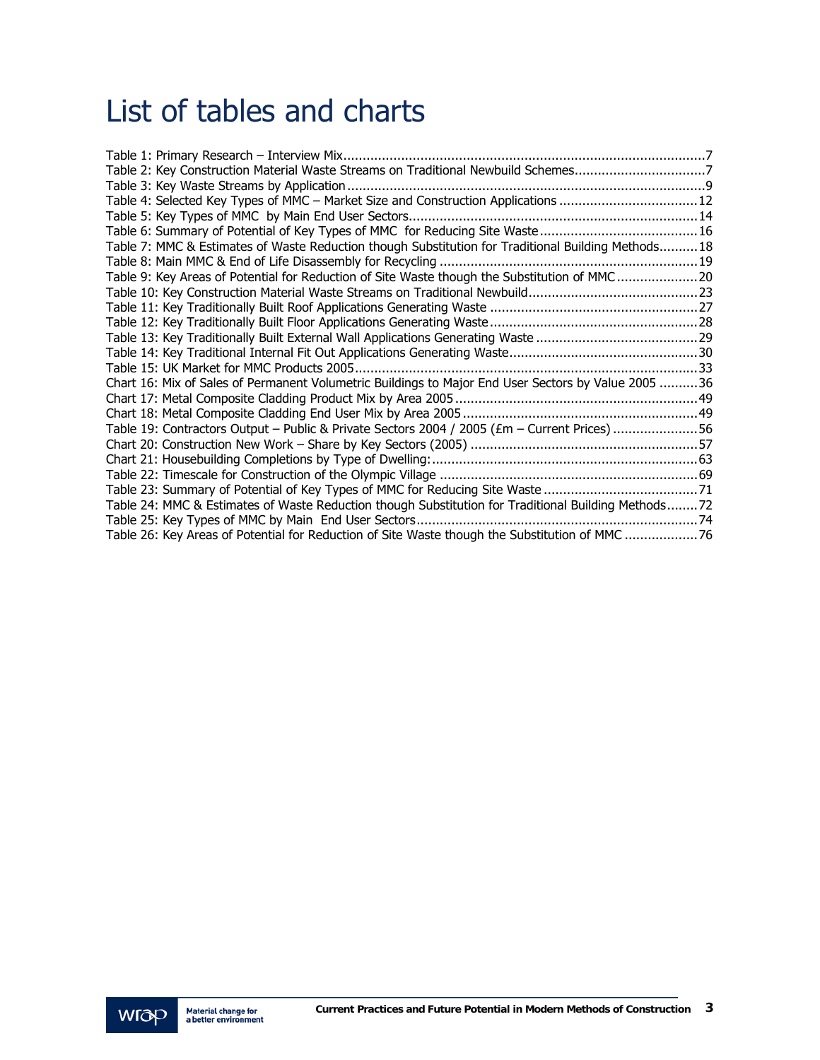# List of tables and charts

Table 1: Primary Research – Interview Mix.......................................................................................................7
Table 2: Key Construction Material Waste Streams on Traditional Newbuild Schemes..................................7
Table 3: Key Waste Streams by Application.......................................................................................................9
Table 4: Selected Key Types of MMC – Market Size and Construction Applications ....................................12
Table 5: Key Types of MMC by Main End User Sectors...................................................................................14
Table 6: Summary of Potential of Key Types of MMC for Reducing Site Waste .........................................16
Table 7: MMC & Estimates of Waste Reduction though Substitution for Traditional Building Methods..........18
Table 8: Main MMC & End of Life Disassembly for Recycling ........................................................................19
Table 9: Key Areas of Potential for Reduction of Site Waste though the Substitution of MMC.....................20
Table 10: Key Construction Material Waste Streams on Traditional Newbuild............................................23
Table 11: Key Traditionally Built Roof Applications Generating Waste ........................................................27
Table 12: Key Traditionally Built Floor Applications Generating Waste........................................................28
Table 13: Key Traditionally Built External Wall Applications Generating Waste ..........................................29
Table 14: Key Traditional Internal Fit Out Applications Generating Waste.................................................30
Table 15: UK Market for MMC Products 2005...............................................................................................33
Chart 16: Mix of Sales of Permanent Volumetric Buildings to Major End User Sectors by Value 2005 ..........36
Chart 17: Metal Composite Cladding Product Mix by Area 2005..................................................................49
Chart 18: Metal Composite Cladding End User Mix by Area 2005...............................................................49
Table 19: Contractors Output – Public & Private Sectors 2004 / 2005 (£m – Current Prices) ......................56
Chart 20: Construction New Work – Share by Key Sectors (2005) ..............................................................57
Chart 21: Housebuilding Completions by Type of Dwelling:.........................................................................63
Table 22: Timescale for Construction of the Olympic Village .......................................................................69
Table 23: Summary of Potential of Key Types of MMC for Reducing Site Waste ........................................71
Table 24: MMC & Estimates of Waste Reduction though Substitution for Traditional Building Methods........72
Table 25: Key Types of MMC by Main End User Sectors..............................................................................74
Table 26: Key Areas of Potential for Reduction of Site Waste though the Substitution of MMC ...................76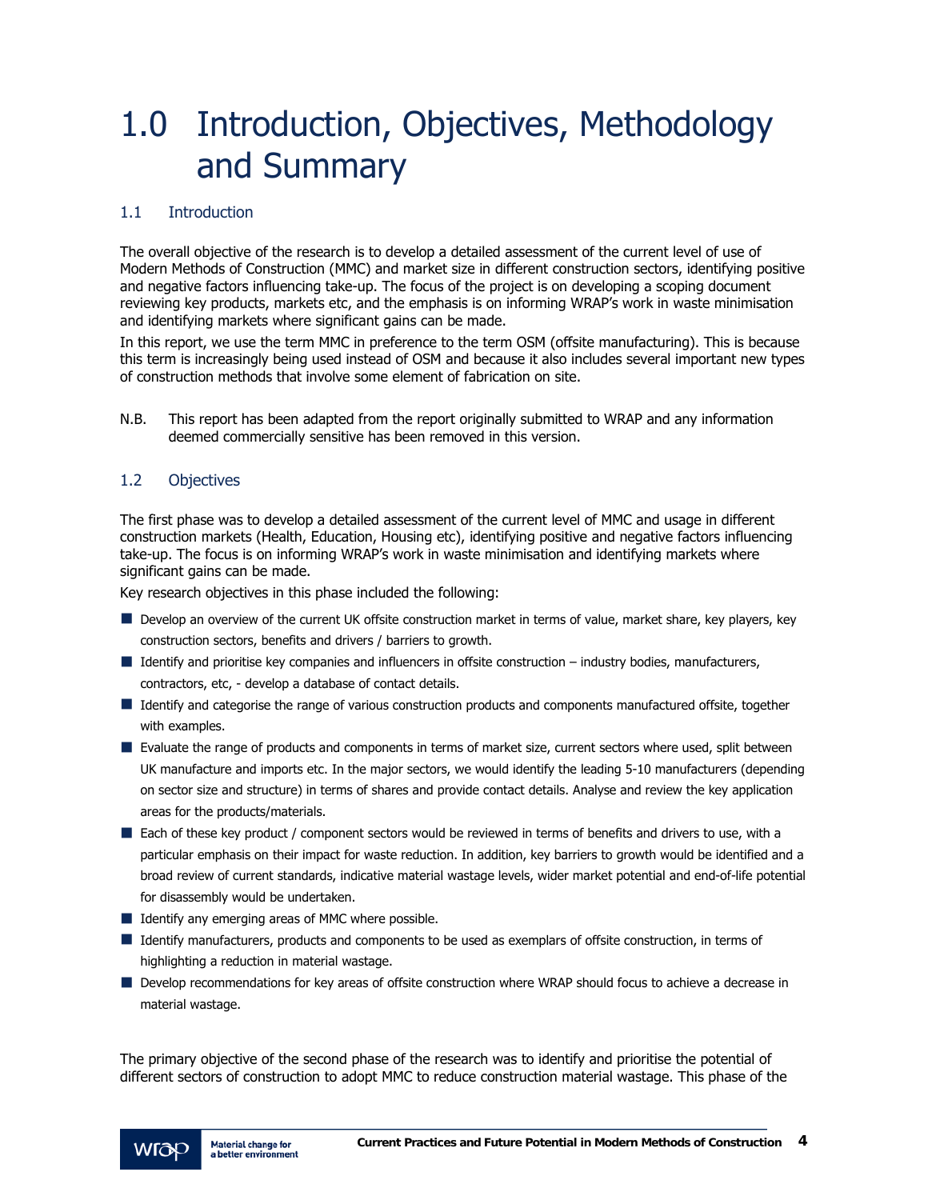# 1.0 Introduction, Objectives, Methodology and Summary

## 1.1 Introduction

The overall objective of the research is to develop a detailed assessment of the current level of use of Modern Methods of Construction (MMC) and market size in different construction sectors, identifying positive and negative factors influencing take-up. The focus of the project is on developing a scoping document reviewing key products, markets etc, and the emphasis is on informing WRAP's work in waste minimisation and identifying markets where significant gains can be made.

In this report, we use the term MMC in preference to the term OSM (offsite manufacturing). This is because this term is increasingly being used instead of OSM and because it also includes several important new types of construction methods that involve some element of fabrication on site.

N.B. This report has been adapted from the report originally submitted to WRAP and any information deemed commercially sensitive has been removed in this version.

## 1.2 Objectives

The first phase was to develop a detailed assessment of the current level of MMC and usage in different construction markets (Health, Education, Housing etc), identifying positive and negative factors influencing take-up. The focus is on informing WRAP's work in waste minimisation and identifying markets where significant gains can be made.

Key research objectives in this phase included the following:

- Develop an overview of the current UK offsite construction market in terms of value, market share, key players, key construction sectors, benefits and drivers / barriers to growth.
- Identify and prioritise key companies and influencers in offsite construction – industry bodies, manufacturers, contractors, etc, - develop a database of contact details.
- Identify and categorise the range of various construction products and components manufactured offsite, together with examples.
- Evaluate the range of products and components in terms of market size, current sectors where used, split between UK manufacture and imports etc. In the major sectors, we would identify the leading 5-10 manufacturers (depending on sector size and structure) in terms of shares and provide contact details. Analyse and review the key application areas for the products/materials.
- Each of these key product / component sectors would be reviewed in terms of benefits and drivers to use, with a particular emphasis on their impact for waste reduction. In addition, key barriers to growth would be identified and a broad review of current standards, indicative material wastage levels, wider market potential and end-of-life potential for disassembly would be undertaken.
- Identify any emerging areas of MMC where possible.
- Identify manufacturers, products and components to be used as exemplars of offsite construction, in terms of highlighting a reduction in material wastage.
- Develop recommendations for key areas of offsite construction where WRAP should focus to achieve a decrease in material wastage.

The primary objective of the second phase of the research was to identify and prioritise the potential of different sectors of construction to adopt MMC to reduce construction material wastage. This phase of the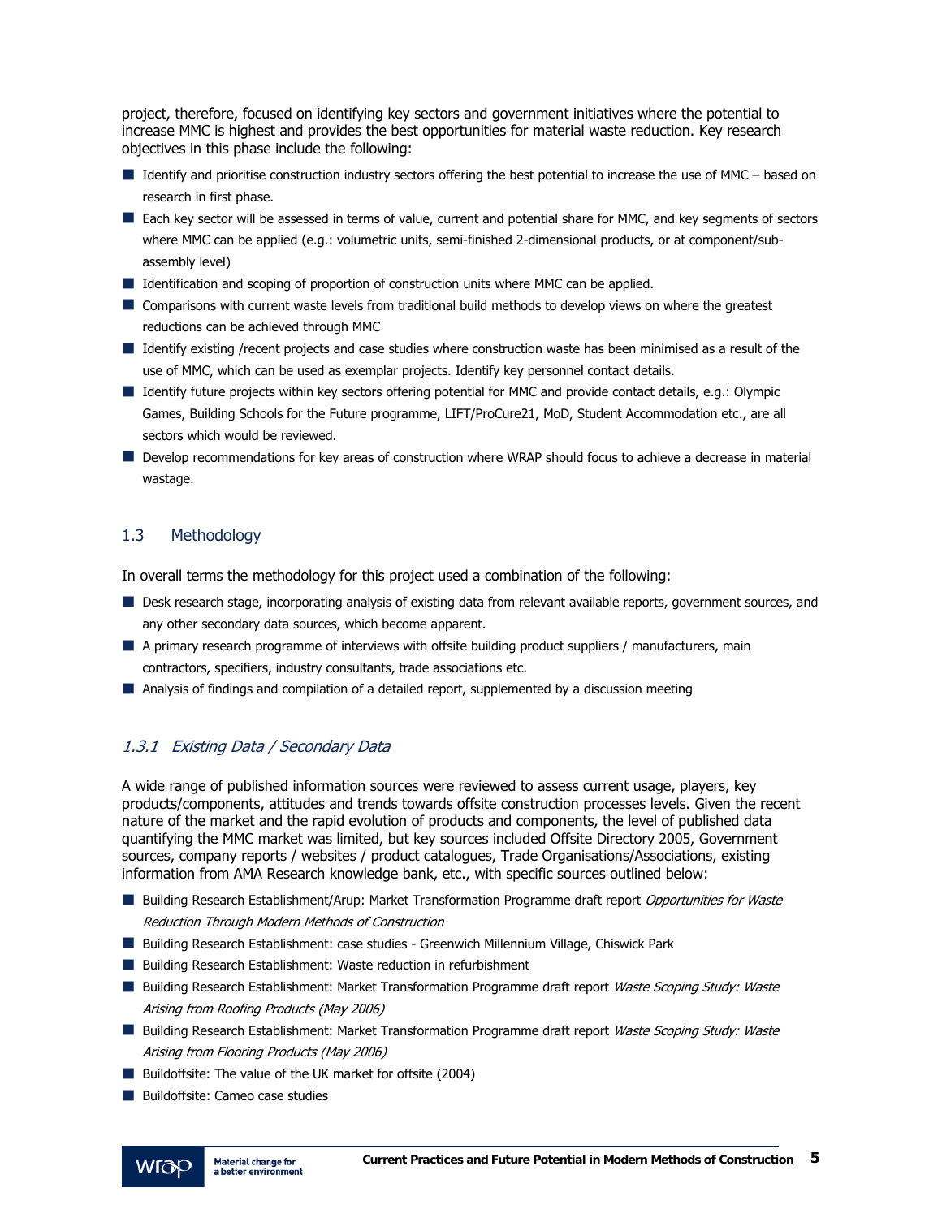project, therefore, focused on identifying key sectors and government initiatives where the potential to increase MMC is highest and provides the best opportunities for material waste reduction. Key research objectives in this phase include the following:

- Identify and prioritise construction industry sectors offering the best potential to increase the use of MMC – based on research in first phase.
- Each key sector will be assessed in terms of value, current and potential share for MMC, and key segments of sectors where MMC can be applied (e.g.: volumetric units, semi-finished 2-dimensional products, or at component/sub-assembly level)
- Identification and scoping of proportion of construction units where MMC can be applied.
- Comparisons with current waste levels from traditional build methods to develop views on where the greatest reductions can be achieved through MMC
- Identify existing /recent projects and case studies where construction waste has been minimised as a result of the use of MMC, which can be used as exemplar projects. Identify key personnel contact details.
- Identify future projects within key sectors offering potential for MMC and provide contact details, e.g.: Olympic Games, Building Schools for the Future programme, LIFT/ProCure21, MoD, Student Accommodation etc., are all sectors which would be reviewed.
- Develop recommendations for key areas of construction where WRAP should focus to achieve a decrease in material wastage.

## 1.3 Methodology

In overall terms the methodology for this project used a combination of the following:

- Desk research stage, incorporating analysis of existing data from relevant available reports, government sources, and any other secondary data sources, which become apparent.
- A primary research programme of interviews with offsite building product suppliers / manufacturers, main contractors, specifiers, industry consultants, trade associations etc.
- Analysis of findings and compilation of a detailed report, supplemented by a discussion meeting

### *1.3.1 Existing Data / Secondary Data*

A wide range of published information sources were reviewed to assess current usage, players, key products/components, attitudes and trends towards offsite construction processes levels. Given the recent nature of the market and the rapid evolution of products and components, the level of published data quantifying the MMC market was limited, but key sources included Offsite Directory 2005, Government sources, company reports / websites / product catalogues, Trade Organisations/Associations, existing information from AMA Research knowledge bank, etc., with specific sources outlined below:

- Building Research Establishment/Arup: Market Transformation Programme draft report *Opportunities for Waste Reduction Through Modern Methods of Construction*
- Building Research Establishment: case studies - Greenwich Millennium Village, Chiswick Park
- Building Research Establishment: Waste reduction in refurbishment
- Building Research Establishment: Market Transformation Programme draft report *Waste Scoping Study: Waste Arising from Roofing Products (May 2006)*
- Building Research Establishment: Market Transformation Programme draft report *Waste Scoping Study: Waste Arising from Flooring Products (May 2006)*
- Buildoffsite: The value of the UK market for offsite (2004)
- Buildoffsite: Cameo case studies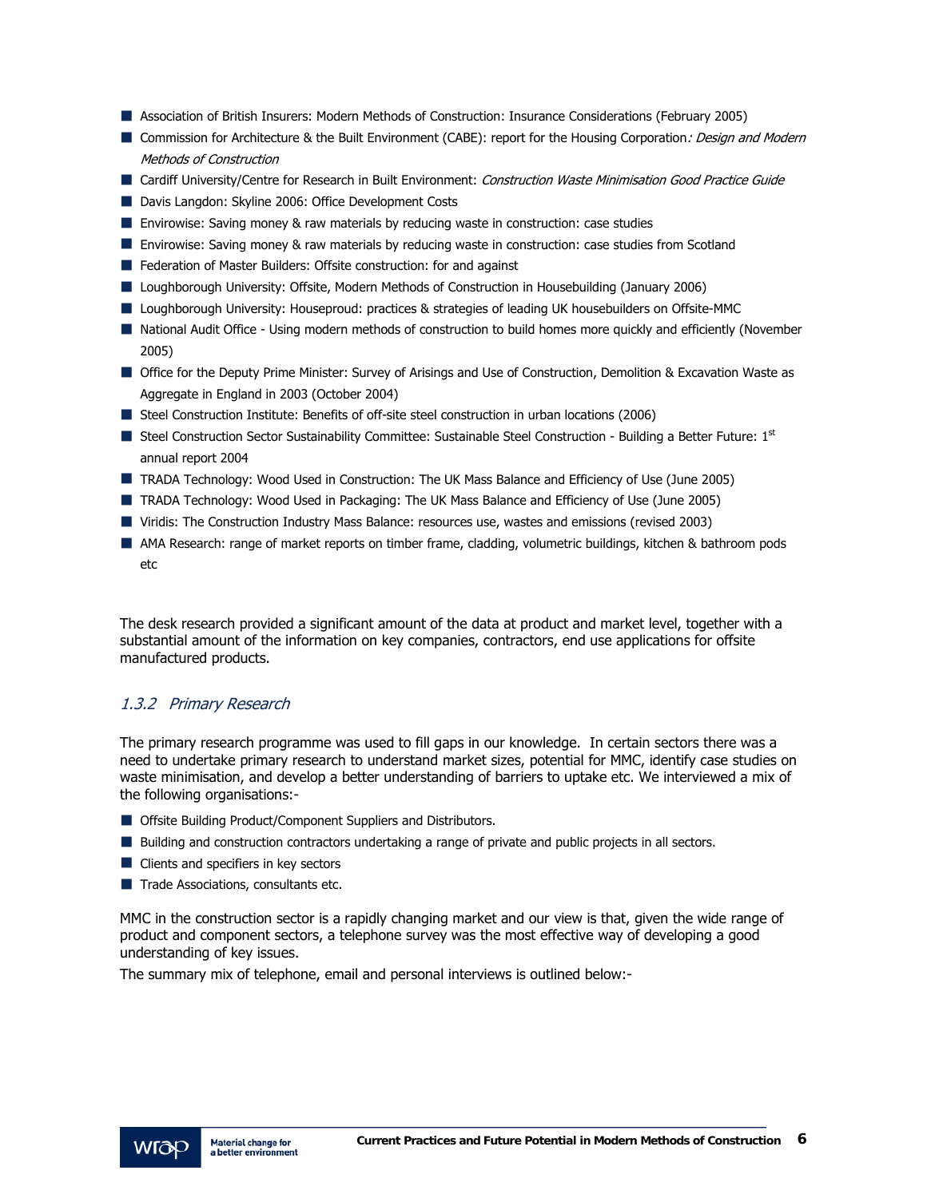- Association of British Insurers: Modern Methods of Construction: Insurance Considerations (February 2005)
- Commission for Architecture & the Built Environment (CABE): report for the Housing Corporation*: Design and Modern Methods of Construction*
- Cardiff University/Centre for Research in Built Environment: *Construction Waste Minimisation Good Practice Guide*
- Davis Langdon: Skyline 2006: Office Development Costs
- Envirowise: Saving money & raw materials by reducing waste in construction: case studies
- Envirowise: Saving money & raw materials by reducing waste in construction: case studies from Scotland
- Federation of Master Builders: Offsite construction: for and against
- Loughborough University: Offsite, Modern Methods of Construction in Housebuilding (January 2006)
- Loughborough University: Houseproud: practices & strategies of leading UK housebuilders on Offsite-MMC
- National Audit Office - Using modern methods of construction to build homes more quickly and efficiently (November 2005)
- Office for the Deputy Prime Minister: Survey of Arisings and Use of Construction, Demolition & Excavation Waste as Aggregate in England in 2003 (October 2004)
- Steel Construction Institute: Benefits of off-site steel construction in urban locations (2006)
- Steel Construction Sector Sustainability Committee: Sustainable Steel Construction - Building a Better Future: 1st annual report 2004
- TRADA Technology: Wood Used in Construction: The UK Mass Balance and Efficiency of Use (June 2005)
- TRADA Technology: Wood Used in Packaging: The UK Mass Balance and Efficiency of Use (June 2005)
- Viridis: The Construction Industry Mass Balance: resources use, wastes and emissions (revised 2003)
- AMA Research: range of market reports on timber frame, cladding, volumetric buildings, kitchen & bathroom pods etc

The desk research provided a significant amount of the data at product and market level, together with a substantial amount of the information on key companies, contractors, end use applications for offsite manufactured products.

### *1.3.2 Primary Research*

The primary research programme was used to fill gaps in our knowledge. In certain sectors there was a need to undertake primary research to understand market sizes, potential for MMC, identify case studies on waste minimisation, and develop a better understanding of barriers to uptake etc. We interviewed a mix of the following organisations:-

- Offsite Building Product/Component Suppliers and Distributors.
- Building and construction contractors undertaking a range of private and public projects in all sectors.
- Clients and specifiers in key sectors
- Trade Associations, consultants etc.

MMC in the construction sector is a rapidly changing market and our view is that, given the wide range of product and component sectors, a telephone survey was the most effective way of developing a good understanding of key issues.

The summary mix of telephone, email and personal interviews is outlined below:-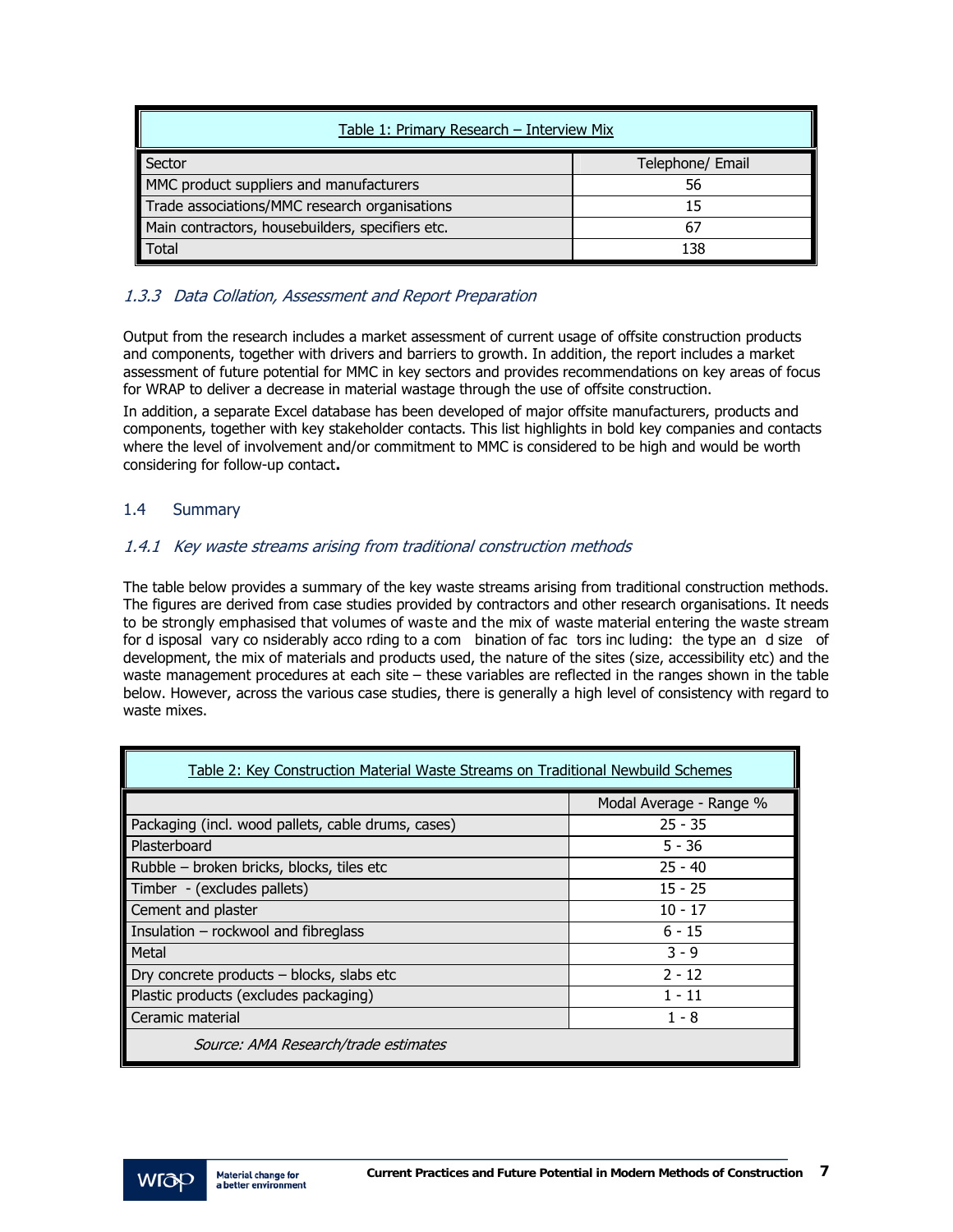| Table 1: Primary Research – Interview Mix | |
|---|---|
| Sector | Telephone/ Email |
| MMC product suppliers and manufacturers | 56 |
| Trade associations/MMC research organisations | 15 |
| Main contractors, housebuilders, specifiers etc. | 67 |
| Total | 138 |

### *1.3.3 Data Collation, Assessment and Report Preparation*

Output from the research includes a market assessment of current usage of offsite construction products and components, together with drivers and barriers to growth. In addition, the report includes a market assessment of future potential for MMC in key sectors and provides recommendations on key areas of focus for WRAP to deliver a decrease in material wastage through the use of offsite construction.

In addition, a separate Excel database has been developed of major offsite manufacturers, products and components, together with key stakeholder contacts. This list highlights in bold key companies and contacts where the level of involvement and/or commitment to MMC is considered to be high and would be worth considering for follow-up contact**.**

## 1.4 Summary

### *1.4.1 Key waste streams arising from traditional construction methods*

The table below provides a summary of the key waste streams arising from traditional construction methods. The figures are derived from case studies provided by contractors and other research organisations. It needs to be strongly emphasised that volumes of waste and the mix of waste material entering the waste stream for disposal vary considerably according to a combination of factors including: the type and size of development, the mix of materials and products used, the nature of the sites (size, accessibility etc) and the waste management procedures at each site – these variables are reflected in the ranges shown in the table below. However, across the various case studies, there is generally a high level of consistency with regard to waste mixes.

| Table 2: Key Construction Material Waste Streams on Traditional Newbuild Schemes | |
|---|---|
| | Modal Average - Range % |
| Packaging (incl. wood pallets, cable drums, cases) | 25 - 35 |
| Plasterboard | 5 - 36 |
| Rubble – broken bricks, blocks, tiles etc | 25 - 40 |
| Timber - (excludes pallets) | 15 - 25 |
| Cement and plaster | 10 - 17 |
| Insulation – rockwool and fibreglass | 6 - 15 |
| Metal | 3 - 9 |
| Dry concrete products – blocks, slabs etc | 2 - 12 |
| Plastic products (excludes packaging) | 1 - 11 |
| Ceramic material | 1 - 8 |
| *Source: AMA Research/trade estimates* | |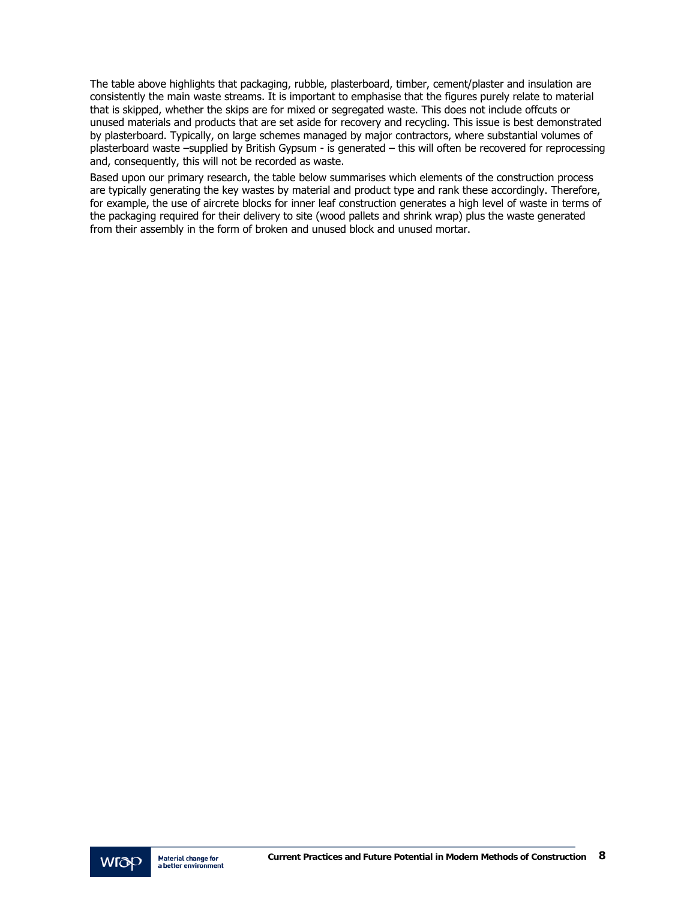The table above highlights that packaging, rubble, plasterboard, timber, cement/plaster and insulation are consistently the main waste streams. It is important to emphasise that the figures purely relate to material that is skipped, whether the skips are for mixed or segregated waste. This does not include offcuts or unused materials and products that are set aside for recovery and recycling. This issue is best demonstrated by plasterboard. Typically, on large schemes managed by major contractors, where substantial volumes of plasterboard waste –supplied by British Gypsum - is generated – this will often be recovered for reprocessing and, consequently, this will not be recorded as waste.

Based upon our primary research, the table below summarises which elements of the construction process are typically generating the key wastes by material and product type and rank these accordingly. Therefore, for example, the use of aircrete blocks for inner leaf construction generates a high level of waste in terms of the packaging required for their delivery to site (wood pallets and shrink wrap) plus the waste generated from their assembly in the form of broken and unused block and unused mortar.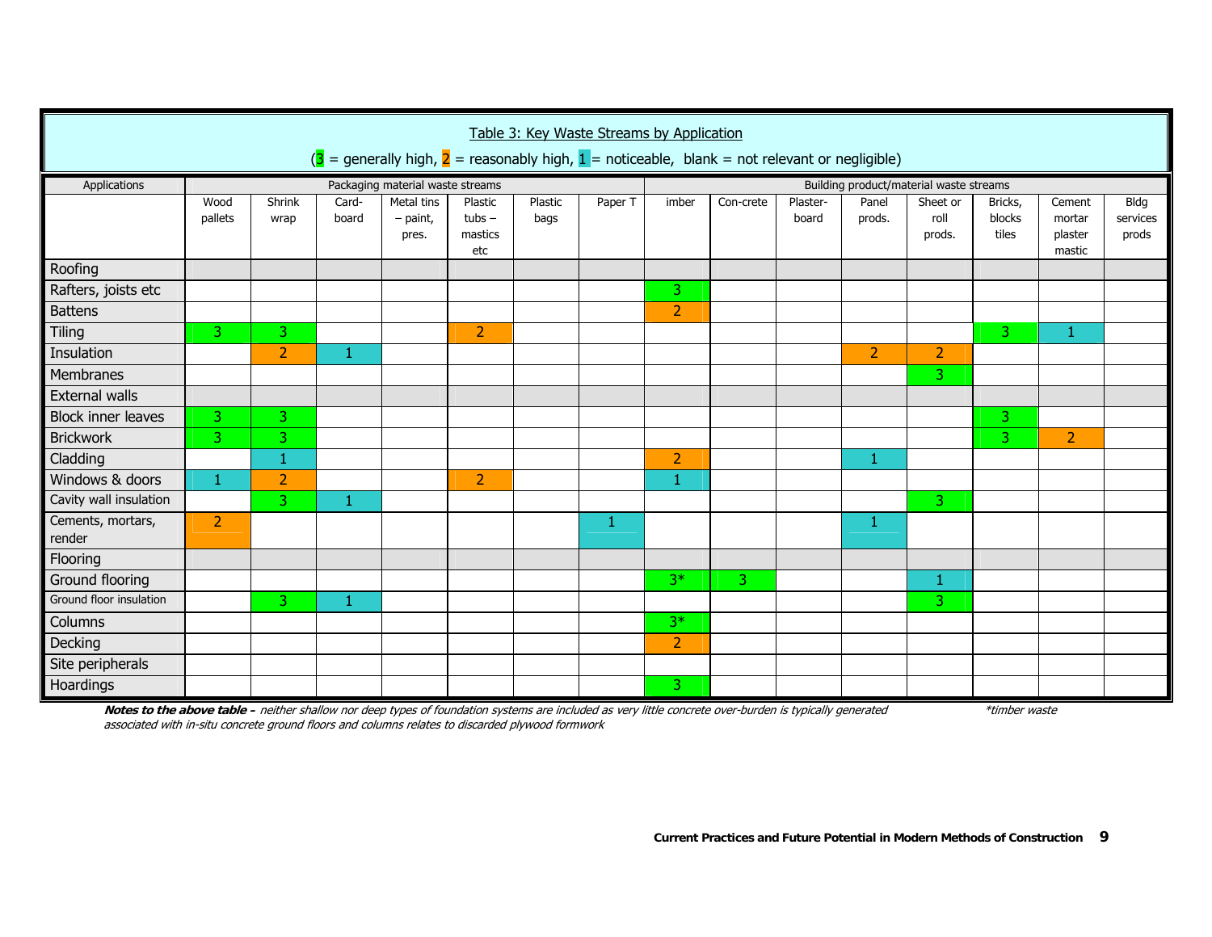Table 3: Key Waste Streams by Application

(3 = generally high, 2 = reasonably high, 1 = noticeable, blank = not relevant or negligible)

| Applications | Packaging material waste streams | | | | | | | Building product/material waste streams | | | | | | | |
|---|---|---|---|---|---|---|---|---|---|---|---|---|---|---|---|
| | Wood pallets | Shrink wrap | Card-board | Metal tins – paint, pres. | Plastic tubs – mastics etc | Plastic bags | Paper T | imber | Con-crete | Plaster-board | Panel prods. | Sheet or roll prods. | Bricks, blocks tiles | Cement mortar plaster mastic | Bldg services prods |
| Roofing | | | | | | | | | | | | | | | |
| Rafters, joists etc | | | | | | | | 3 | | | | | | | |
| Battens | | | | | | | | 2 | | | | | | | |
| Tiling | 3 | 3 | | | 2 | | | | | | | | 3 | 1 | |
| Insulation | | 2 | 1 | | | | | | | | 2 | 2 | | | |
| Membranes | | | | | | | | | | | | 3 | | | |
| External walls | | | | | | | | | | | | | | | |
| Block inner leaves | 3 | 3 | | | | | | | | | | | 3 | | |
| Brickwork | 3 | 3 | | | | | | | | | | | 3 | 2 | |
| Cladding | | 1 | | | | | | 2 | | | 1 | | | | |
| Windows & doors | 1 | 2 | | | 2 | | | 1 | | | | | | | |
| Cavity wall insulation | | 3 | 1 | | | | | | | | | 3 | | | |
| Cements, mortars, render | 2 | | | | | | 1 | | | | 1 | | | | |
| Flooring | | | | | | | | | | | | | | | |
| Ground flooring | | | | | | | | 3* | 3 | | | 1 | | | |
| Ground floor insulation | | 3 | 1 | | | | | | | | | 3 | | | |
| Columns | | | | | | | | 3* | | | | | | | |
| Decking | | | | | | | | 2 | | | | | | | |
| Site peripherals | | | | | | | | | | | | | | | |
| Hoardings | | | | | | | | 3 | | | | | | | |

***Notes to the above table –*** *neither shallow nor deep types of foundation systems are included as very little concrete over-burden is typically generated associated with in-situ concrete ground floors and columns relates to discarded plywood formwork*

*\*timber waste*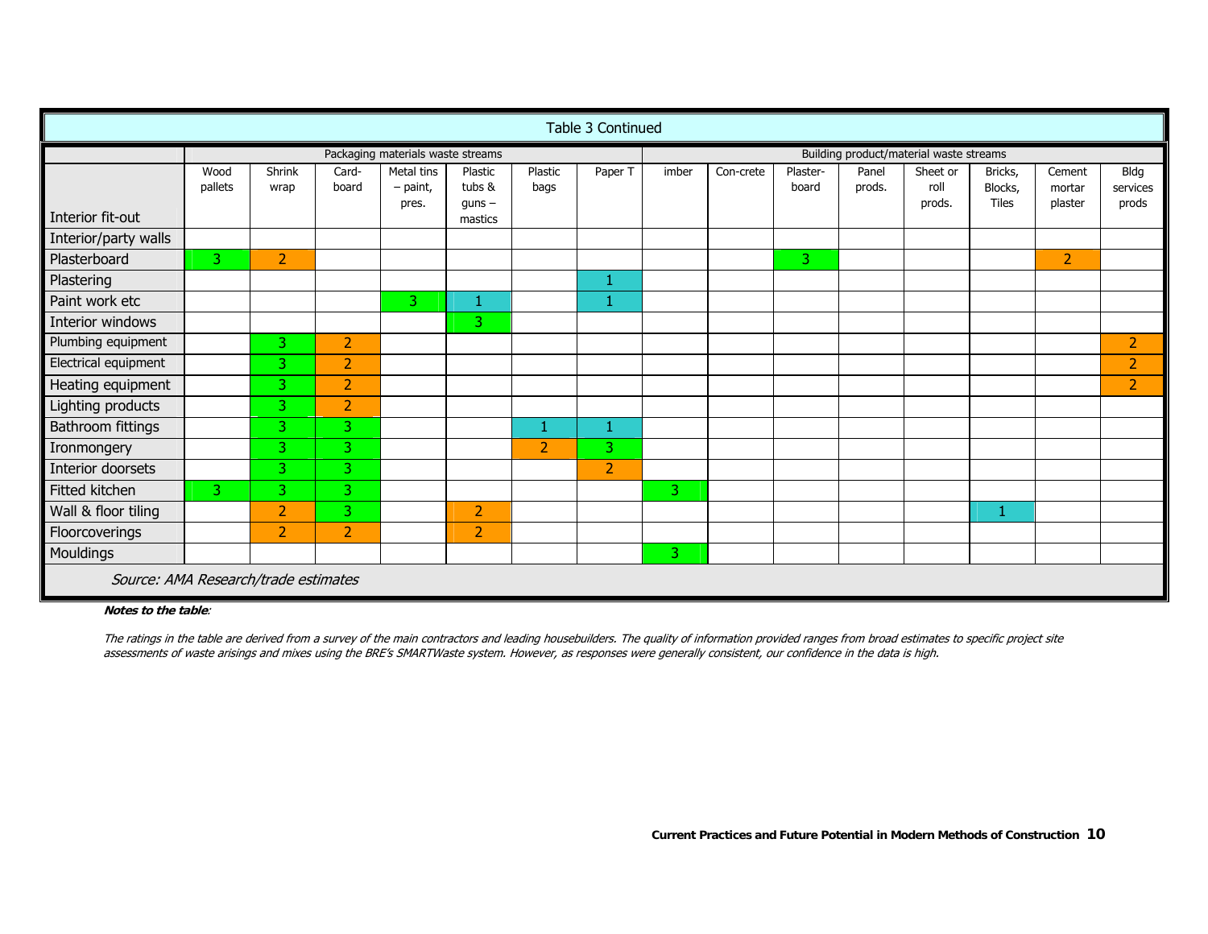| Table 3 Continued | | | | | | | | | | | | | | | |
|---|---|---|---|---|---|---|---|---|---|---|---|---|---|---|---|
| | Packaging materials waste streams | | | | | | | Building product/material waste streams | | | | | | | |
| Interior fit-out | Wood pallets | Shrink wrap | Card-board | Metal tins – paint, pres. | Plastic tubs & guns – mastics | Plastic bags | Paper T | imber | Con-crete | Plaster-board | Panel prods. | Sheet or roll prods. | Bricks, Blocks, Tiles | Cement mortar plaster | Bldg services prods |
| Interior/party walls | | | | | | | | | | | | | | | |
| Plasterboard | 3 | 2 | | | | | | | | 3 | | | | 2 | |
| Plastering | | | | | | | 1 | | | | | | | | |
| Paint work etc | | | | 3 | 1 | | 1 | | | | | | | | |
| Interior windows | | | | | 3 | | | | | | | | | | |
| Plumbing equipment | | 3 | 2 | | | | | | | | | | | | 2 |
| Electrical equipment | | 3 | 2 | | | | | | | | | | | | 2 |
| Heating equipment | | 3 | 2 | | | | | | | | | | | | 2 |
| Lighting products | | 3 | 2 | | | | | | | | | | | | |
| Bathroom fittings | | 3 | 3 | | | 1 | 1 | | | | | | | | |
| Ironmongery | | 3 | 3 | | | 2 | 3 | | | | | | | | |
| Interior doorsets | | 3 | 3 | | | | 2 | | | | | | | | |
| Fitted kitchen | 3 | 3 | 3 | | | | | 3 | | | | | | | |
| Wall & floor tiling | | 2 | 3 | | 2 | | | | | | | | 1 | | |
| Floorcoverings | | 2 | 2 | | 2 | | | | | | | | | | |
| Mouldings | | | | | | | | 3 | | | | | | | |

*Source: AMA Research/trade estimates*

***Notes to the table**:*

*The ratings in the table are derived from a survey of the main contractors and leading housebuilders. The quality of information provided ranges from broad estimates to specific project site assessments of waste arisings and mixes using the BRE's SMARTWaste system. However, as responses were generally consistent, our confidence in the data is high.*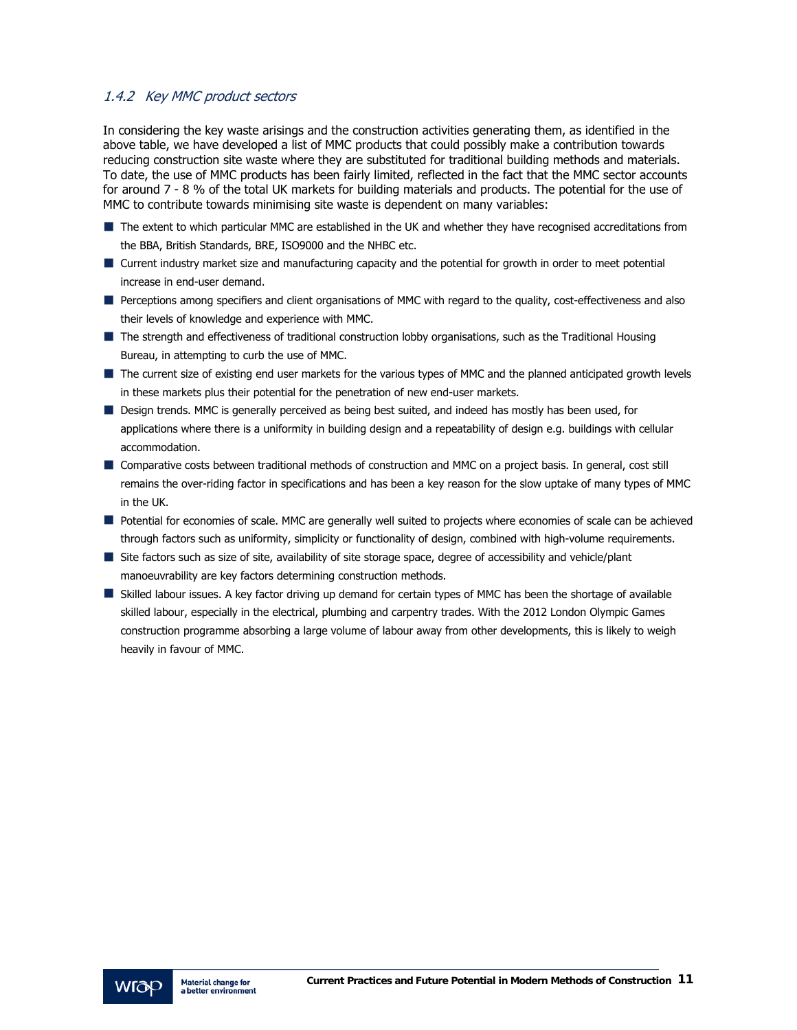### *1.4.2 Key MMC product sectors*

In considering the key waste arisings and the construction activities generating them, as identified in the above table, we have developed a list of MMC products that could possibly make a contribution towards reducing construction site waste where they are substituted for traditional building methods and materials. To date, the use of MMC products has been fairly limited, reflected in the fact that the MMC sector accounts for around 7 - 8 % of the total UK markets for building materials and products. The potential for the use of MMC to contribute towards minimising site waste is dependent on many variables:

- The extent to which particular MMC are established in the UK and whether they have recognised accreditations from the BBA, British Standards, BRE, ISO9000 and the NHBC etc.
- Current industry market size and manufacturing capacity and the potential for growth in order to meet potential increase in end-user demand.
- Perceptions among specifiers and client organisations of MMC with regard to the quality, cost-effectiveness and also their levels of knowledge and experience with MMC.
- The strength and effectiveness of traditional construction lobby organisations, such as the Traditional Housing Bureau, in attempting to curb the use of MMC.
- The current size of existing end user markets for the various types of MMC and the planned anticipated growth levels in these markets plus their potential for the penetration of new end-user markets.
- Design trends. MMC is generally perceived as being best suited, and indeed has mostly has been used, for applications where there is a uniformity in building design and a repeatability of design e.g. buildings with cellular accommodation.
- Comparative costs between traditional methods of construction and MMC on a project basis. In general, cost still remains the over-riding factor in specifications and has been a key reason for the slow uptake of many types of MMC in the UK.
- Potential for economies of scale. MMC are generally well suited to projects where economies of scale can be achieved through factors such as uniformity, simplicity or functionality of design, combined with high-volume requirements.
- Site factors such as size of site, availability of site storage space, degree of accessibility and vehicle/plant manoeuvrability are key factors determining construction methods.
- Skilled labour issues. A key factor driving up demand for certain types of MMC has been the shortage of available skilled labour, especially in the electrical, plumbing and carpentry trades. With the 2012 London Olympic Games construction programme absorbing a large volume of labour away from other developments, this is likely to weigh heavily in favour of MMC.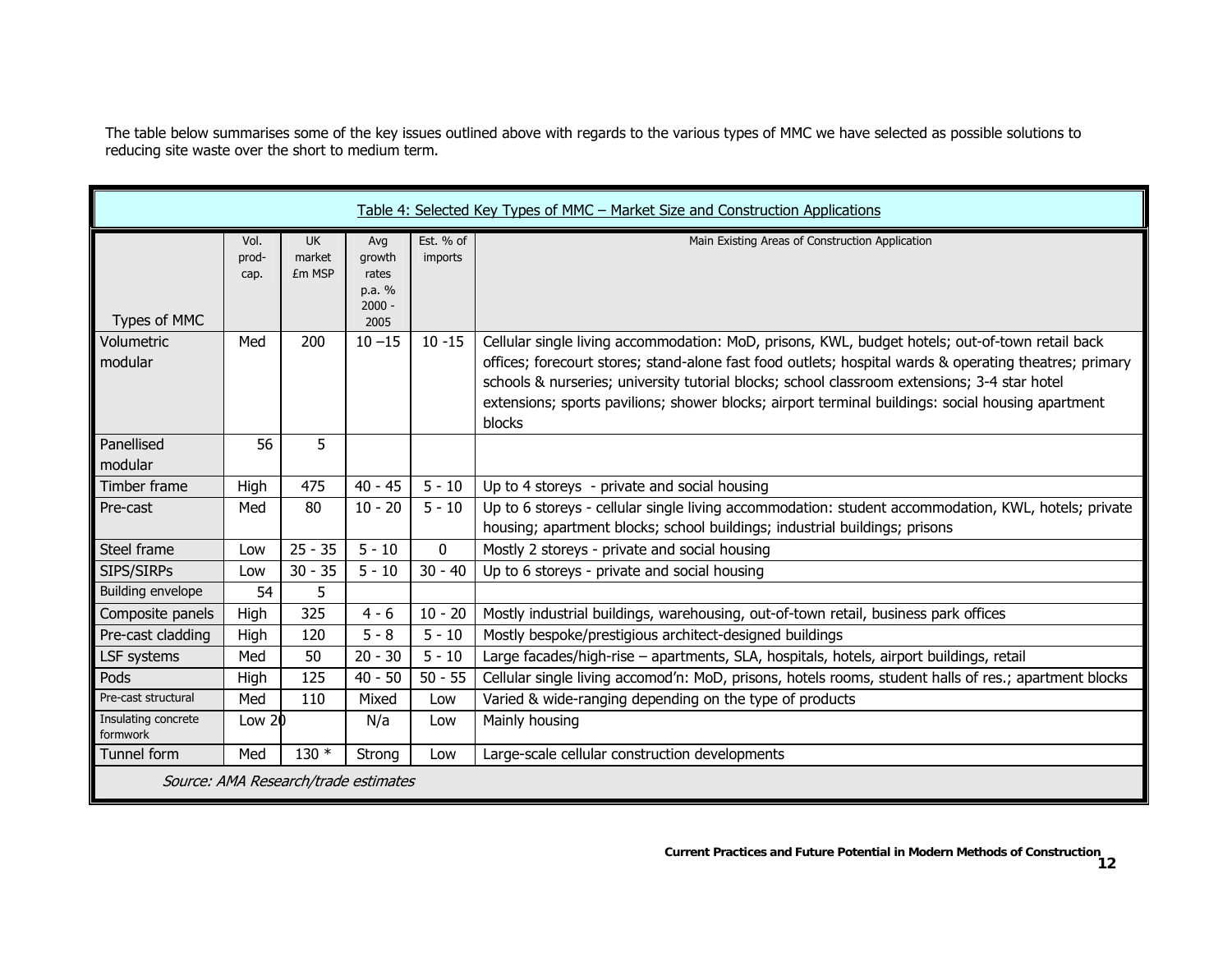The table below summarises some of the key issues outlined above with regards to the various types of MMC we have selected as possible solutions to reducing site waste over the short to medium term.

Table 4: Selected Key Types of MMC – Market Size and Construction Applications

| Types of MMC | Vol. prod-cap. | UK market £m MSP | Avg growth rates p.a. % 2000 - 2005 | Est. % of imports | Main Existing Areas of Construction Application |
|---|---|---|---|---|---|
| Volumetric modular | Med | 200 | 10 –15 | 10 -15 | Cellular single living accommodation: MoD, prisons, KWL, budget hotels; out-of-town retail back offices; forecourt stores; stand-alone fast food outlets; hospital wards & operating theatres; primary schools & nurseries; university tutorial blocks; school classroom extensions; 3-4 star hotel extensions; sports pavilions; shower blocks; airport terminal buildings: social housing apartment blocks |
| Panellised modular | 56 | 5 | | | |
| Timber frame | High | 475 | 40 - 45 | 5 - 10 | Up to 4 storeys - private and social housing |
| Pre-cast | Med | 80 | 10 - 20 | 5 - 10 | Up to 6 storeys - cellular single living accommodation: student accommodation, KWL, hotels; private housing; apartment blocks; school buildings; industrial buildings; prisons |
| Steel frame | Low | 25 - 35 | 5 - 10 | 0 | Mostly 2 storeys - private and social housing |
| SIPS/SIRPs | Low | 30 - 35 | 5 - 10 | 30 - 40 | Up to 6 storeys - private and social housing |
| Building envelope | 54 | 5 | | | |
| Composite panels | High | 325 | 4 - 6 | 10 - 20 | Mostly industrial buildings, warehousing, out-of-town retail, business park offices |
| Pre-cast cladding | High | 120 | 5 - 8 | 5 - 10 | Mostly bespoke/prestigious architect-designed buildings |
| LSF systems | Med | 50 | 20 - 30 | 5 - 10 | Large facades/high-rise – apartments, SLA, hospitals, hotels, airport buildings, retail |
| Pods | High | 125 | 40 - 50 | 50 - 55 | Cellular single living accomod'n: MoD, prisons, hotels rooms, student halls of res.; apartment blocks |
| Pre-cast structural | Med | 110 | Mixed | Low | Varied & wide-ranging depending on the type of products |
| Insulating concrete formwork | Low 20 | | N/a | Low | Mainly housing |
| Tunnel form | Med | 130 * | Strong | Low | Large-scale cellular construction developments |

*Source: AMA Research/trade estimates*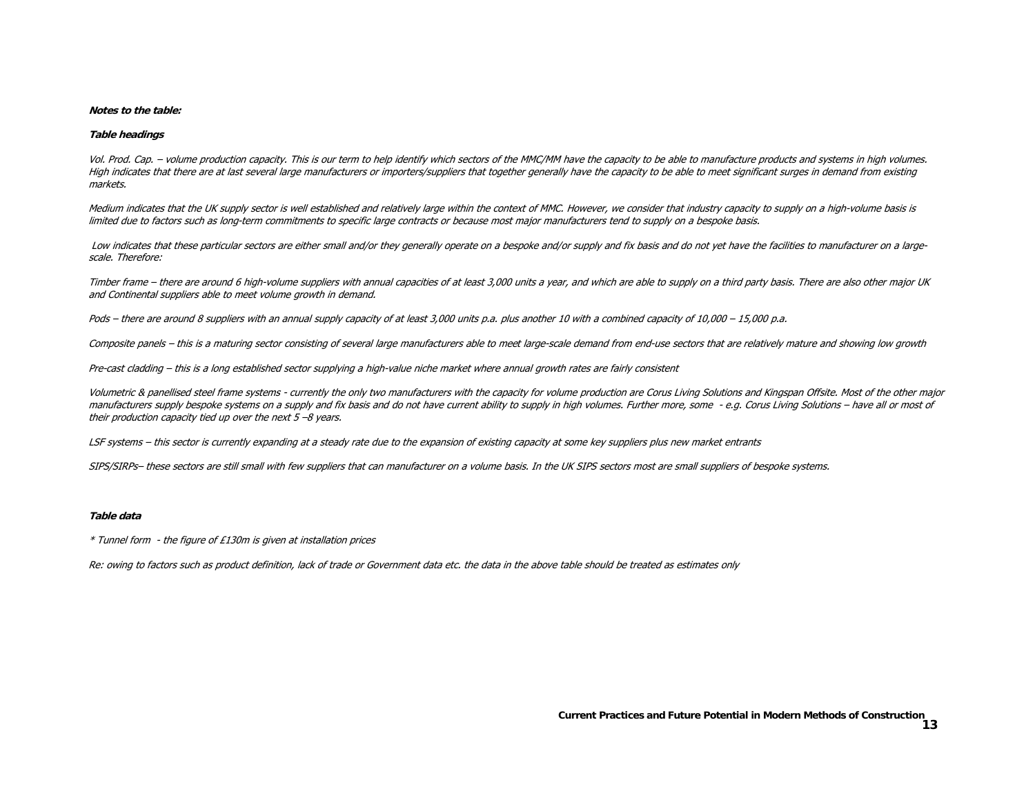***Notes to the table:***

***Table headings***

*Vol. Prod. Cap. – volume production capacity. This is our term to help identify which sectors of the MMC/MM have the capacity to be able to manufacture products and systems in high volumes. High indicates that there are at last several large manufacturers or importers/suppliers that together generally have the capacity to be able to meet significant surges in demand from existing markets.*

*Medium indicates that the UK supply sector is well established and relatively large within the context of MMC. However, we consider that industry capacity to supply on a high-volume basis is limited due to factors such as long-term commitments to specific large contracts or because most major manufacturers tend to supply on a bespoke basis.*

*Low indicates that these particular sectors are either small and/or they generally operate on a bespoke and/or supply and fix basis and do not yet have the facilities to manufacturer on a large-scale. Therefore:*

*Timber frame – there are around 6 high-volume suppliers with annual capacities of at least 3,000 units a year, and which are able to supply on a third party basis. There are also other major UK and Continental suppliers able to meet volume growth in demand.*

*Pods – there are around 8 suppliers with an annual supply capacity of at least 3,000 units p.a. plus another 10 with a combined capacity of 10,000 – 15,000 p.a.*

*Composite panels – this is a maturing sector consisting of several large manufacturers able to meet large-scale demand from end-use sectors that are relatively mature and showing low growth*

*Pre-cast cladding – this is a long established sector supplying a high-value niche market where annual growth rates are fairly consistent*

*Volumetric & panellised steel frame systems - currently the only two manufacturers with the capacity for volume production are Corus Living Solutions and Kingspan Offsite. Most of the other major manufacturers supply bespoke systems on a supply and fix basis and do not have current ability to supply in high volumes. Further more, some - e.g. Corus Living Solutions – have all or most of their production capacity tied up over the next 5 –8 years.*

*LSF systems – this sector is currently expanding at a steady rate due to the expansion of existing capacity at some key suppliers plus new market entrants*

*SIPS/SIRPs– these sectors are still small with few suppliers that can manufacturer on a volume basis. In the UK SIPS sectors most are small suppliers of bespoke systems.*

***Table data***

*\* Tunnel form - the figure of £130m is given at installation prices*

*Re: owing to factors such as product definition, lack of trade or Government data etc. the data in the above table should be treated as estimates only*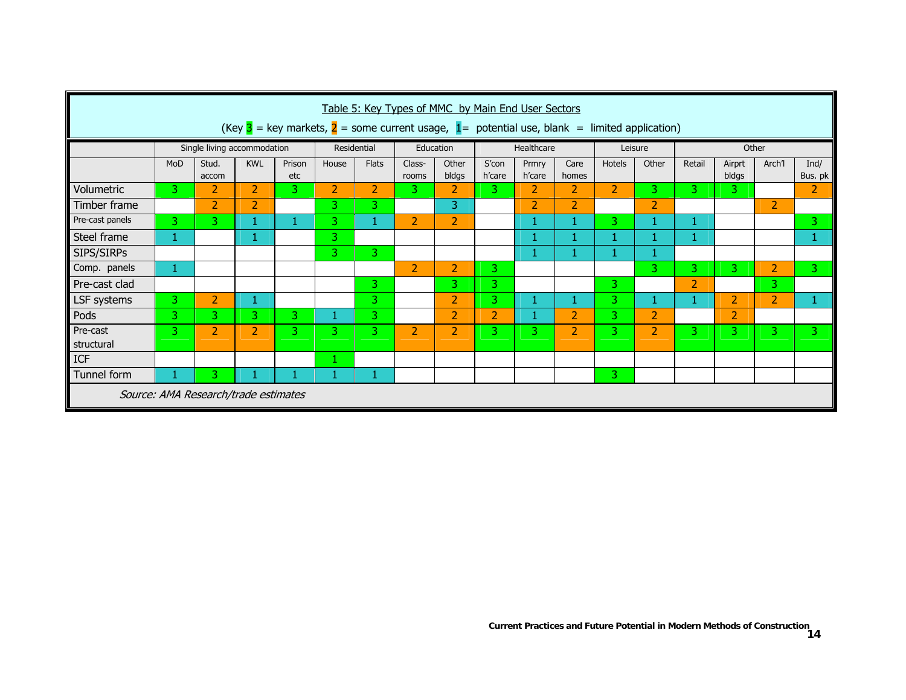Table 5: Key Types of MMC by Main End User Sectors

(Key 3 = key markets, 2 = some current usage, 1= potential use, blank = limited application)

| | Single living accommodation | | | | Residential | | Education | | Healthcare | | | Leisure | | Other | | | |
|---|---|---|---|---|---|---|---|---|---|---|---|---|---|---|---|---|---|
| | MoD | Stud. accom | KWL | Prison etc | House | Flats | Class-rooms | Other bldgs | S'con h'care | Prmry h'care | Care homes | Hotels | Other | Retail | Airprt bldgs | Arch'l | Ind/ Bus. pk |
| Volumetric | 3 | 2 | 2 | 3 | 2 | 2 | 3 | 2 | 3 | 2 | 2 | 2 | 3 | 3 | 3 | | 2 |
| Timber frame | | 2 | 2 | | 3 | 3 | | 3 | | 2 | 2 | | 2 | | | 2 | |
| Pre-cast panels | 3 | 3 | 1 | 1 | 3 | 1 | 2 | 2 | | 1 | 1 | 3 | 1 | 1 | | | 3 |
| Steel frame | 1 | | 1 | | 3 | | | | | 1 | 1 | 1 | 1 | 1 | | | 1 |
| SIPS/SIRPs | | | | | 3 | 3 | | | | 1 | 1 | 1 | 1 | | | | |
| Comp. panels | 1 | | | | | | 2 | 2 | 3 | | | | 3 | 3 | 3 | 2 | 3 |
| Pre-cast clad | | | | | | 3 | | 3 | 3 | | | 3 | | 2 | | 3 | |
| LSF systems | 3 | 2 | 1 | | | 3 | | 2 | 3 | 1 | 1 | 3 | 1 | 1 | 2 | 2 | 1 |
| Pods | 3 | 3 | 3 | 3 | 1 | 3 | | 2 | 2 | 1 | 2 | 3 | 2 | | 2 | | |
| Pre-cast structural | 3 | 2 | 2 | 3 | 3 | 3 | 2 | 2 | 3 | 3 | 2 | 3 | 2 | 3 | 3 | 3 | 3 |
| ICF | | | | | 1 | | | | | | | | | | | | |
| Tunnel form | 1 | 3 | 1 | 1 | 1 | 1 | | | | | | 3 | | | | | |

*Source: AMA Research/trade estimates*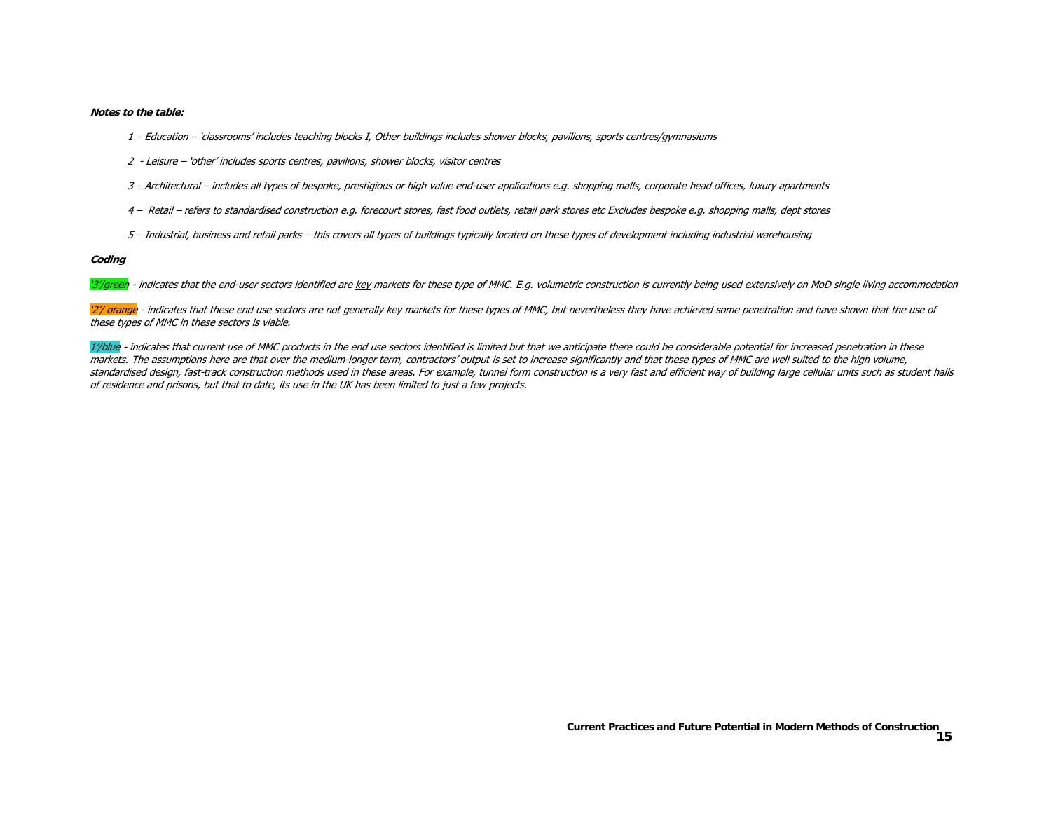***Notes to the table:***

*1 – Education – 'classrooms' includes teaching blocks I, Other buildings includes shower blocks, pavilions, sports centres/gymnasiums*

*2 - Leisure – 'other' includes sports centres, pavilions, shower blocks, visitor centres*

*3 – Architectural – includes all types of bespoke, prestigious or high value end-user applications e.g. shopping malls, corporate head offices, luxury apartments*

*4 – Retail – refers to standardised construction e.g. forecourt stores, fast food outlets, retail park stores etc Excludes bespoke e.g. shopping malls, dept stores*

*5 – Industrial, business and retail parks – this covers all types of buildings typically located on these types of development including industrial warehousing*

***Coding***

*'3'/green - indicates that the end-user sectors identified are key markets for these type of MMC. E.g. volumetric construction is currently being used extensively on MoD single living accommodation*

*'2'/ orange - indicates that these end use sectors are not generally key markets for these types of MMC, but nevertheless they have achieved some penetration and have shown that the use of these types of MMC in these sectors is viable.*

*1'/blue - indicates that current use of MMC products in the end use sectors identified is limited but that we anticipate there could be considerable potential for increased penetration in these markets. The assumptions here are that over the medium-longer term, contractors' output is set to increase significantly and that these types of MMC are well suited to the high volume, standardised design, fast-track construction methods used in these areas. For example, tunnel form construction is a very fast and efficient way of building large cellular units such as student halls of residence and prisons, but that to date, its use in the UK has been limited to just a few projects.*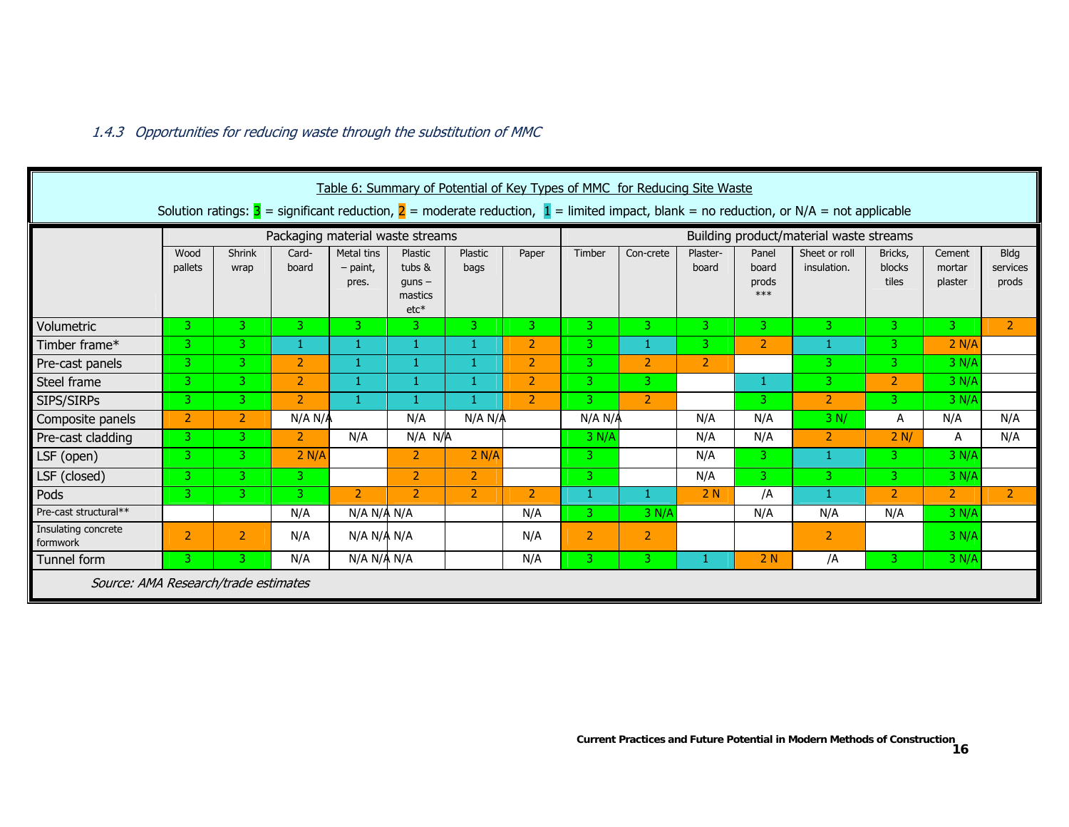### *1.4.3 Opportunities for reducing waste through the substitution of MMC*

**Table 6: Summary of Potential of Key Types of MMC for Reducing Site Waste**

Solution ratings: 3 = significant reduction, 2 = moderate reduction, 1 = limited impact, blank = no reduction, or N/A = not applicable

| | Packaging material waste streams | | | | | | | Building product/material waste streams | | | | | | | |
|---|---|---|---|---|---|---|---|---|---|---|---|---|---|---|---|
| | Wood pallets | Shrink wrap | Card-board | Metal tins – paint, pres. | Plastic tubs & guns – mastics etc* | Plastic bags | Paper | Timber | Con-crete | Plaster-board | Panel board prods *** | Sheet or roll insulation. | Bricks, blocks tiles | Cement mortar plaster | Bldg services prods |
| Volumetric | 3 | 3 | 3 | 3 | 3 | 3 | 3 | 3 | 3 | 3 | 3 | 3 | 3 | 3 | 2 |
| Timber frame* | 3 | 3 | 1 | 1 | 1 | 1 | 2 | 3 | 1 | 3 | 2 | 1 | 3 | 2 N/A | |
| Pre-cast panels | 3 | 3 | 2 | 1 | 1 | 1 | 2 | 3 | 2 | 2 | | 3 | 3 | 3 N/A | |
| Steel frame | 3 | 3 | 2 | 1 | 1 | 1 | 2 | 3 | 3 | | 1 | 3 | 2 | 3 N/A | |
| SIPS/SIRPs | 3 | 3 | 2 | 1 | 1 | 1 | 2 | 3 | 2 | | 3 | 2 | 3 | 3 N/A | |
| Composite panels | 2 | 2 | N/A | N/A | N/A | N/A | N/A | N/A | N/A | N/A | N/A | 3 N/ | A | N/A | N/A |
| Pre-cast cladding | 3 | 3 | 2 | N/A | N/A | N/A | | 3 N/A | | N/A | N/A | 2 | 2 N/ | A | N/A |
| LSF (open) | 3 | 3 | 2 N/A | | 2 | 2 N/A | | 3 | | N/A | 3 | 1 | 3 | 3 N/A | |
| LSF (closed) | 3 | 3 | 3 | | 2 | 2 | | 3 | | N/A | 3 | 3 | 3 | 3 N/A | |
| Pods | 3 | 3 | 3 | 2 | 2 | 2 | 2 | 1 | 1 | 2 N | /A | 1 | 2 | 2 | 2 |
| Pre-cast structural** | | | N/A | N/A N/A | N/A | | N/A | 3 | 3 N/A | | N/A | N/A | N/A | 3 N/A | |
| Insulating concrete formwork | 2 | 2 | N/A | N/A N/A | N/A | | N/A | 2 | 2 | | | 2 | | 3 N/A | |
| Tunnel form | 3 | 3 | N/A | N/A N/A | N/A | | N/A | 3 | 3 | 1 | 2 N | /A | 3 | 3 N/A | |

*Source: AMA Research/trade estimates*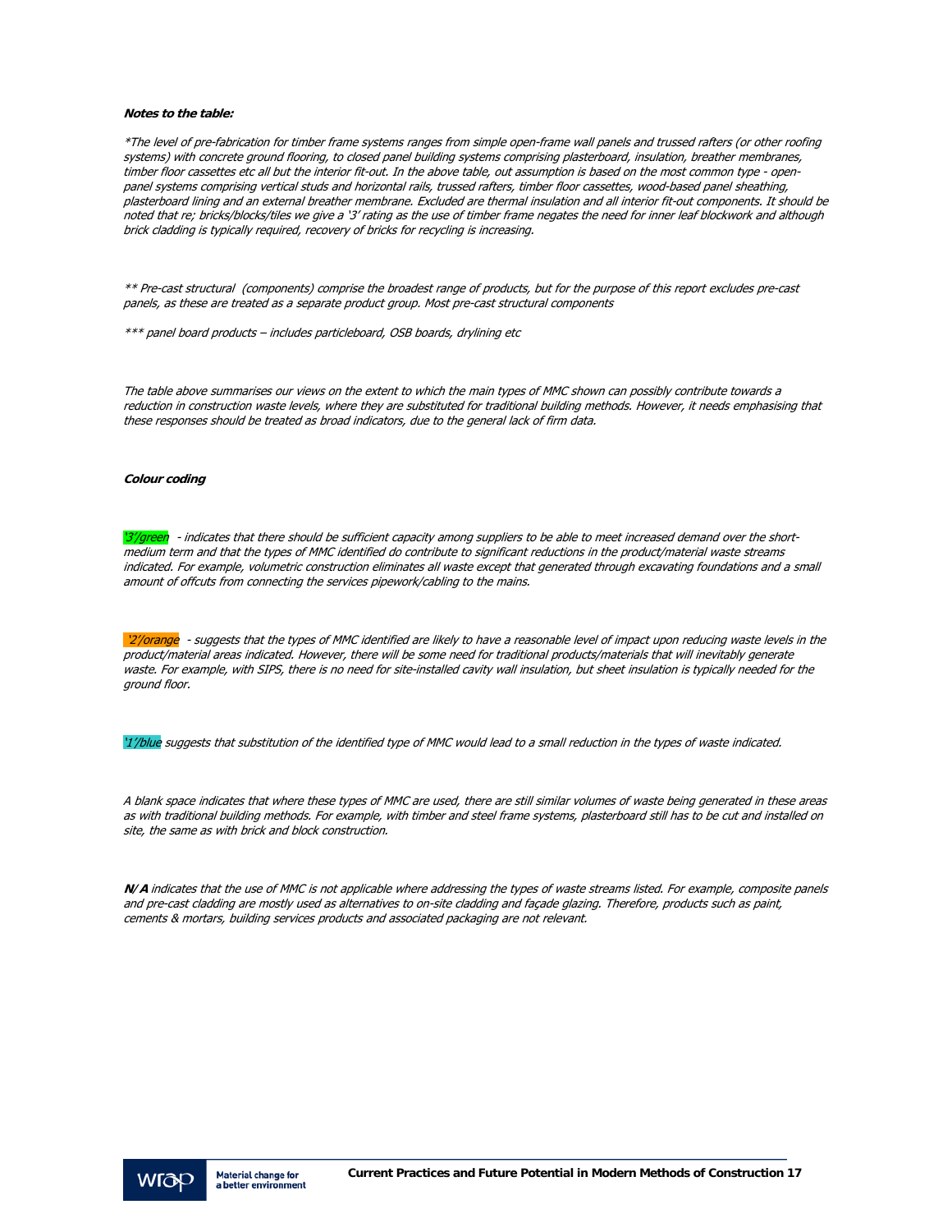***Notes to the table:***

*\*The level of pre-fabrication for timber frame systems ranges from simple open-frame wall panels and trussed rafters (or other roofing systems) with concrete ground flooring, to closed panel building systems comprising plasterboard, insulation, breather membranes, timber floor cassettes etc all but the interior fit-out. In the above table, out assumption is based on the most common type - open-panel systems comprising vertical studs and horizontal rails, trussed rafters, timber floor cassettes, wood-based panel sheathing, plasterboard lining and an external breather membrane. Excluded are thermal insulation and all interior fit-out components. It should be noted that re; bricks/blocks/tiles we give a '3' rating as the use of timber frame negates the need for inner leaf blockwork and although brick cladding is typically required, recovery of bricks for recycling is increasing.*

*\*\* Pre-cast structural (components) comprise the broadest range of products, but for the purpose of this report excludes pre-cast panels, as these are treated as a separate product group. Most pre-cast structural components*

*\*\*\* panel board products – includes particleboard, OSB boards, drylining etc*

*The table above summarises our views on the extent to which the main types of MMC shown can possibly contribute towards a reduction in construction waste levels, where they are substituted for traditional building methods. However, it needs emphasising that these responses should be treated as broad indicators, due to the general lack of firm data.*

***Colour coding***

*'3'/green - indicates that there should be sufficient capacity among suppliers to be able to meet increased demand over the short-medium term and that the types of MMC identified do contribute to significant reductions in the product/material waste streams indicated. For example, volumetric construction eliminates all waste except that generated through excavating foundations and a small amount of offcuts from connecting the services pipework/cabling to the mains.*

*'2'/orange - suggests that the types of MMC identified are likely to have a reasonable level of impact upon reducing waste levels in the product/material areas indicated. However, there will be some need for traditional products/materials that will inevitably generate waste. For example, with SIPS, there is no need for site-installed cavity wall insulation, but sheet insulation is typically needed for the ground floor.*

*'1'/blue suggests that substitution of the identified type of MMC would lead to a small reduction in the types of waste indicated.*

*A blank space indicates that where these types of MMC are used, there are still similar volumes of waste being generated in these areas as with traditional building methods. For example, with timber and steel frame systems, plasterboard still has to be cut and installed on site, the same as with brick and block construction.*

***N/A** indicates that the use of MMC is not applicable where addressing the types of waste streams listed. For example, composite panels and pre-cast cladding are mostly used as alternatives to on-site cladding and façade glazing. Therefore, products such as paint, cements & mortars, building services products and associated packaging are not relevant.*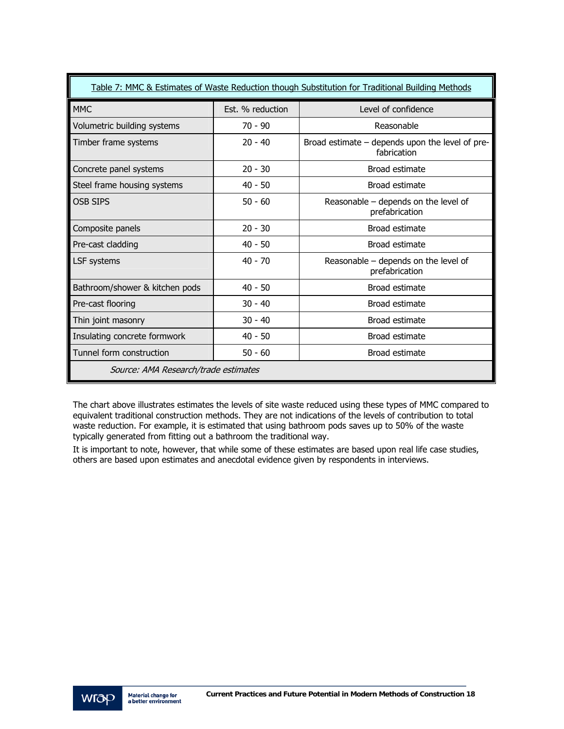Table 7: MMC & Estimates of Waste Reduction though Substitution for Traditional Building Methods

| MMC | Est. % reduction | Level of confidence |
|---|---|---|
| Volumetric building systems | 70 - 90 | Reasonable |
| Timber frame systems | 20 - 40 | Broad estimate – depends upon the level of pre-fabrication |
| Concrete panel systems | 20 - 30 | Broad estimate |
| Steel frame housing systems | 40 - 50 | Broad estimate |
| OSB SIPS | 50 - 60 | Reasonable – depends on the level of prefabrication |
| Composite panels | 20 - 30 | Broad estimate |
| Pre-cast cladding | 40 - 50 | Broad estimate |
| LSF systems | 40 - 70 | Reasonable – depends on the level of prefabrication |
| Bathroom/shower & kitchen pods | 40 - 50 | Broad estimate |
| Pre-cast flooring | 30 - 40 | Broad estimate |
| Thin joint masonry | 30 - 40 | Broad estimate |
| Insulating concrete formwork | 40 - 50 | Broad estimate |
| Tunnel form construction | 50 - 60 | Broad estimate |

*Source: AMA Research/trade estimates*

The chart above illustrates estimates the levels of site waste reduced using these types of MMC compared to equivalent traditional construction methods. They are not indications of the levels of contribution to total waste reduction. For example, it is estimated that using bathroom pods saves up to 50% of the waste typically generated from fitting out a bathroom the traditional way.

It is important to note, however, that while some of these estimates are based upon real life case studies, others are based upon estimates and anecdotal evidence given by respondents in interviews.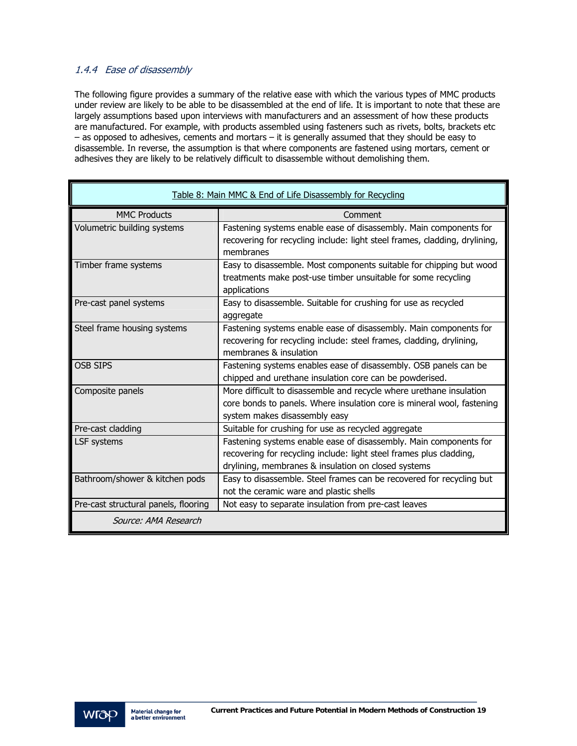### *1.4.4 Ease of disassembly*

The following figure provides a summary of the relative ease with which the various types of MMC products under review are likely to be able to be disassembled at the end of life. It is important to note that these are largely assumptions based upon interviews with manufacturers and an assessment of how these products are manufactured. For example, with products assembled using fasteners such as rivets, bolts, brackets etc – as opposed to adhesives, cements and mortars – it is generally assumed that they should be easy to disassemble. In reverse, the assumption is that where components are fastened using mortars, cement or adhesives they are likely to be relatively difficult to disassemble without demolishing them.

Table 8: Main MMC & End of Life Disassembly for Recycling

| MMC Products | Comment |
|---|---|
| Volumetric building systems | Fastening systems enable ease of disassembly. Main components for recovering for recycling include: light steel frames, cladding, drylining, membranes |
| Timber frame systems | Easy to disassemble. Most components suitable for chipping but wood treatments make post-use timber unsuitable for some recycling applications |
| Pre-cast panel systems | Easy to disassemble. Suitable for crushing for use as recycled aggregate |
| Steel frame housing systems | Fastening systems enable ease of disassembly. Main components for recovering for recycling include: steel frames, cladding, drylining, membranes & insulation |
| OSB SIPS | Fastening systems enables ease of disassembly. OSB panels can be chipped and urethane insulation core can be powderised. |
| Composite panels | More difficult to disassemble and recycle where urethane insulation core bonds to panels. Where insulation core is mineral wool, fastening system makes disassembly easy |
| Pre-cast cladding | Suitable for crushing for use as recycled aggregate |
| LSF systems | Fastening systems enable ease of disassembly. Main components for recovering for recycling include: light steel frames plus cladding, drylining, membranes & insulation on closed systems |
| Bathroom/shower & kitchen pods | Easy to disassemble. Steel frames can be recovered for recycling but not the ceramic ware and plastic shells |
| Pre-cast structural panels, flooring | Not easy to separate insulation from pre-cast leaves |

*Source: AMA Research*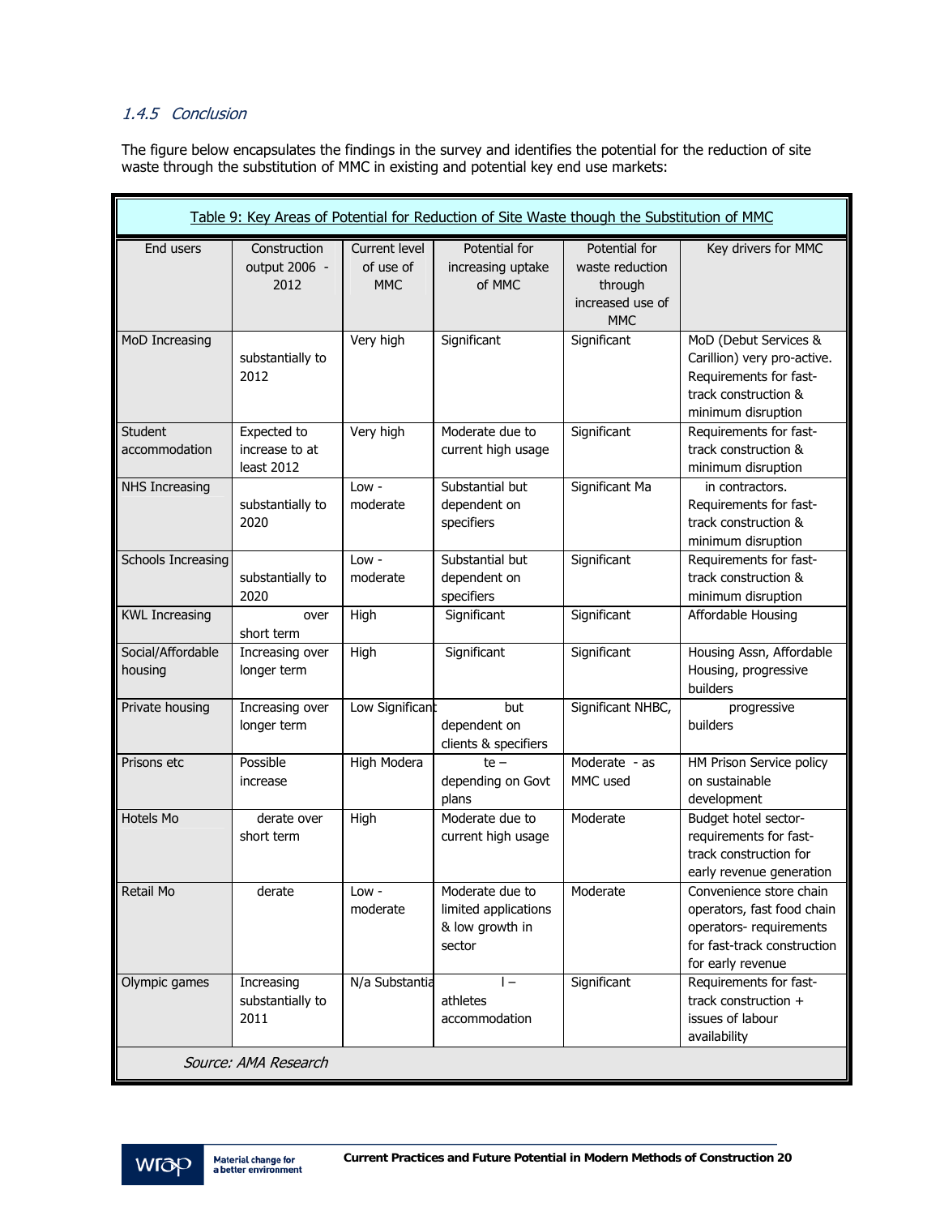### 1.4.5 Conclusion

The figure below encapsulates the findings in the survey and identifies the potential for the reduction of site waste through the substitution of MMC in existing and potential key end use markets:

Table 9: Key Areas of Potential for Reduction of Site Waste though the Substitution of MMC

| End users | Construction output 2006 - 2012 | Current level of use of MMC | Potential for increasing uptake of MMC | Potential for waste reduction through increased use of MMC | Key drivers for MMC |
|---|---|---|---|---|---|
| MoD Increasing | substantially to 2012 | Very high | Significant | Significant | MoD (Debut Services & Carillion) very pro-active. Requirements for fast-track construction & minimum disruption |
| Student accommodation | Expected to increase to at least 2012 | Very high | Moderate due to current high usage | Significant | Requirements for fast-track construction & minimum disruption |
| NHS Increasing | substantially to 2020 | Low - moderate | Substantial but dependent on specifiers | Significant Ma | in contractors. Requirements for fast-track construction & minimum disruption |
| Schools Increasing | substantially to 2020 | Low - moderate | Substantial but dependent on specifiers | Significant | Requirements for fast-track construction & minimum disruption |
| KWL Increasing | over short term | High | Significant | Significant | Affordable Housing |
| Social/Affordable housing | Increasing over longer term | High | Significant | Significant | Housing Assn, Affordable Housing, progressive builders |
| Private housing | Increasing over longer term | Low Significant | but dependent on clients & specifiers | Significant NHBC, | progressive builders |
| Prisons etc | Possible increase | High Modera | te – depending on Govt plans | Moderate - as MMC used | HM Prison Service policy on sustainable development |
| Hotels Mo | derate over short term | High | Moderate due to current high usage | Moderate | Budget hotel sector- requirements for fast-track construction for early revenue generation |
| Retail Mo | derate | Low - moderate | Moderate due to limited applications & low growth in sector | Moderate | Convenience store chain operators, fast food chain operators- requirements for fast-track construction for early revenue |
| Olympic games | Increasing substantially to 2011 | N/a Substantia | l – athletes accommodation | Significant | Requirements for fast-track construction + issues of labour availability |

*Source: AMA Research*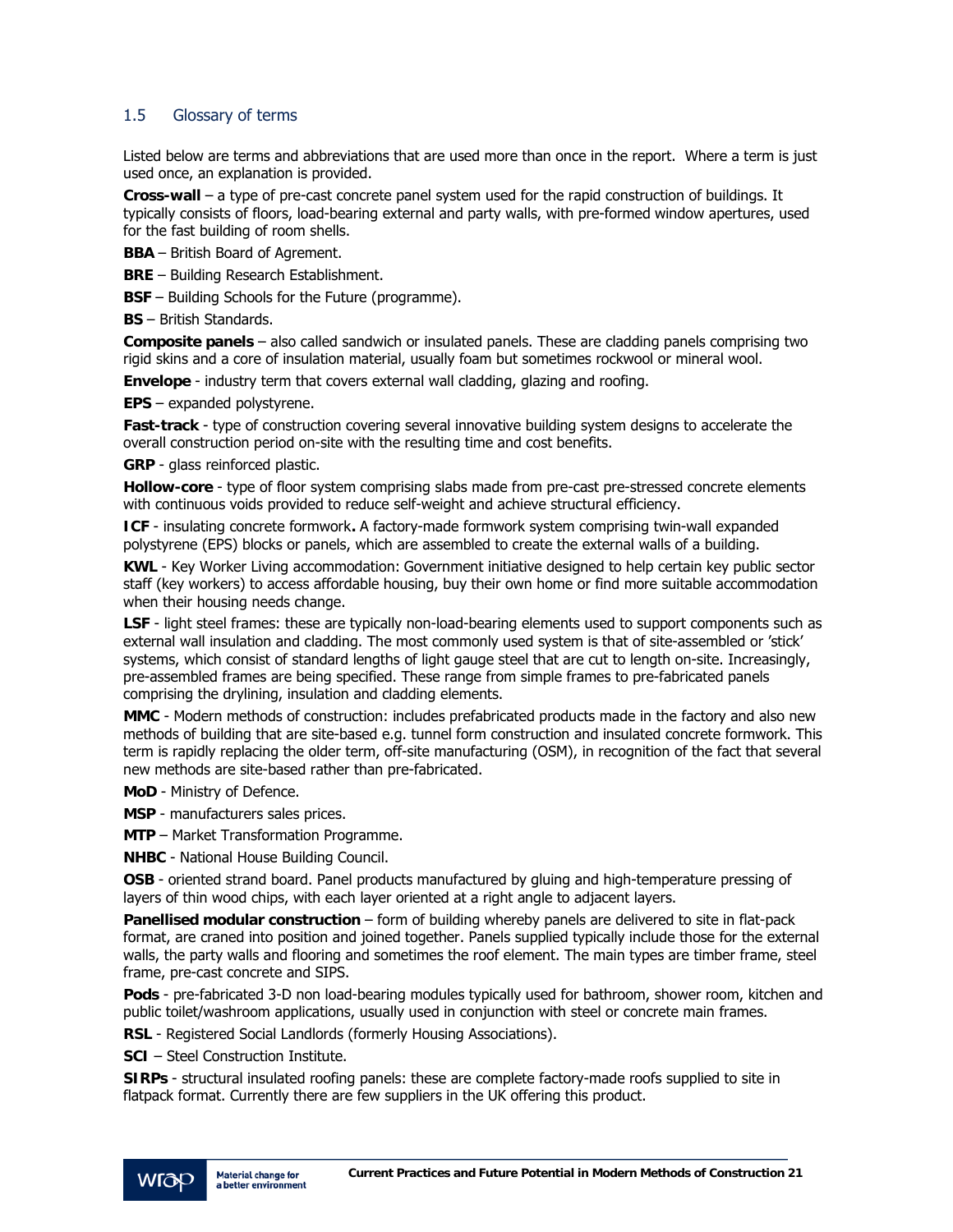## 1.5 Glossary of terms

Listed below are terms and abbreviations that are used more than once in the report. Where a term is just used once, an explanation is provided.

**Cross-wall** – a type of pre-cast concrete panel system used for the rapid construction of buildings. It typically consists of floors, load-bearing external and party walls, with pre-formed window apertures, used for the fast building of room shells.

**BBA** – British Board of Agrement.

**BRE** – Building Research Establishment.

**BSF** – Building Schools for the Future (programme).

**BS** – British Standards.

**Composite panels** – also called sandwich or insulated panels. These are cladding panels comprising two rigid skins and a core of insulation material, usually foam but sometimes rockwool or mineral wool.

**Envelope** - industry term that covers external wall cladding, glazing and roofing.

**EPS** – expanded polystyrene.

**Fast-track** - type of construction covering several innovative building system designs to accelerate the overall construction period on-site with the resulting time and cost benefits.

**GRP** - glass reinforced plastic.

**Hollow-core** - type of floor system comprising slabs made from pre-cast pre-stressed concrete elements with continuous voids provided to reduce self-weight and achieve structural efficiency.

**ICF** - insulating concrete formwork**.** A factory-made formwork system comprising twin-wall expanded polystyrene (EPS) blocks or panels, which are assembled to create the external walls of a building.

**KWL** - Key Worker Living accommodation: Government initiative designed to help certain key public sector staff (key workers) to access affordable housing, buy their own home or find more suitable accommodation when their housing needs change.

**LSF** - light steel frames: these are typically non-load-bearing elements used to support components such as external wall insulation and cladding. The most commonly used system is that of site-assembled or 'stick' systems, which consist of standard lengths of light gauge steel that are cut to length on-site. Increasingly, pre-assembled frames are being specified. These range from simple frames to pre-fabricated panels comprising the drylining, insulation and cladding elements.

**MMC** - Modern methods of construction: includes prefabricated products made in the factory and also new methods of building that are site-based e.g. tunnel form construction and insulated concrete formwork. This term is rapidly replacing the older term, off-site manufacturing (OSM), in recognition of the fact that several new methods are site-based rather than pre-fabricated.

**MoD** - Ministry of Defence.

**MSP** - manufacturers sales prices.

**MTP** – Market Transformation Programme.

**NHBC** - National House Building Council.

**OSB** - oriented strand board. Panel products manufactured by gluing and high-temperature pressing of layers of thin wood chips, with each layer oriented at a right angle to adjacent layers.

**Panellised modular construction** – form of building whereby panels are delivered to site in flat-pack format, are craned into position and joined together. Panels supplied typically include those for the external walls, the party walls and flooring and sometimes the roof element. The main types are timber frame, steel frame, pre-cast concrete and SIPS.

**Pods** - pre-fabricated 3-D non load-bearing modules typically used for bathroom, shower room, kitchen and public toilet/washroom applications, usually used in conjunction with steel or concrete main frames.

**RSL** - Registered Social Landlords (formerly Housing Associations).

**SCI** – Steel Construction Institute.

**SIRPs** - structural insulated roofing panels: these are complete factory-made roofs supplied to site in flatpack format. Currently there are few suppliers in the UK offering this product.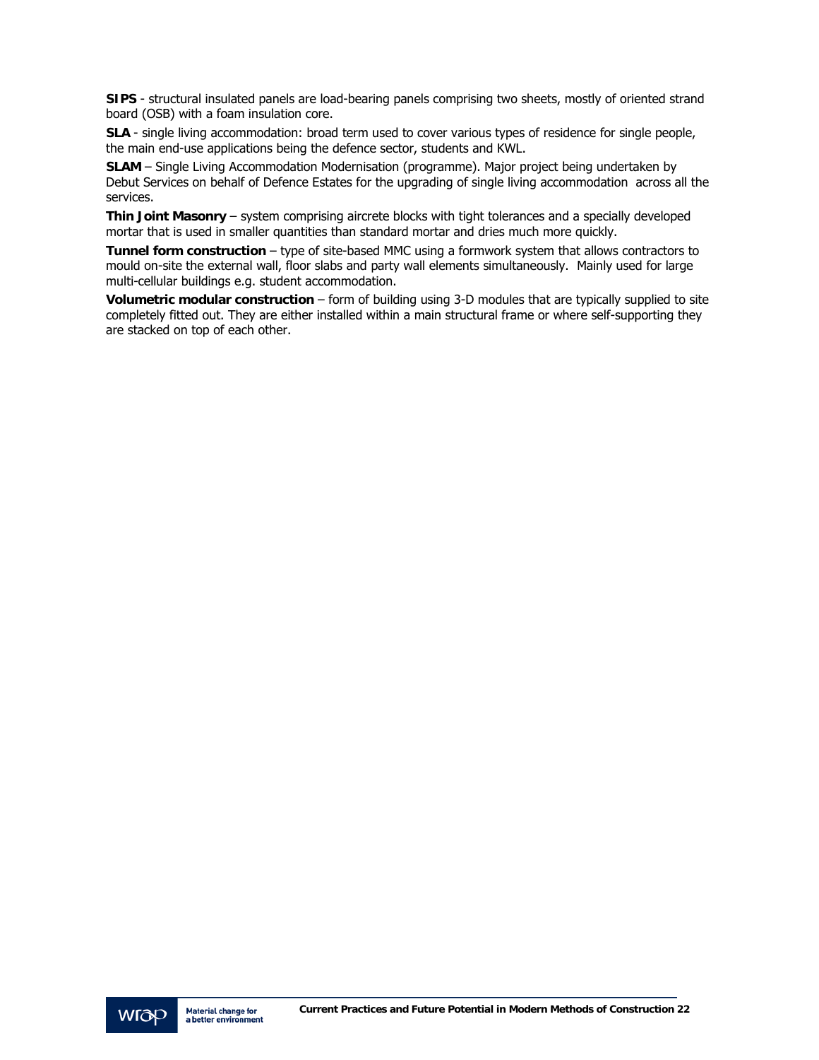**SIPS** - structural insulated panels are load-bearing panels comprising two sheets, mostly of oriented strand board (OSB) with a foam insulation core.

**SLA** - single living accommodation: broad term used to cover various types of residence for single people, the main end-use applications being the defence sector, students and KWL.

**SLAM** – Single Living Accommodation Modernisation (programme). Major project being undertaken by Debut Services on behalf of Defence Estates for the upgrading of single living accommodation across all the services.

**Thin Joint Masonry** – system comprising aircrete blocks with tight tolerances and a specially developed mortar that is used in smaller quantities than standard mortar and dries much more quickly.

**Tunnel form construction** – type of site-based MMC using a formwork system that allows contractors to mould on-site the external wall, floor slabs and party wall elements simultaneously. Mainly used for large multi-cellular buildings e.g. student accommodation.

**Volumetric modular construction** – form of building using 3-D modules that are typically supplied to site completely fitted out. They are either installed within a main structural frame or where self-supporting they are stacked on top of each other.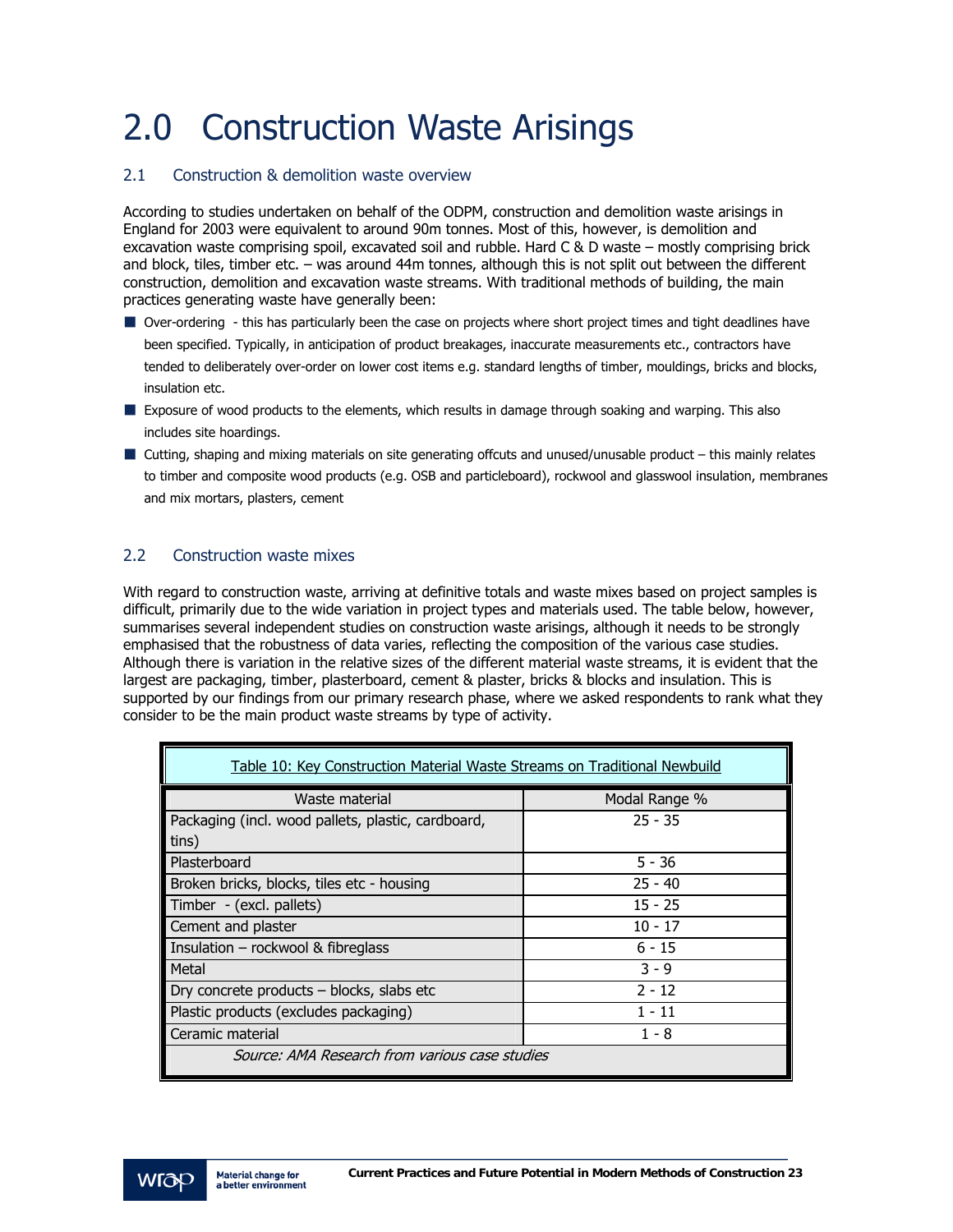# 2.0 Construction Waste Arisings

## 2.1 Construction & demolition waste overview

According to studies undertaken on behalf of the ODPM, construction and demolition waste arisings in England for 2003 were equivalent to around 90m tonnes. Most of this, however, is demolition and excavation waste comprising spoil, excavated soil and rubble. Hard C & D waste – mostly comprising brick and block, tiles, timber etc. – was around 44m tonnes, although this is not split out between the different construction, demolition and excavation waste streams. With traditional methods of building, the main practices generating waste have generally been:

- Over-ordering - this has particularly been the case on projects where short project times and tight deadlines have been specified. Typically, in anticipation of product breakages, inaccurate measurements etc., contractors have tended to deliberately over-order on lower cost items e.g. standard lengths of timber, mouldings, bricks and blocks, insulation etc.
- Exposure of wood products to the elements, which results in damage through soaking and warping. This also includes site hoardings.
- Cutting, shaping and mixing materials on site generating offcuts and unused/unusable product – this mainly relates to timber and composite wood products (e.g. OSB and particleboard), rockwool and glasswool insulation, membranes and mix mortars, plasters, cement

## 2.2 Construction waste mixes

With regard to construction waste, arriving at definitive totals and waste mixes based on project samples is difficult, primarily due to the wide variation in project types and materials used. The table below, however, summarises several independent studies on construction waste arisings, although it needs to be strongly emphasised that the robustness of data varies, reflecting the composition of the various case studies. Although there is variation in the relative sizes of the different material waste streams, it is evident that the largest are packaging, timber, plasterboard, cement & plaster, bricks & blocks and insulation. This is supported by our findings from our primary research phase, where we asked respondents to rank what they consider to be the main product waste streams by type of activity.

Table 10: Key Construction Material Waste Streams on Traditional Newbuild

| Waste material | Modal Range % |
|---|---|
| Packaging (incl. wood pallets, plastic, cardboard, tins) | 25 - 35 |
| Plasterboard | 5 - 36 |
| Broken bricks, blocks, tiles etc - housing | 25 - 40 |
| Timber - (excl. pallets) | 15 - 25 |
| Cement and plaster | 10 - 17 |
| Insulation – rockwool & fibreglass | 6 - 15 |
| Metal | 3 - 9 |
| Dry concrete products – blocks, slabs etc | 2 - 12 |
| Plastic products (excludes packaging) | 1 - 11 |
| Ceramic material | 1 - 8 |

*Source: AMA Research from various case studies*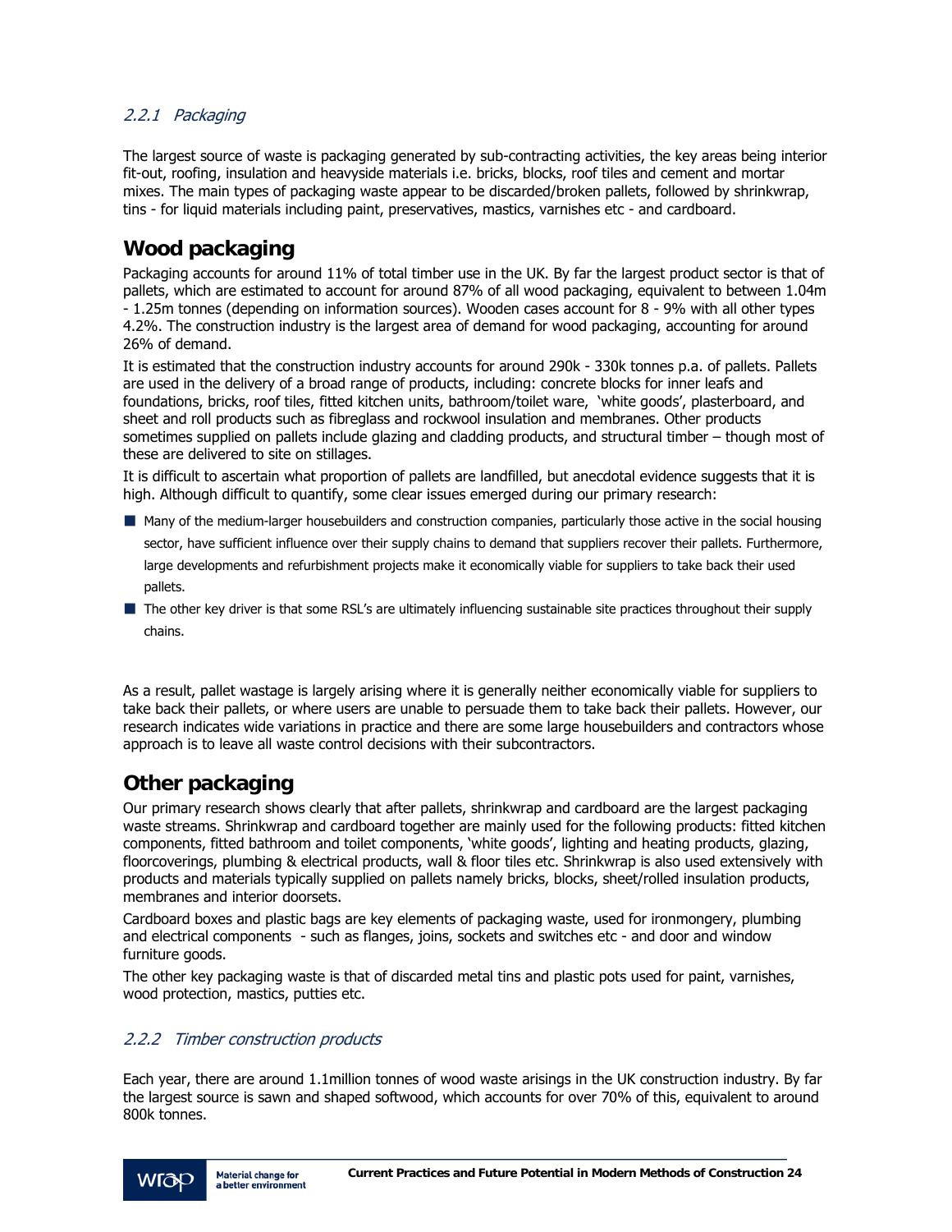### *2.2.1 Packaging*

The largest source of waste is packaging generated by sub-contracting activities, the key areas being interior fit-out, roofing, insulation and heavyside materials i.e. bricks, blocks, roof tiles and cement and mortar mixes. The main types of packaging waste appear to be discarded/broken pallets, followed by shrinkwrap, tins - for liquid materials including paint, preservatives, mastics, varnishes etc - and cardboard.

## Wood packaging

Packaging accounts for around 11% of total timber use in the UK. By far the largest product sector is that of pallets, which are estimated to account for around 87% of all wood packaging, equivalent to between 1.04m - 1.25m tonnes (depending on information sources). Wooden cases account for 8 - 9% with all other types 4.2%. The construction industry is the largest area of demand for wood packaging, accounting for around 26% of demand.

It is estimated that the construction industry accounts for around 290k - 330k tonnes p.a. of pallets. Pallets are used in the delivery of a broad range of products, including: concrete blocks for inner leafs and foundations, bricks, roof tiles, fitted kitchen units, bathroom/toilet ware, 'white goods', plasterboard, and sheet and roll products such as fibreglass and rockwool insulation and membranes. Other products sometimes supplied on pallets include glazing and cladding products, and structural timber – though most of these are delivered to site on stillages.

It is difficult to ascertain what proportion of pallets are landfilled, but anecdotal evidence suggests that it is high. Although difficult to quantify, some clear issues emerged during our primary research:

- Many of the medium-larger housebuilders and construction companies, particularly those active in the social housing sector, have sufficient influence over their supply chains to demand that suppliers recover their pallets. Furthermore, large developments and refurbishment projects make it economically viable for suppliers to take back their used pallets.
- The other key driver is that some RSL's are ultimately influencing sustainable site practices throughout their supply chains.

As a result, pallet wastage is largely arising where it is generally neither economically viable for suppliers to take back their pallets, or where users are unable to persuade them to take back their pallets. However, our research indicates wide variations in practice and there are some large housebuilders and contractors whose approach is to leave all waste control decisions with their subcontractors.

## Other packaging

Our primary research shows clearly that after pallets, shrinkwrap and cardboard are the largest packaging waste streams. Shrinkwrap and cardboard together are mainly used for the following products: fitted kitchen components, fitted bathroom and toilet components, 'white goods', lighting and heating products, glazing, floorcoverings, plumbing & electrical products, wall & floor tiles etc. Shrinkwrap is also used extensively with products and materials typically supplied on pallets namely bricks, blocks, sheet/rolled insulation products, membranes and interior doorsets.

Cardboard boxes and plastic bags are key elements of packaging waste, used for ironmongery, plumbing and electrical components - such as flanges, joins, sockets and switches etc - and door and window furniture goods.

The other key packaging waste is that of discarded metal tins and plastic pots used for paint, varnishes, wood protection, mastics, putties etc.

### *2.2.2 Timber construction products*

Each year, there are around 1.1million tonnes of wood waste arisings in the UK construction industry. By far the largest source is sawn and shaped softwood, which accounts for over 70% of this, equivalent to around 800k tonnes.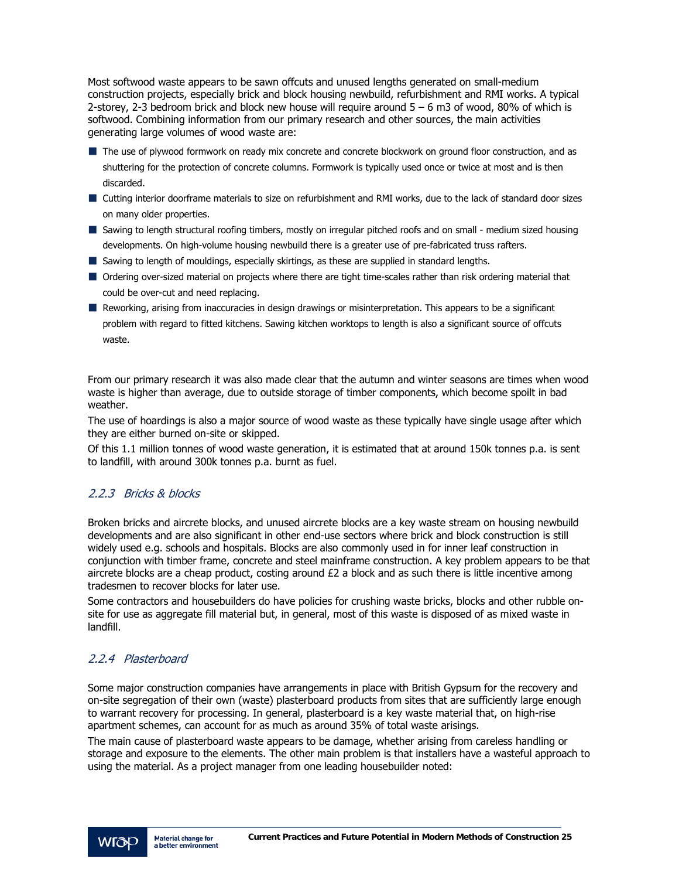Most softwood waste appears to be sawn offcuts and unused lengths generated on small-medium construction projects, especially brick and block housing newbuild, refurbishment and RMI works. A typical 2-storey, 2-3 bedroom brick and block new house will require around 5 – 6 m3 of wood, 80% of which is softwood. Combining information from our primary research and other sources, the main activities generating large volumes of wood waste are:

- The use of plywood formwork on ready mix concrete and concrete blockwork on ground floor construction, and as shuttering for the protection of concrete columns. Formwork is typically used once or twice at most and is then discarded.
- Cutting interior doorframe materials to size on refurbishment and RMI works, due to the lack of standard door sizes on many older properties.
- Sawing to length structural roofing timbers, mostly on irregular pitched roofs and on small - medium sized housing developments. On high-volume housing newbuild there is a greater use of pre-fabricated truss rafters.
- Sawing to length of mouldings, especially skirtings, as these are supplied in standard lengths.
- Ordering over-sized material on projects where there are tight time-scales rather than risk ordering material that could be over-cut and need replacing.
- Reworking, arising from inaccuracies in design drawings or misinterpretation. This appears to be a significant problem with regard to fitted kitchens. Sawing kitchen worktops to length is also a significant source of offcuts waste.

From our primary research it was also made clear that the autumn and winter seasons are times when wood waste is higher than average, due to outside storage of timber components, which become spoilt in bad weather.

The use of hoardings is also a major source of wood waste as these typically have single usage after which they are either burned on-site or skipped.

Of this 1.1 million tonnes of wood waste generation, it is estimated that at around 150k tonnes p.a. is sent to landfill, with around 300k tonnes p.a. burnt as fuel.

### *2.2.3 Bricks & blocks*

Broken bricks and aircrete blocks, and unused aircrete blocks are a key waste stream on housing newbuild developments and are also significant in other end-use sectors where brick and block construction is still widely used e.g. schools and hospitals. Blocks are also commonly used in for inner leaf construction in conjunction with timber frame, concrete and steel mainframe construction. A key problem appears to be that aircrete blocks are a cheap product, costing around £2 a block and as such there is little incentive among tradesmen to recover blocks for later use.

Some contractors and housebuilders do have policies for crushing waste bricks, blocks and other rubble on-site for use as aggregate fill material but, in general, most of this waste is disposed of as mixed waste in landfill.

### *2.2.4 Plasterboard*

Some major construction companies have arrangements in place with British Gypsum for the recovery and on-site segregation of their own (waste) plasterboard products from sites that are sufficiently large enough to warrant recovery for processing. In general, plasterboard is a key waste material that, on high-rise apartment schemes, can account for as much as around 35% of total waste arisings.

The main cause of plasterboard waste appears to be damage, whether arising from careless handling or storage and exposure to the elements. The other main problem is that installers have a wasteful approach to using the material. As a project manager from one leading housebuilder noted: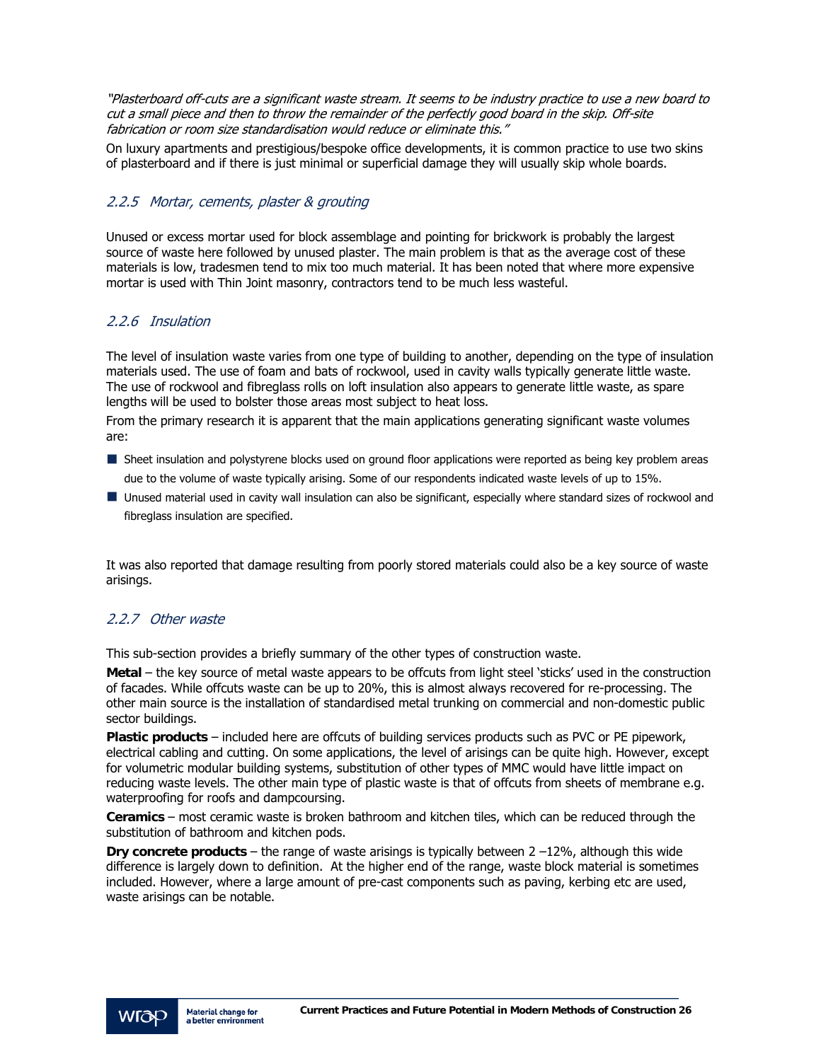*"Plasterboard off-cuts are a significant waste stream. It seems to be industry practice to use a new board to cut a small piece and then to throw the remainder of the perfectly good board in the skip. Off-site fabrication or room size standardisation would reduce or eliminate this."*

On luxury apartments and prestigious/bespoke office developments, it is common practice to use two skins of plasterboard and if there is just minimal or superficial damage they will usually skip whole boards.

### *2.2.5 Mortar, cements, plaster & grouting*

Unused or excess mortar used for block assemblage and pointing for brickwork is probably the largest source of waste here followed by unused plaster. The main problem is that as the average cost of these materials is low, tradesmen tend to mix too much material. It has been noted that where more expensive mortar is used with Thin Joint masonry, contractors tend to be much less wasteful.

### *2.2.6 Insulation*

The level of insulation waste varies from one type of building to another, depending on the type of insulation materials used. The use of foam and bats of rockwool, used in cavity walls typically generate little waste. The use of rockwool and fibreglass rolls on loft insulation also appears to generate little waste, as spare lengths will be used to bolster those areas most subject to heat loss.

From the primary research it is apparent that the main applications generating significant waste volumes are:

- Sheet insulation and polystyrene blocks used on ground floor applications were reported as being key problem areas due to the volume of waste typically arising. Some of our respondents indicated waste levels of up to 15%.
- Unused material used in cavity wall insulation can also be significant, especially where standard sizes of rockwool and fibreglass insulation are specified.

It was also reported that damage resulting from poorly stored materials could also be a key source of waste arisings.

### *2.2.7 Other waste*

This sub-section provides a briefly summary of the other types of construction waste.

**Metal** – the key source of metal waste appears to be offcuts from light steel 'sticks' used in the construction of facades. While offcuts waste can be up to 20%, this is almost always recovered for re-processing. The other main source is the installation of standardised metal trunking on commercial and non-domestic public sector buildings.

**Plastic products** – included here are offcuts of building services products such as PVC or PE pipework, electrical cabling and cutting. On some applications, the level of arisings can be quite high. However, except for volumetric modular building systems, substitution of other types of MMC would have little impact on reducing waste levels. The other main type of plastic waste is that of offcuts from sheets of membrane e.g. waterproofing for roofs and dampcoursing.

**Ceramics** – most ceramic waste is broken bathroom and kitchen tiles, which can be reduced through the substitution of bathroom and kitchen pods.

**Dry concrete products** – the range of waste arisings is typically between 2 –12%, although this wide difference is largely down to definition. At the higher end of the range, waste block material is sometimes included. However, where a large amount of pre-cast components such as paving, kerbing etc are used, waste arisings can be notable.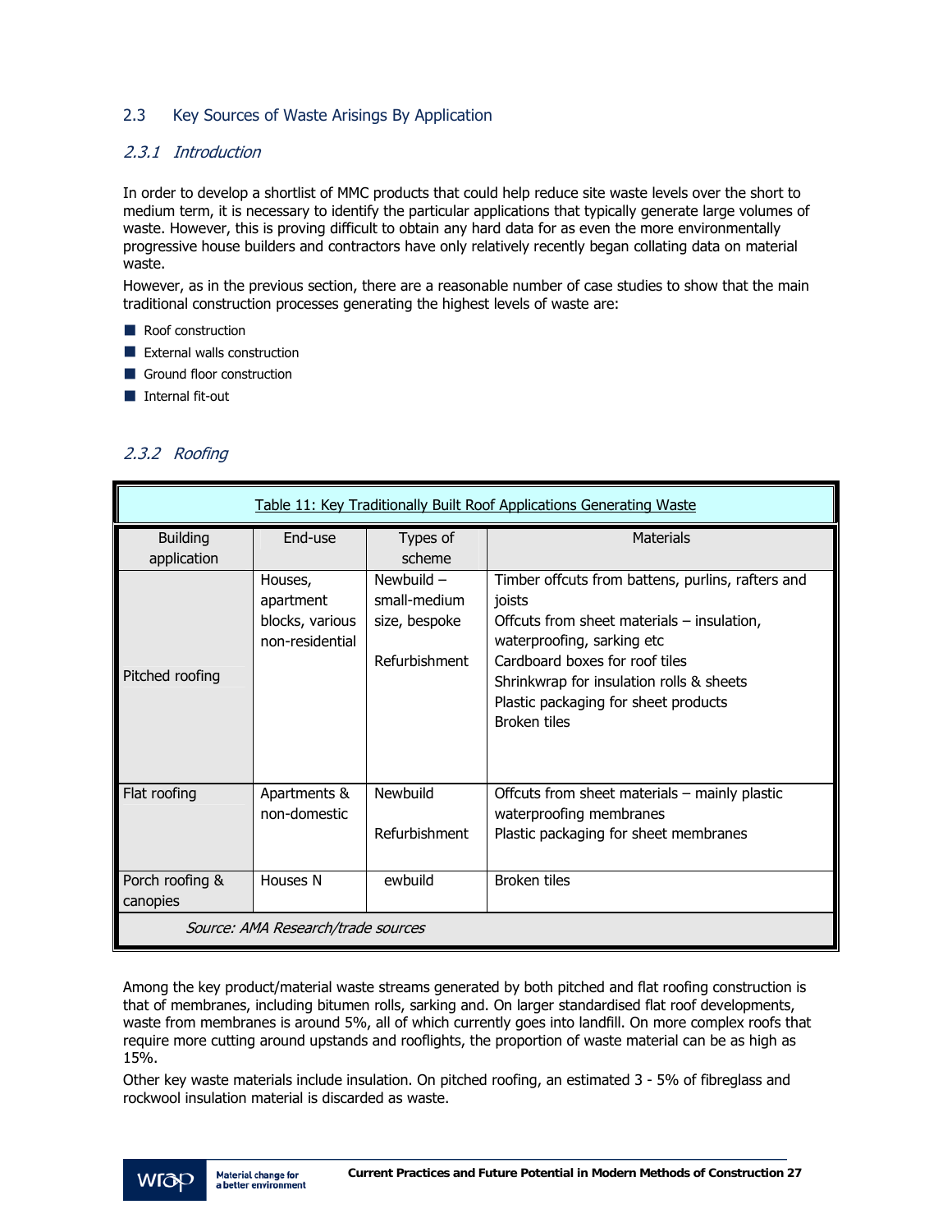## 2.3 Key Sources of Waste Arisings By Application

### *2.3.1 Introduction*

In order to develop a shortlist of MMC products that could help reduce site waste levels over the short to medium term, it is necessary to identify the particular applications that typically generate large volumes of waste. However, this is proving difficult to obtain any hard data for as even the more environmentally progressive house builders and contractors have only relatively recently began collating data on material waste.

However, as in the previous section, there are a reasonable number of case studies to show that the main traditional construction processes generating the highest levels of waste are:

- Roof construction
- External walls construction
- Ground floor construction
- Internal fit-out

### *2.3.2 Roofing*

Table 11: Key Traditionally Built Roof Applications Generating Waste

| Building application | End-use | Types of scheme | Materials |
|---|---|---|---|
| Pitched roofing | Houses, apartment blocks, various non-residential | Newbuild – small-medium size, bespoke<br><br>Refurbishment | Timber offcuts from battens, purlins, rafters and joists<br>Offcuts from sheet materials – insulation, waterproofing, sarking etc<br>Cardboard boxes for roof tiles<br>Shrinkwrap for insulation rolls & sheets<br>Plastic packaging for sheet products<br>Broken tiles |
| Flat roofing | Apartments & non-domestic | Newbuild<br><br>Refurbishment | Offcuts from sheet materials – mainly plastic waterproofing membranes<br>Plastic packaging for sheet membranes |
| Porch roofing & canopies | Houses N | ewbuild | Broken tiles |

*Source: AMA Research/trade sources*

Among the key product/material waste streams generated by both pitched and flat roofing construction is that of membranes, including bitumen rolls, sarking and. On larger standardised flat roof developments, waste from membranes is around 5%, all of which currently goes into landfill. On more complex roofs that require more cutting around upstands and rooflights, the proportion of waste material can be as high as 15%.

Other key waste materials include insulation. On pitched roofing, an estimated 3 - 5% of fibreglass and rockwool insulation material is discarded as waste.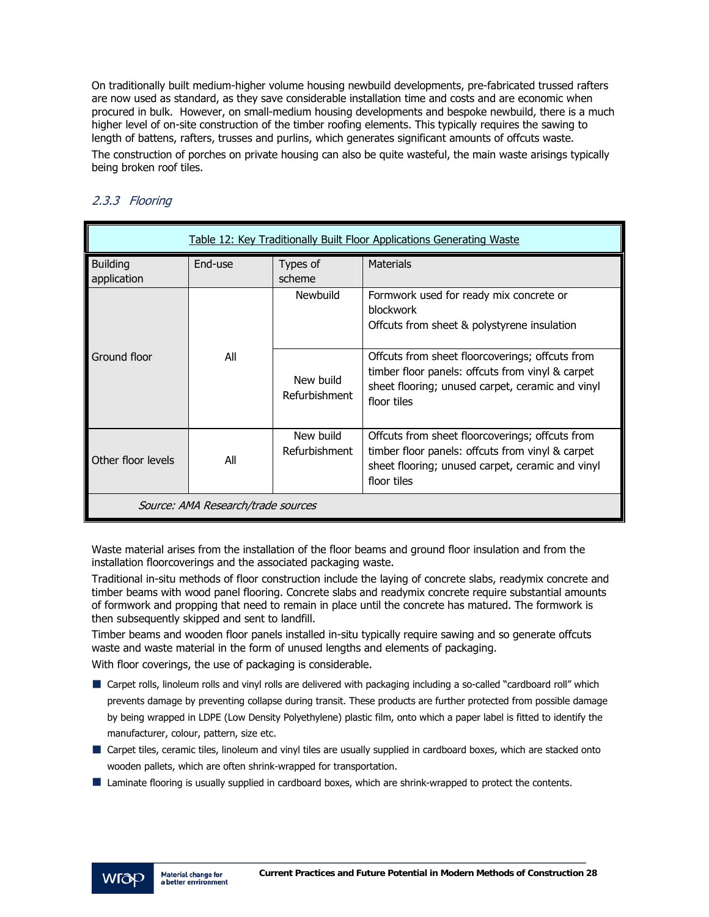On traditionally built medium-higher volume housing newbuild developments, pre-fabricated trussed rafters are now used as standard, as they save considerable installation time and costs and are economic when procured in bulk. However, on small-medium housing developments and bespoke newbuild, there is a much higher level of on-site construction of the timber roofing elements. This typically requires the sawing to length of battens, rafters, trusses and purlins, which generates significant amounts of offcuts waste.

The construction of porches on private housing can also be quite wasteful, the main waste arisings typically being broken roof tiles.

### *2.3.3 Flooring*

Table 12: Key Traditionally Built Floor Applications Generating Waste

| Building application | End-use | Types of scheme | Materials |
|---|---|---|---|
| Ground floor | All | Newbuild | Formwork used for ready mix concrete or blockwork<br>Offcuts from sheet & polystyrene insulation |
| | | New build<br>Refurbishment | Offcuts from sheet floorcoverings; offcuts from timber floor panels: offcuts from vinyl & carpet sheet flooring; unused carpet, ceramic and vinyl floor tiles |
| Other floor levels | All | New build<br>Refurbishment | Offcuts from sheet floorcoverings; offcuts from timber floor panels: offcuts from vinyl & carpet sheet flooring; unused carpet, ceramic and vinyl floor tiles |

*Source: AMA Research/trade sources*

Waste material arises from the installation of the floor beams and ground floor insulation and from the installation floorcoverings and the associated packaging waste.

Traditional in-situ methods of floor construction include the laying of concrete slabs, readymix concrete and timber beams with wood panel flooring. Concrete slabs and readymix concrete require substantial amounts of formwork and propping that need to remain in place until the concrete has matured. The formwork is then subsequently skipped and sent to landfill.

Timber beams and wooden floor panels installed in-situ typically require sawing and so generate offcuts waste and waste material in the form of unused lengths and elements of packaging.

With floor coverings, the use of packaging is considerable.

- Carpet rolls, linoleum rolls and vinyl rolls are delivered with packaging including a so-called "cardboard roll" which prevents damage by preventing collapse during transit. These products are further protected from possible damage by being wrapped in LDPE (Low Density Polyethylene) plastic film, onto which a paper label is fitted to identify the manufacturer, colour, pattern, size etc.
- Carpet tiles, ceramic tiles, linoleum and vinyl tiles are usually supplied in cardboard boxes, which are stacked onto wooden pallets, which are often shrink-wrapped for transportation.
- Laminate flooring is usually supplied in cardboard boxes, which are shrink-wrapped to protect the contents.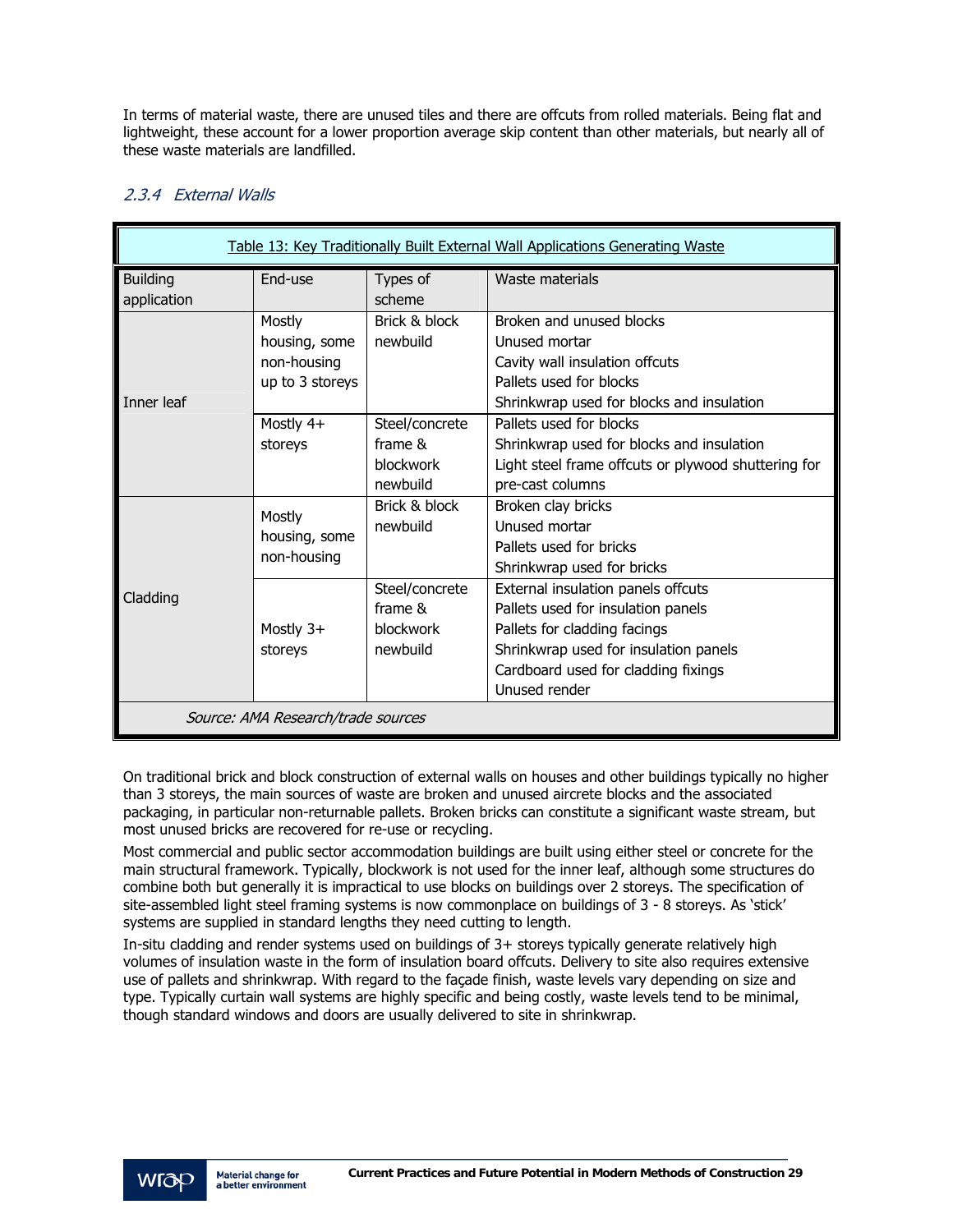In terms of material waste, there are unused tiles and there are offcuts from rolled materials. Being flat and lightweight, these account for a lower proportion average skip content than other materials, but nearly all of these waste materials are landfilled.

### 2.3.4 External Walls

Table 13: Key Traditionally Built External Wall Applications Generating Waste

| Building application | End-use | Types of scheme | Waste materials |
|---|---|---|---|
| Inner leaf | Mostly housing, some non-housing up to 3 storeys | Brick & block newbuild | Broken and unused blocks<br>Unused mortar<br>Cavity wall insulation offcuts<br>Pallets used for blocks<br>Shrinkwrap used for blocks and insulation |
| | Mostly 4+ storeys | Steel/concrete frame & blockwork newbuild | Pallets used for blocks<br>Shrinkwrap used for blocks and insulation<br>Light steel frame offcuts or plywood shuttering for pre-cast columns |
| Cladding | Mostly housing, some non-housing | Brick & block newbuild | Broken clay bricks<br>Unused mortar<br>Pallets used for bricks<br>Shrinkwrap used for bricks |
| | Mostly 3+ storeys | Steel/concrete frame & blockwork newbuild | External insulation panels offcuts<br>Pallets used for insulation panels<br>Pallets for cladding facings<br>Shrinkwrap used for insulation panels<br>Cardboard used for cladding fixings<br>Unused render |

*Source: AMA Research/trade sources*

On traditional brick and block construction of external walls on houses and other buildings typically no higher than 3 storeys, the main sources of waste are broken and unused aircrete blocks and the associated packaging, in particular non-returnable pallets. Broken bricks can constitute a significant waste stream, but most unused bricks are recovered for re-use or recycling.

Most commercial and public sector accommodation buildings are built using either steel or concrete for the main structural framework. Typically, blockwork is not used for the inner leaf, although some structures do combine both but generally it is impractical to use blocks on buildings over 2 storeys. The specification of site-assembled light steel framing systems is now commonplace on buildings of 3 - 8 storeys. As 'stick' systems are supplied in standard lengths they need cutting to length.

In-situ cladding and render systems used on buildings of 3+ storeys typically generate relatively high volumes of insulation waste in the form of insulation board offcuts. Delivery to site also requires extensive use of pallets and shrinkwrap. With regard to the façade finish, waste levels vary depending on size and type. Typically curtain wall systems are highly specific and being costly, waste levels tend to be minimal, though standard windows and doors are usually delivered to site in shrinkwrap.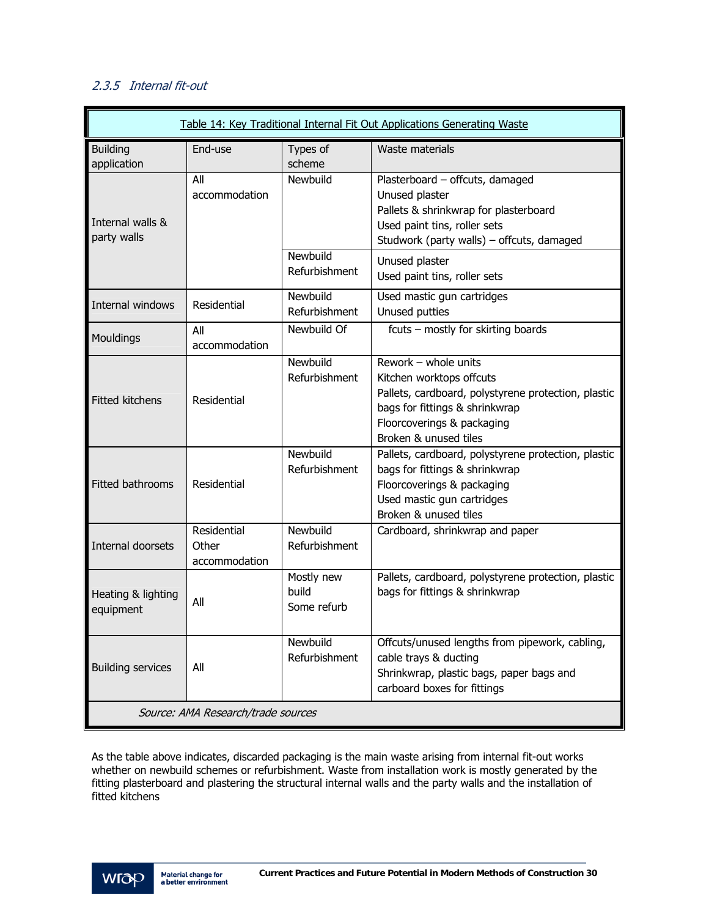### 2.3.5 Internal fit-out

| Table 14: Key Traditional Internal Fit Out Applications Generating Waste | | | |
|---|---|---|---|
| Building application | End-use | Types of scheme | Waste materials |
| Internal walls & party walls | All accommodation | Newbuild | Plasterboard – offcuts, damaged<br>Unused plaster<br>Pallets & shrinkwrap for plasterboard<br>Used paint tins, roller sets<br>Studwork (party walls) – offcuts, damaged |
| | | Newbuild Refurbishment | Unused plaster<br>Used paint tins, roller sets |
| Internal windows | Residential | Newbuild Refurbishment | Used mastic gun cartridges<br>Unused putties |
| Mouldings | All accommodation | Newbuild Of | fcuts – mostly for skirting boards |
| Fitted kitchens | Residential | Newbuild Refurbishment | Rework – whole units<br>Kitchen worktops offcuts<br>Pallets, cardboard, polystyrene protection, plastic bags for fittings & shrinkwrap<br>Floorcoverings & packaging<br>Broken & unused tiles |
| Fitted bathrooms | Residential | Newbuild Refurbishment | Pallets, cardboard, polystyrene protection, plastic bags for fittings & shrinkwrap<br>Floorcoverings & packaging<br>Used mastic gun cartridges<br>Broken & unused tiles |
| Internal doorsets | Residential<br>Other accommodation | Newbuild Refurbishment | Cardboard, shrinkwrap and paper |
| Heating & lighting equipment | All | Mostly new build<br>Some refurb | Pallets, cardboard, polystyrene protection, plastic bags for fittings & shrinkwrap |
| Building services | All | Newbuild Refurbishment | Offcuts/unused lengths from pipework, cabling, cable trays & ducting<br>Shrinkwrap, plastic bags, paper bags and carboard boxes for fittings |
| *Source: AMA Research/trade sources* | | | |

As the table above indicates, discarded packaging is the main waste arising from internal fit-out works whether on newbuild schemes or refurbishment. Waste from installation work is mostly generated by the fitting plasterboard and plastering the structural internal walls and the party walls and the installation of fitted kitchens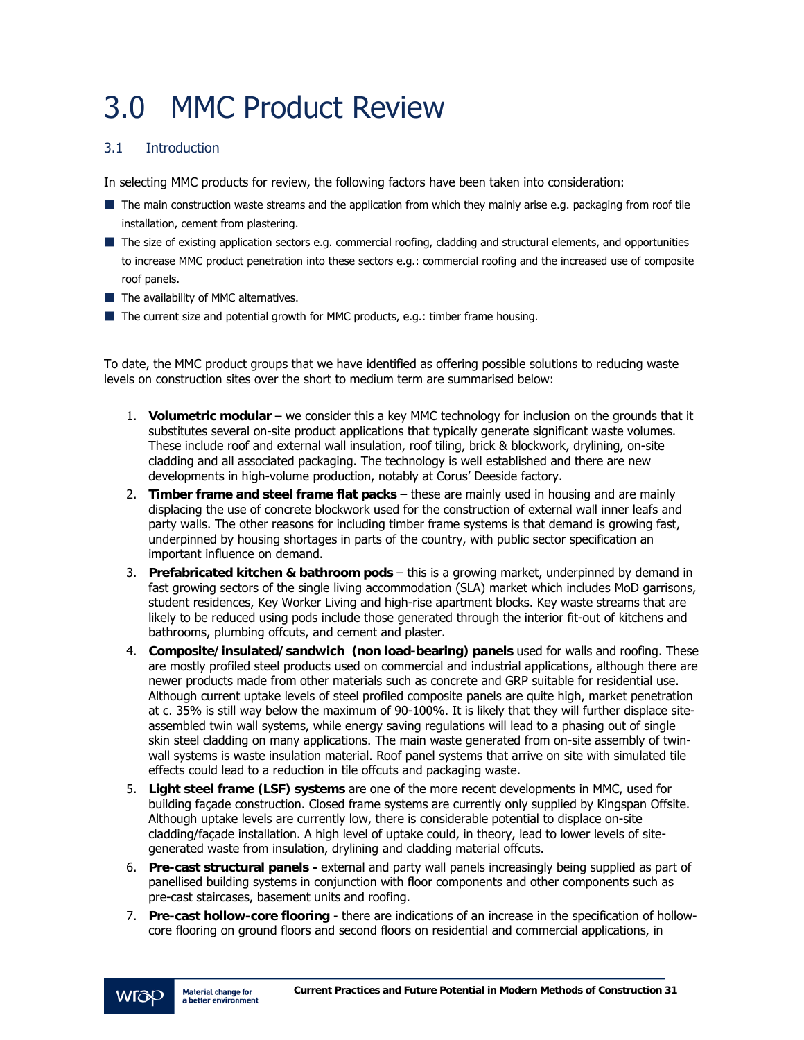# 3.0 MMC Product Review

## 3.1 Introduction

In selecting MMC products for review, the following factors have been taken into consideration:

- The main construction waste streams and the application from which they mainly arise e.g. packaging from roof tile installation, cement from plastering.
- The size of existing application sectors e.g. commercial roofing, cladding and structural elements, and opportunities to increase MMC product penetration into these sectors e.g.: commercial roofing and the increased use of composite roof panels.
- The availability of MMC alternatives.
- The current size and potential growth for MMC products, e.g.: timber frame housing.

To date, the MMC product groups that we have identified as offering possible solutions to reducing waste levels on construction sites over the short to medium term are summarised below:

1. **Volumetric modular** – we consider this a key MMC technology for inclusion on the grounds that it substitutes several on-site product applications that typically generate significant waste volumes. These include roof and external wall insulation, roof tiling, brick & blockwork, drylining, on-site cladding and all associated packaging. The technology is well established and there are new developments in high-volume production, notably at Corus' Deeside factory.
2. **Timber frame and steel frame flat packs** – these are mainly used in housing and are mainly displacing the use of concrete blockwork used for the construction of external wall inner leafs and party walls. The other reasons for including timber frame systems is that demand is growing fast, underpinned by housing shortages in parts of the country, with public sector specification an important influence on demand.
3. **Prefabricated kitchen & bathroom pods** – this is a growing market, underpinned by demand in fast growing sectors of the single living accommodation (SLA) market which includes MoD garrisons, student residences, Key Worker Living and high-rise apartment blocks. Key waste streams that are likely to be reduced using pods include those generated through the interior fit-out of kitchens and bathrooms, plumbing offcuts, and cement and plaster.
4. **Composite/insulated/sandwich (non load-bearing) panels** used for walls and roofing. These are mostly profiled steel products used on commercial and industrial applications, although there are newer products made from other materials such as concrete and GRP suitable for residential use. Although current uptake levels of steel profiled composite panels are quite high, market penetration at c. 35% is still way below the maximum of 90-100%. It is likely that they will further displace site-assembled twin wall systems, while energy saving regulations will lead to a phasing out of single skin steel cladding on many applications. The main waste generated from on-site assembly of twin-wall systems is waste insulation material. Roof panel systems that arrive on site with simulated tile effects could lead to a reduction in tile offcuts and packaging waste.
5. **Light steel frame (LSF) systems** are one of the more recent developments in MMC, used for building façade construction. Closed frame systems are currently only supplied by Kingspan Offsite. Although uptake levels are currently low, there is considerable potential to displace on-site cladding/façade installation. A high level of uptake could, in theory, lead to lower levels of site-generated waste from insulation, drylining and cladding material offcuts.
6. **Pre-cast structural panels -** external and party wall panels increasingly being supplied as part of panellised building systems in conjunction with floor components and other components such as pre-cast staircases, basement units and roofing.
7. **Pre-cast hollow-core flooring** - there are indications of an increase in the specification of hollow-core flooring on ground floors and second floors on residential and commercial applications, in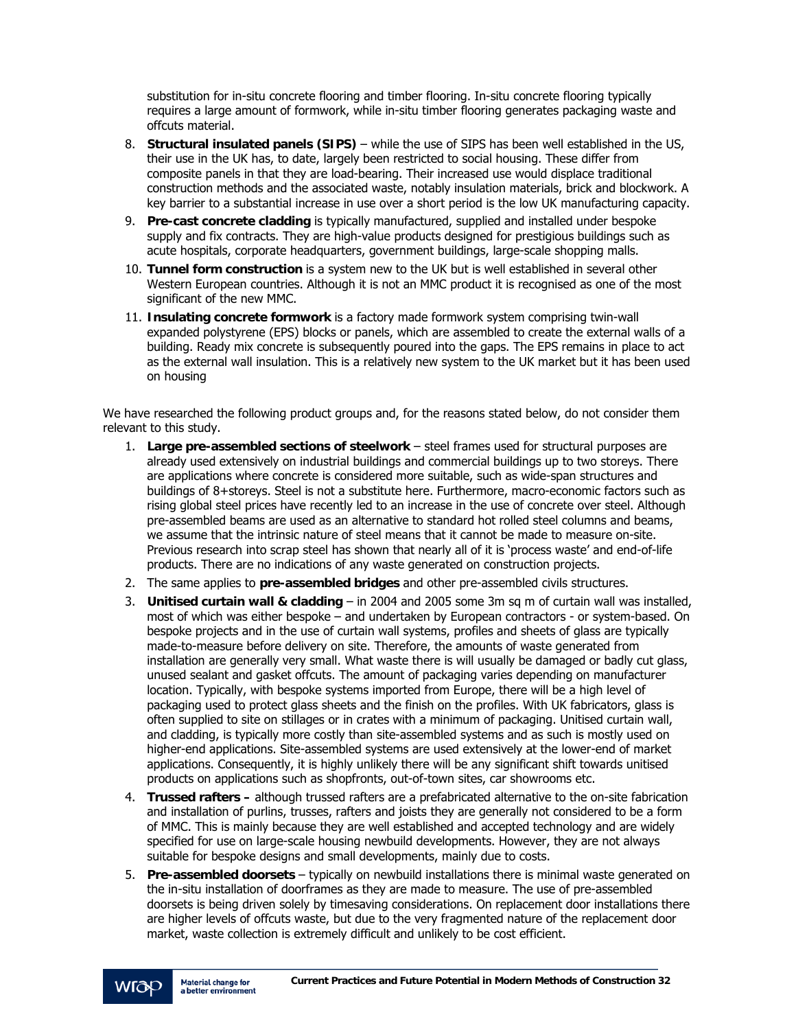substitution for in-situ concrete flooring and timber flooring. In-situ concrete flooring typically requires a large amount of formwork, while in-situ timber flooring generates packaging waste and offcuts material.

8. **Structural insulated panels (SIPS)** – while the use of SIPS has been well established in the US, their use in the UK has, to date, largely been restricted to social housing. These differ from composite panels in that they are load-bearing. Their increased use would displace traditional construction methods and the associated waste, notably insulation materials, brick and blockwork. A key barrier to a substantial increase in use over a short period is the low UK manufacturing capacity.
9. **Pre-cast concrete cladding** is typically manufactured, supplied and installed under bespoke supply and fix contracts. They are high-value products designed for prestigious buildings such as acute hospitals, corporate headquarters, government buildings, large-scale shopping malls.
10. **Tunnel form construction** is a system new to the UK but is well established in several other Western European countries. Although it is not an MMC product it is recognised as one of the most significant of the new MMC.
11. **Insulating concrete formwork** is a factory made formwork system comprising twin-wall expanded polystyrene (EPS) blocks or panels, which are assembled to create the external walls of a building. Ready mix concrete is subsequently poured into the gaps. The EPS remains in place to act as the external wall insulation. This is a relatively new system to the UK market but it has been used on housing

We have researched the following product groups and, for the reasons stated below, do not consider them relevant to this study.

1. **Large pre-assembled sections of steelwork** – steel frames used for structural purposes are already used extensively on industrial buildings and commercial buildings up to two storeys. There are applications where concrete is considered more suitable, such as wide-span structures and buildings of 8+storeys. Steel is not a substitute here. Furthermore, macro-economic factors such as rising global steel prices have recently led to an increase in the use of concrete over steel. Although pre-assembled beams are used as an alternative to standard hot rolled steel columns and beams, we assume that the intrinsic nature of steel means that it cannot be made to measure on-site. Previous research into scrap steel has shown that nearly all of it is 'process waste' and end-of-life products. There are no indications of any waste generated on construction projects.
2. The same applies to **pre-assembled bridges** and other pre-assembled civils structures.
3. **Unitised curtain wall & cladding** – in 2004 and 2005 some 3m sq m of curtain wall was installed, most of which was either bespoke – and undertaken by European contractors - or system-based. On bespoke projects and in the use of curtain wall systems, profiles and sheets of glass are typically made-to-measure before delivery on site. Therefore, the amounts of waste generated from installation are generally very small. What waste there is will usually be damaged or badly cut glass, unused sealant and gasket offcuts. The amount of packaging varies depending on manufacturer location. Typically, with bespoke systems imported from Europe, there will be a high level of packaging used to protect glass sheets and the finish on the profiles. With UK fabricators, glass is often supplied to site on stillages or in crates with a minimum of packaging. Unitised curtain wall, and cladding, is typically more costly than site-assembled systems and as such is mostly used on higher-end applications. Site-assembled systems are used extensively at the lower-end of market applications. Consequently, it is highly unlikely there will be any significant shift towards unitised products on applications such as shopfronts, out-of-town sites, car showrooms etc.
4. **Trussed rafters –** although trussed rafters are a prefabricated alternative to the on-site fabrication and installation of purlins, trusses, rafters and joists they are generally not considered to be a form of MMC. This is mainly because they are well established and accepted technology and are widely specified for use on large-scale housing newbuild developments. However, they are not always suitable for bespoke designs and small developments, mainly due to costs.
5. **Pre-assembled doorsets** – typically on newbuild installations there is minimal waste generated on the in-situ installation of doorframes as they are made to measure. The use of pre-assembled doorsets is being driven solely by timesaving considerations. On replacement door installations there are higher levels of offcuts waste, but due to the very fragmented nature of the replacement door market, waste collection is extremely difficult and unlikely to be cost efficient.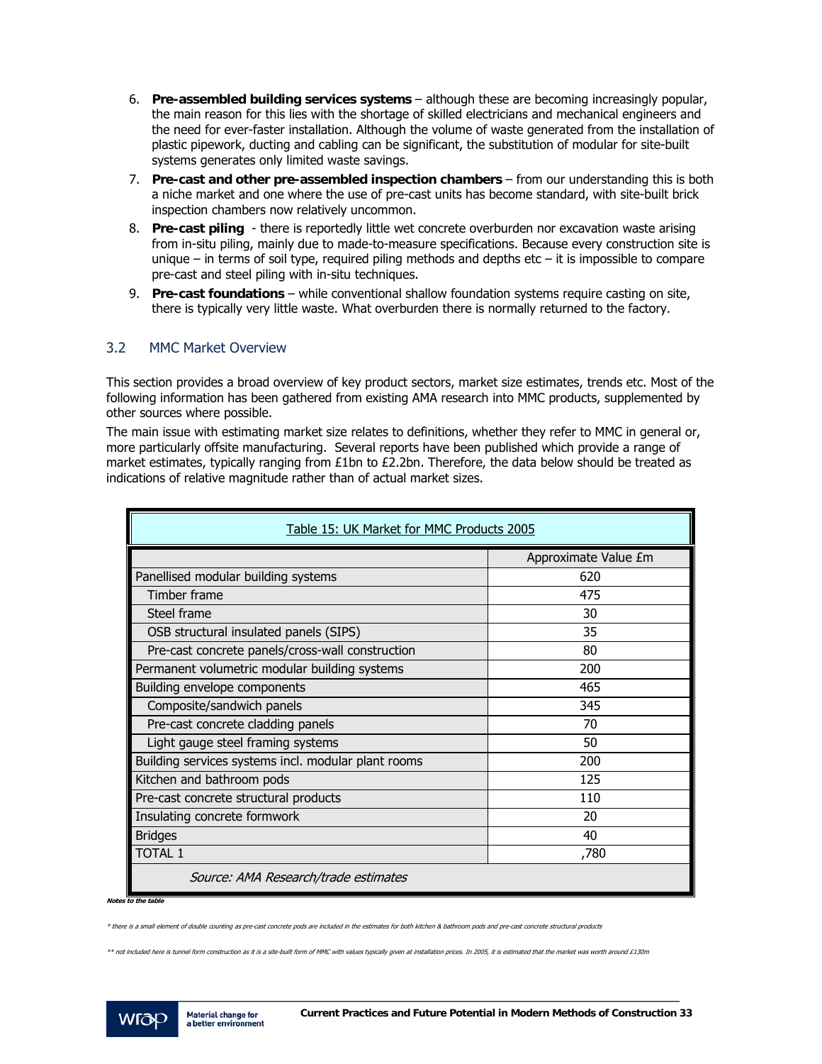6. **Pre-assembled building services systems** – although these are becoming increasingly popular, the main reason for this lies with the shortage of skilled electricians and mechanical engineers and the need for ever-faster installation. Although the volume of waste generated from the installation of plastic pipework, ducting and cabling can be significant, the substitution of modular for site-built systems generates only limited waste savings.
7. **Pre-cast and other pre-assembled inspection chambers** – from our understanding this is both a niche market and one where the use of pre-cast units has become standard, with site-built brick inspection chambers now relatively uncommon.
8. **Pre-cast piling** - there is reportedly little wet concrete overburden nor excavation waste arising from in-situ piling, mainly due to made-to-measure specifications. Because every construction site is unique – in terms of soil type, required piling methods and depths etc – it is impossible to compare pre-cast and steel piling with in-situ techniques.
9. **Pre-cast foundations** – while conventional shallow foundation systems require casting on site, there is typically very little waste. What overburden there is normally returned to the factory.

## 3.2 MMC Market Overview

This section provides a broad overview of key product sectors, market size estimates, trends etc. Most of the following information has been gathered from existing AMA research into MMC products, supplemented by other sources where possible.

The main issue with estimating market size relates to definitions, whether they refer to MMC in general or, more particularly offsite manufacturing. Several reports have been published which provide a range of market estimates, typically ranging from £1bn to £2.2bn. Therefore, the data below should be treated as indications of relative magnitude rather than of actual market sizes.

Table 15: UK Market for MMC Products 2005

| | Approximate Value £m |
|---|---|
| Panellised modular building systems | 620 |
| Timber frame | 475 |
| Steel frame | 30 |
| OSB structural insulated panels (SIPS) | 35 |
| Pre-cast concrete panels/cross-wall construction | 80 |
| Permanent volumetric modular building systems | 200 |
| Building envelope components | 465 |
| Composite/sandwich panels | 345 |
| Pre-cast concrete cladding panels | 70 |
| Light gauge steel framing systems | 50 |
| Building services systems incl. modular plant rooms | 200 |
| Kitchen and bathroom pods | 125 |
| Pre-cast concrete structural products | 110 |
| Insulating concrete formwork | 20 |
| Bridges | 40 |
| TOTAL 1 | ,780 |

*Source: AMA Research/trade estimates*

**Notes to the table**

\* there is a small element of double counting as pre-cast concrete pods are included in the estimates for both kitchen & bathroom pods and pre-cast concrete structural products

\*\* not included here is tunnel form construction as it is a site-built form of MMC with values typically given at installation prices. In 2005, it is estimated that the market was worth around £130m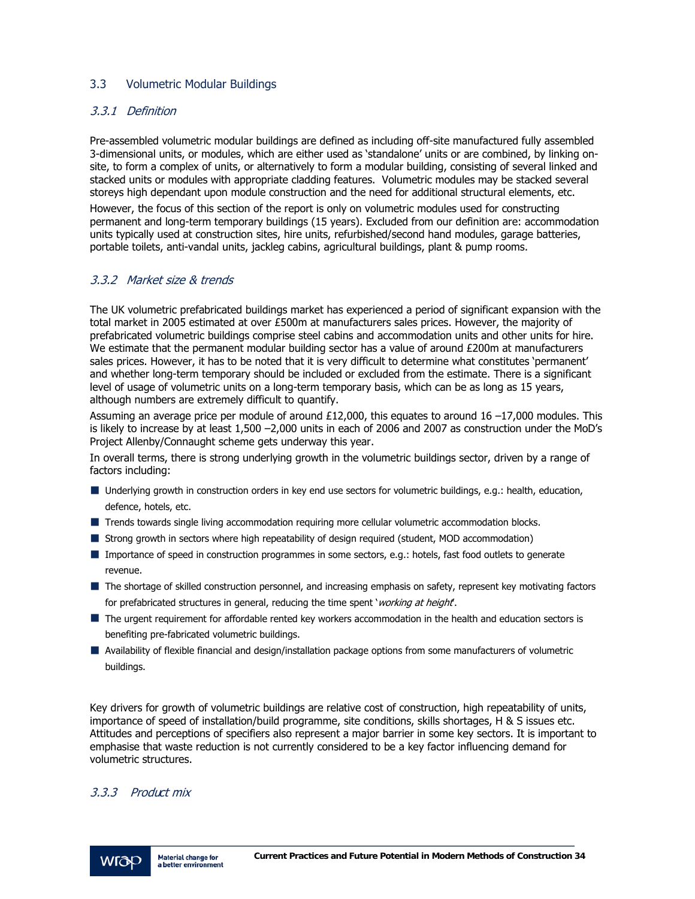## 3.3 Volumetric Modular Buildings

### *3.3.1 Definition*

Pre-assembled volumetric modular buildings are defined as including off-site manufactured fully assembled 3-dimensional units, or modules, which are either used as 'standalone' units or are combined, by linking on-site, to form a complex of units, or alternatively to form a modular building, consisting of several linked and stacked units or modules with appropriate cladding features. Volumetric modules may be stacked several storeys high dependant upon module construction and the need for additional structural elements, etc.

However, the focus of this section of the report is only on volumetric modules used for constructing permanent and long-term temporary buildings (15 years). Excluded from our definition are: accommodation units typically used at construction sites, hire units, refurbished/second hand modules, garage batteries, portable toilets, anti-vandal units, jackleg cabins, agricultural buildings, plant & pump rooms.

### *3.3.2 Market size & trends*

The UK volumetric prefabricated buildings market has experienced a period of significant expansion with the total market in 2005 estimated at over £500m at manufacturers sales prices. However, the majority of prefabricated volumetric buildings comprise steel cabins and accommodation units and other units for hire. We estimate that the permanent modular building sector has a value of around £200m at manufacturers sales prices. However, it has to be noted that it is very difficult to determine what constitutes 'permanent' and whether long-term temporary should be included or excluded from the estimate. There is a significant level of usage of volumetric units on a long-term temporary basis, which can be as long as 15 years, although numbers are extremely difficult to quantify.

Assuming an average price per module of around £12,000, this equates to around 16 –17,000 modules. This is likely to increase by at least 1,500 –2,000 units in each of 2006 and 2007 as construction under the MoD's Project Allenby/Connaught scheme gets underway this year.

In overall terms, there is strong underlying growth in the volumetric buildings sector, driven by a range of factors including:

- Underlying growth in construction orders in key end use sectors for volumetric buildings, e.g.: health, education, defence, hotels, etc.
- Trends towards single living accommodation requiring more cellular volumetric accommodation blocks.
- Strong growth in sectors where high repeatability of design required (student, MOD accommodation)
- Importance of speed in construction programmes in some sectors, e.g.: hotels, fast food outlets to generate revenue.
- The shortage of skilled construction personnel, and increasing emphasis on safety, represent key motivating factors for prefabricated structures in general, reducing the time spent '*working at height*'.
- The urgent requirement for affordable rented key workers accommodation in the health and education sectors is benefiting pre-fabricated volumetric buildings.
- Availability of flexible financial and design/installation package options from some manufacturers of volumetric buildings.

Key drivers for growth of volumetric buildings are relative cost of construction, high repeatability of units, importance of speed of installation/build programme, site conditions, skills shortages, H & S issues etc. Attitudes and perceptions of specifiers also represent a major barrier in some key sectors. It is important to emphasise that waste reduction is not currently considered to be a key factor influencing demand for volumetric structures.

### *3.3.3 Product mix*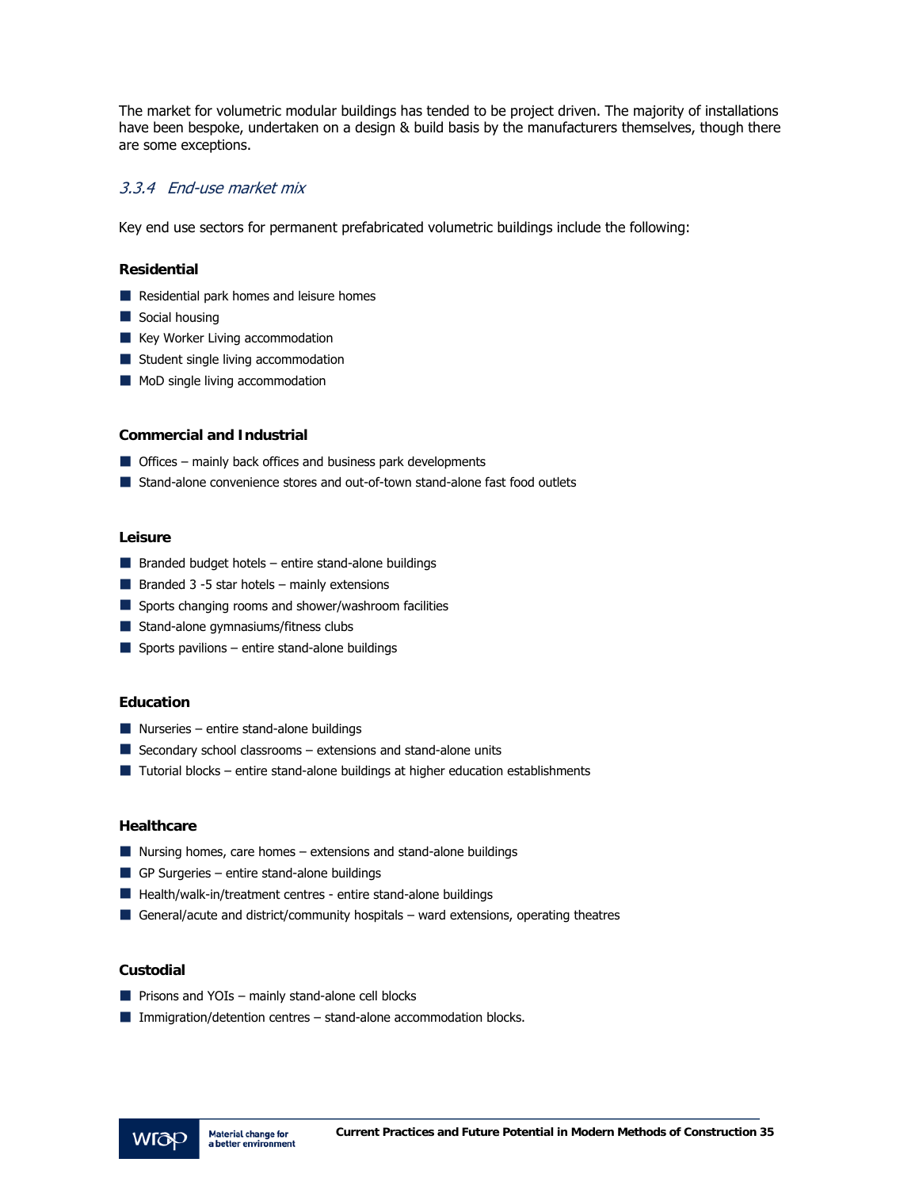The market for volumetric modular buildings has tended to be project driven. The majority of installations have been bespoke, undertaken on a design & build basis by the manufacturers themselves, though there are some exceptions.

### *3.3.4 End-use market mix*

Key end use sectors for permanent prefabricated volumetric buildings include the following:

**Residential**

- Residential park homes and leisure homes
- Social housing
- Key Worker Living accommodation
- Student single living accommodation
- MoD single living accommodation

**Commercial and Industrial**

- Offices – mainly back offices and business park developments
- Stand-alone convenience stores and out-of-town stand-alone fast food outlets

**Leisure**

- Branded budget hotels – entire stand-alone buildings
- Branded 3 -5 star hotels – mainly extensions
- Sports changing rooms and shower/washroom facilities
- Stand-alone gymnasiums/fitness clubs
- Sports pavilions – entire stand-alone buildings

**Education**

- Nurseries – entire stand-alone buildings
- Secondary school classrooms – extensions and stand-alone units
- Tutorial blocks – entire stand-alone buildings at higher education establishments

**Healthcare**

- Nursing homes, care homes – extensions and stand-alone buildings
- GP Surgeries – entire stand-alone buildings
- Health/walk-in/treatment centres - entire stand-alone buildings
- General/acute and district/community hospitals – ward extensions, operating theatres

**Custodial**

- Prisons and YOIs – mainly stand-alone cell blocks
- Immigration/detention centres – stand-alone accommodation blocks.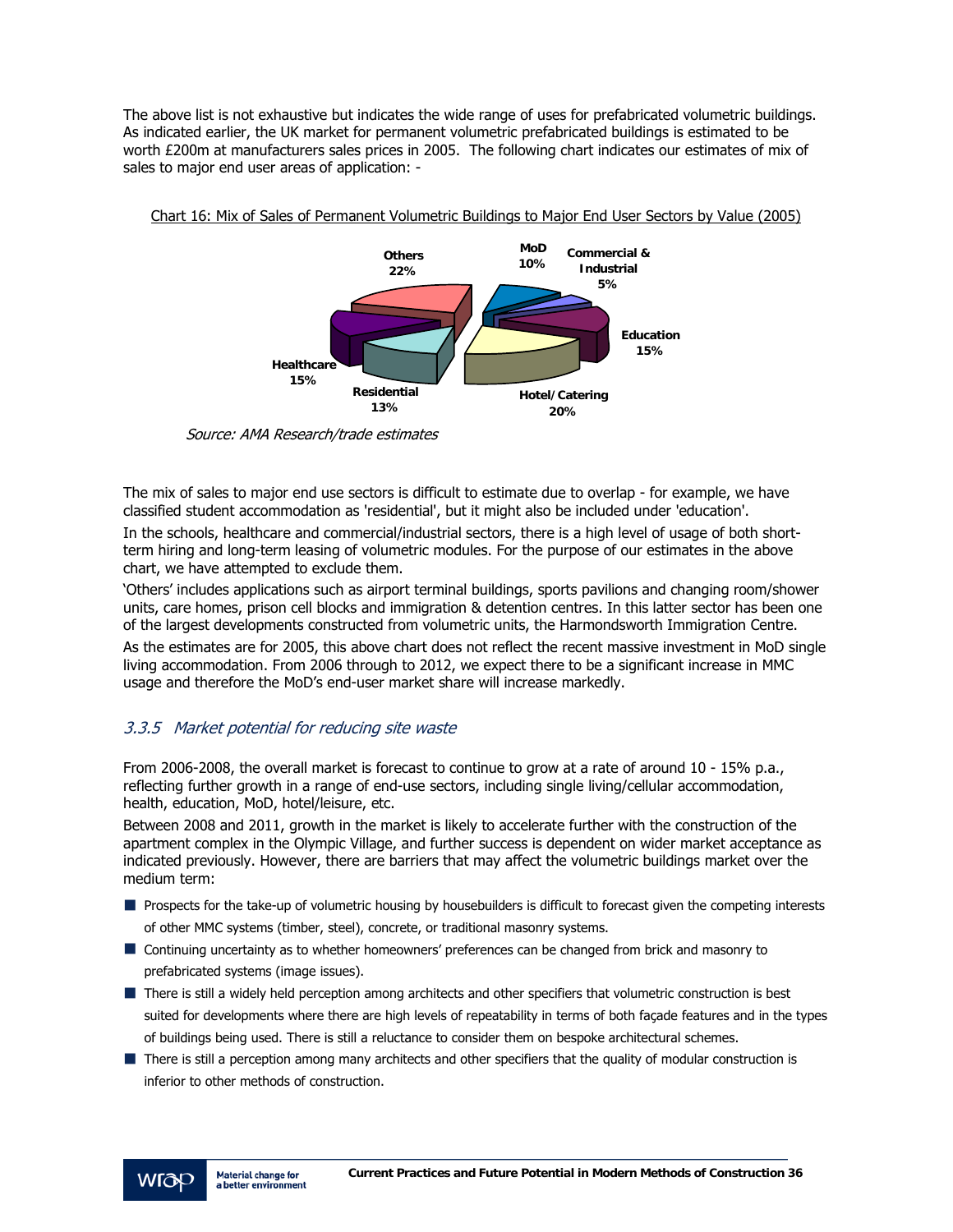The above list is not exhaustive but indicates the wide range of uses for prefabricated volumetric buildings. As indicated earlier, the UK market for permanent volumetric prefabricated buildings is estimated to be worth £200m at manufacturers sales prices in 2005. The following chart indicates our estimates of mix of sales to major end user areas of application: -

Chart 16: Mix of Sales of Permanent Volumetric Buildings to Major End User Sectors by Value (2005)

| Sector | Share |
|---|---|
| Others | 22% |
| MoD | 10% |
| Commercial & Industrial | 5% |
| Education | 15% |
| Hotel/Catering | 20% |
| Residential | 13% |
| Healthcare | 15% |

*Source: AMA Research/trade estimates*

The mix of sales to major end use sectors is difficult to estimate due to overlap - for example, we have classified student accommodation as 'residential', but it might also be included under 'education'.

In the schools, healthcare and commercial/industrial sectors, there is a high level of usage of both short-term hiring and long-term leasing of volumetric modules. For the purpose of our estimates in the above chart, we have attempted to exclude them.

'Others' includes applications such as airport terminal buildings, sports pavilions and changing room/shower units, care homes, prison cell blocks and immigration & detention centres. In this latter sector has been one of the largest developments constructed from volumetric units, the Harmondsworth Immigration Centre.

As the estimates are for 2005, this above chart does not reflect the recent massive investment in MoD single living accommodation. From 2006 through to 2012, we expect there to be a significant increase in MMC usage and therefore the MoD's end-user market share will increase markedly.

### *3.3.5 Market potential for reducing site waste*

From 2006-2008, the overall market is forecast to continue to grow at a rate of around 10 - 15% p.a., reflecting further growth in a range of end-use sectors, including single living/cellular accommodation, health, education, MoD, hotel/leisure, etc.

Between 2008 and 2011, growth in the market is likely to accelerate further with the construction of the apartment complex in the Olympic Village, and further success is dependent on wider market acceptance as indicated previously. However, there are barriers that may affect the volumetric buildings market over the medium term:

- Prospects for the take-up of volumetric housing by housebuilders is difficult to forecast given the competing interests of other MMC systems (timber, steel), concrete, or traditional masonry systems.
- Continuing uncertainty as to whether homeowners' preferences can be changed from brick and masonry to prefabricated systems (image issues).
- There is still a widely held perception among architects and other specifiers that volumetric construction is best suited for developments where there are high levels of repeatability in terms of both façade features and in the types of buildings being used. There is still a reluctance to consider them on bespoke architectural schemes.
- There is still a perception among many architects and other specifiers that the quality of modular construction is inferior to other methods of construction.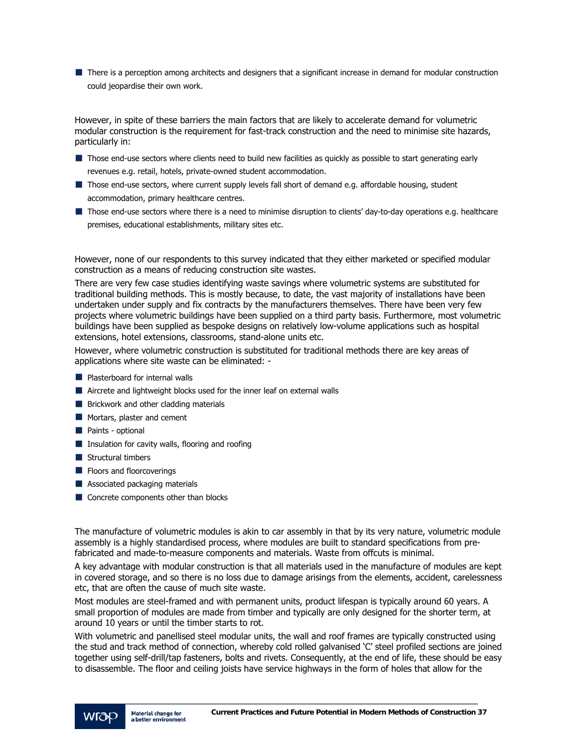- There is a perception among architects and designers that a significant increase in demand for modular construction could jeopardise their own work.

However, in spite of these barriers the main factors that are likely to accelerate demand for volumetric modular construction is the requirement for fast-track construction and the need to minimise site hazards, particularly in:

- Those end-use sectors where clients need to build new facilities as quickly as possible to start generating early revenues e.g. retail, hotels, private-owned student accommodation.
- Those end-use sectors, where current supply levels fall short of demand e.g. affordable housing, student accommodation, primary healthcare centres.
- Those end-use sectors where there is a need to minimise disruption to clients' day-to-day operations e.g. healthcare premises, educational establishments, military sites etc.

However, none of our respondents to this survey indicated that they either marketed or specified modular construction as a means of reducing construction site wastes.

There are very few case studies identifying waste savings where volumetric systems are substituted for traditional building methods. This is mostly because, to date, the vast majority of installations have been undertaken under supply and fix contracts by the manufacturers themselves. There have been very few projects where volumetric buildings have been supplied on a third party basis. Furthermore, most volumetric buildings have been supplied as bespoke designs on relatively low-volume applications such as hospital extensions, hotel extensions, classrooms, stand-alone units etc.

However, where volumetric construction is substituted for traditional methods there are key areas of applications where site waste can be eliminated: -

- Plasterboard for internal walls
- Aircrete and lightweight blocks used for the inner leaf on external walls
- Brickwork and other cladding materials
- Mortars, plaster and cement
- Paints - optional
- Insulation for cavity walls, flooring and roofing
- Structural timbers
- Floors and floorcoverings
- Associated packaging materials
- Concrete components other than blocks

The manufacture of volumetric modules is akin to car assembly in that by its very nature, volumetric module assembly is a highly standardised process, where modules are built to standard specifications from pre-fabricated and made-to-measure components and materials. Waste from offcuts is minimal.

A key advantage with modular construction is that all materials used in the manufacture of modules are kept in covered storage, and so there is no loss due to damage arisings from the elements, accident, carelessness etc, that are often the cause of much site waste.

Most modules are steel-framed and with permanent units, product lifespan is typically around 60 years. A small proportion of modules are made from timber and typically are only designed for the shorter term, at around 10 years or until the timber starts to rot.

With volumetric and panellised steel modular units, the wall and roof frames are typically constructed using the stud and track method of connection, whereby cold rolled galvanised 'C' steel profiled sections are joined together using self-drill/tap fasteners, bolts and rivets. Consequently, at the end of life, these should be easy to disassemble. The floor and ceiling joists have service highways in the form of holes that allow for the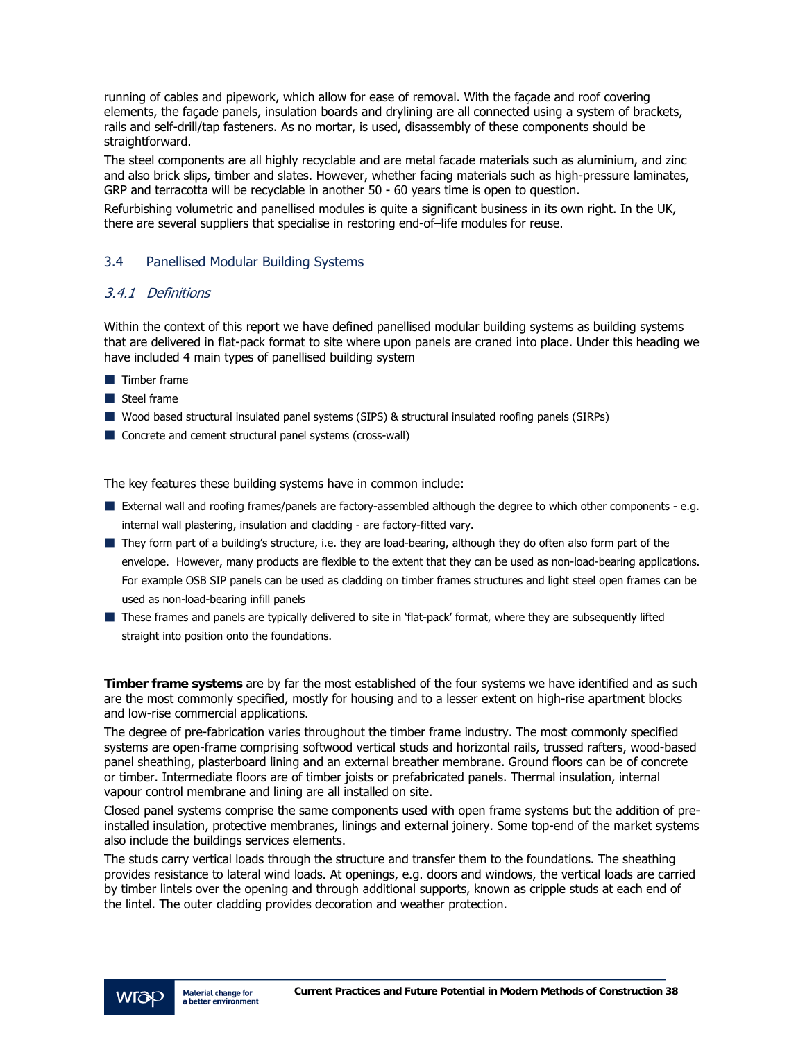running of cables and pipework, which allow for ease of removal. With the façade and roof covering elements, the façade panels, insulation boards and drylining are all connected using a system of brackets, rails and self-drill/tap fasteners. As no mortar, is used, disassembly of these components should be straightforward.

The steel components are all highly recyclable and are metal facade materials such as aluminium, and zinc and also brick slips, timber and slates. However, whether facing materials such as high-pressure laminates, GRP and terracotta will be recyclable in another 50 - 60 years time is open to question.

Refurbishing volumetric and panellised modules is quite a significant business in its own right. In the UK, there are several suppliers that specialise in restoring end-of–life modules for reuse.

## 3.4 Panellised Modular Building Systems

### *3.4.1 Definitions*

Within the context of this report we have defined panellised modular building systems as building systems that are delivered in flat-pack format to site where upon panels are craned into place. Under this heading we have included 4 main types of panellised building system

- Timber frame
- Steel frame
- Wood based structural insulated panel systems (SIPS) & structural insulated roofing panels (SIRPs)
- Concrete and cement structural panel systems (cross-wall)

The key features these building systems have in common include:

- External wall and roofing frames/panels are factory-assembled although the degree to which other components - e.g. internal wall plastering, insulation and cladding - are factory-fitted vary.
- They form part of a building's structure, i.e. they are load-bearing, although they do often also form part of the envelope. However, many products are flexible to the extent that they can be used as non-load-bearing applications. For example OSB SIP panels can be used as cladding on timber frames structures and light steel open frames can be used as non-load-bearing infill panels
- These frames and panels are typically delivered to site in 'flat-pack' format, where they are subsequently lifted straight into position onto the foundations.

**Timber frame systems** are by far the most established of the four systems we have identified and as such are the most commonly specified, mostly for housing and to a lesser extent on high-rise apartment blocks and low-rise commercial applications.

The degree of pre-fabrication varies throughout the timber frame industry. The most commonly specified systems are open-frame comprising softwood vertical studs and horizontal rails, trussed rafters, wood-based panel sheathing, plasterboard lining and an external breather membrane. Ground floors can be of concrete or timber. Intermediate floors are of timber joists or prefabricated panels. Thermal insulation, internal vapour control membrane and lining are all installed on site.

Closed panel systems comprise the same components used with open frame systems but the addition of pre-installed insulation, protective membranes, linings and external joinery. Some top-end of the market systems also include the buildings services elements.

The studs carry vertical loads through the structure and transfer them to the foundations. The sheathing provides resistance to lateral wind loads. At openings, e.g. doors and windows, the vertical loads are carried by timber lintels over the opening and through additional supports, known as cripple studs at each end of the lintel. The outer cladding provides decoration and weather protection.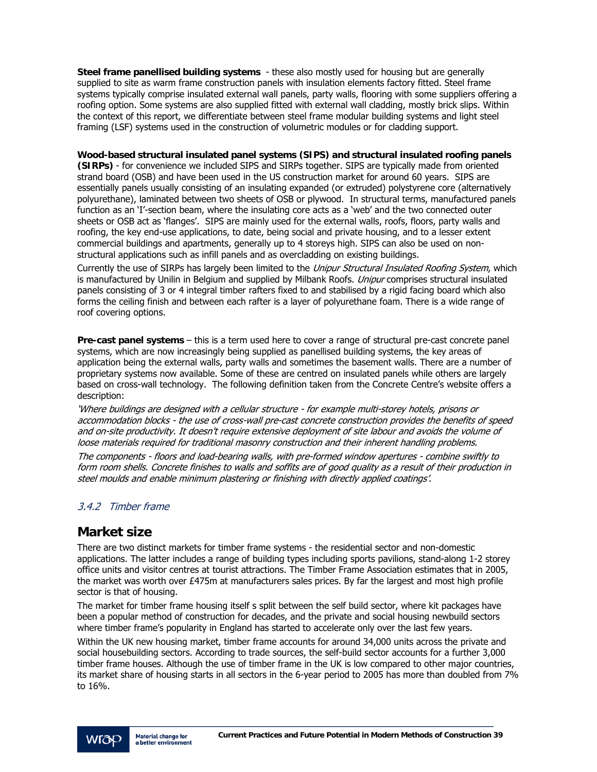**Steel frame panellised building systems** - these also mostly used for housing but are generally supplied to site as warm frame construction panels with insulation elements factory fitted. Steel frame systems typically comprise insulated external wall panels, party walls, flooring with some suppliers offering a roofing option. Some systems are also supplied fitted with external wall cladding, mostly brick slips. Within the context of this report, we differentiate between steel frame modular building systems and light steel framing (LSF) systems used in the construction of volumetric modules or for cladding support.

**Wood-based structural insulated panel systems (SIPS) and structural insulated roofing panels (SIRPs)** - for convenience we included SIPS and SIRPs together. SIPS are typically made from oriented strand board (OSB) and have been used in the US construction market for around 60 years. SIPS are essentially panels usually consisting of an insulating expanded (or extruded) polystyrene core (alternatively polyurethane), laminated between two sheets of OSB or plywood. In structural terms, manufactured panels function as an 'I'-section beam, where the insulating core acts as a 'web' and the two connected outer sheets or OSB act as 'flanges'. SIPS are mainly used for the external walls, roofs, floors, party walls and roofing, the key end-use applications, to date, being social and private housing, and to a lesser extent commercial buildings and apartments, generally up to 4 storeys high. SIPS can also be used on non-structural applications such as infill panels and as overcladding on existing buildings.

Currently the use of SIRPs has largely been limited to the *Unipur Structural Insulated Roofing System*, which is manufactured by Unilin in Belgium and supplied by Milbank Roofs. *Unipur* comprises structural insulated panels consisting of 3 or 4 integral timber rafters fixed to and stabilised by a rigid facing board which also forms the ceiling finish and between each rafter is a layer of polyurethane foam. There is a wide range of roof covering options.

**Pre-cast panel systems** – this is a term used here to cover a range of structural pre-cast concrete panel systems, which are now increasingly being supplied as panellised building systems, the key areas of application being the external walls, party walls and sometimes the basement walls. There are a number of proprietary systems now available. Some of these are centred on insulated panels while others are largely based on cross-wall technology. The following definition taken from the Concrete Centre's website offers a description:

*'Where buildings are designed with a cellular structure - for example multi-storey hotels, prisons or accommodation blocks - the use of cross-wall pre-cast concrete construction provides the benefits of speed and on-site productivity. It doesn't require extensive deployment of site labour and avoids the volume of loose materials required for traditional masonry construction and their inherent handling problems.*

*The components - floors and load-bearing walls, with pre-formed window apertures - combine swiftly to form room shells. Concrete finishes to walls and soffits are of good quality as a result of their production in steel moulds and enable minimum plastering or finishing with directly applied coatings'.*

### *3.4.2 Timber frame*

## Market size

There are two distinct markets for timber frame systems - the residential sector and non-domestic applications. The latter includes a range of building types including sports pavilions, stand-along 1-2 storey office units and visitor centres at tourist attractions. The Timber Frame Association estimates that in 2005, the market was worth over £475m at manufacturers sales prices. By far the largest and most high profile sector is that of housing.

The market for timber frame housing itself s split between the self build sector, where kit packages have been a popular method of construction for decades, and the private and social housing newbuild sectors where timber frame's popularity in England has started to accelerate only over the last few years.

Within the UK new housing market, timber frame accounts for around 34,000 units across the private and social housebuilding sectors. According to trade sources, the self-build sector accounts for a further 3,000 timber frame houses. Although the use of timber frame in the UK is low compared to other major countries, its market share of housing starts in all sectors in the 6-year period to 2005 has more than doubled from 7% to 16%.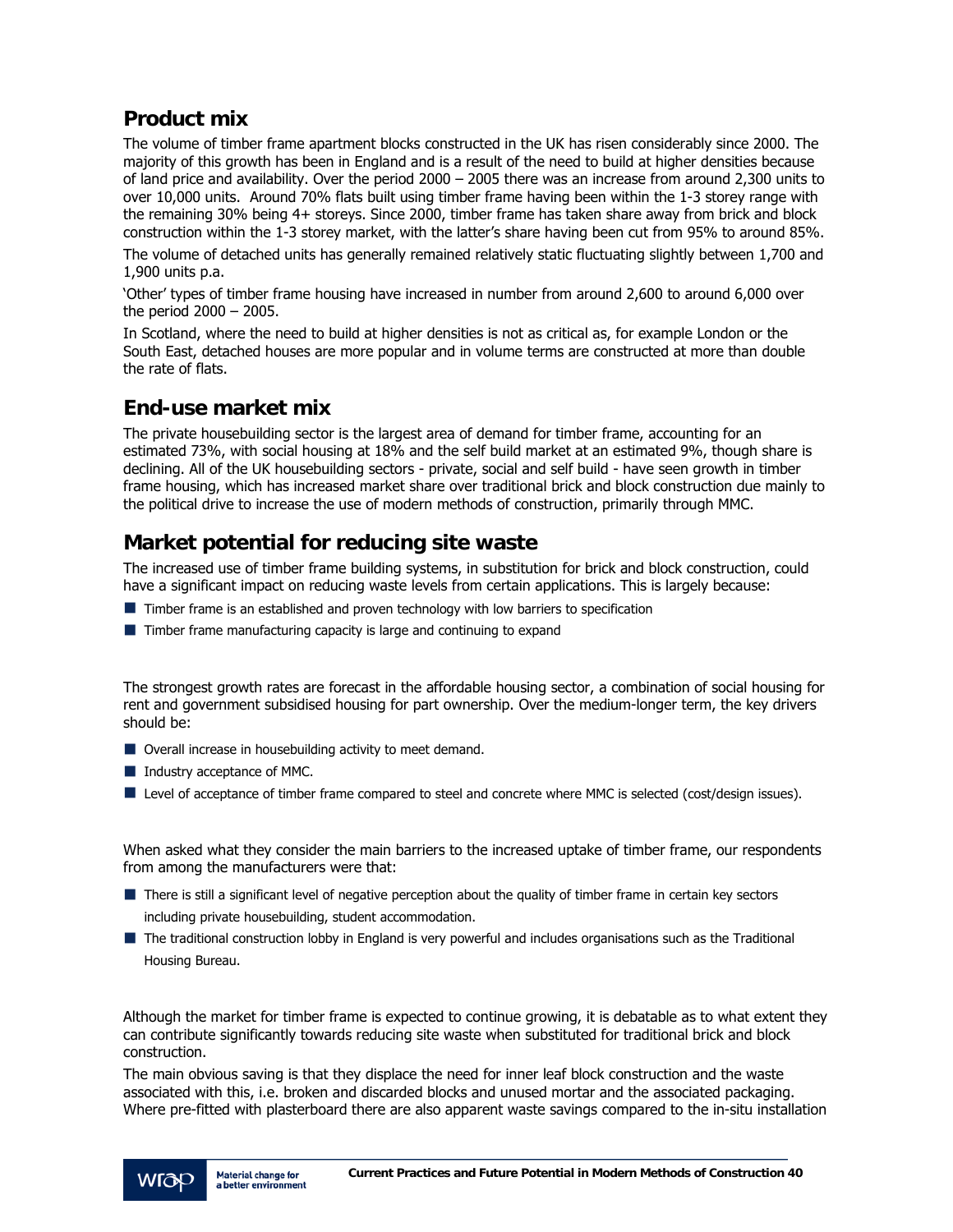## Product mix

The volume of timber frame apartment blocks constructed in the UK has risen considerably since 2000. The majority of this growth has been in England and is a result of the need to build at higher densities because of land price and availability. Over the period 2000 – 2005 there was an increase from around 2,300 units to over 10,000 units. Around 70% flats built using timber frame having been within the 1-3 storey range with the remaining 30% being 4+ storeys. Since 2000, timber frame has taken share away from brick and block construction within the 1-3 storey market, with the latter's share having been cut from 95% to around 85%.

The volume of detached units has generally remained relatively static fluctuating slightly between 1,700 and 1,900 units p.a.

'Other' types of timber frame housing have increased in number from around 2,600 to around 6,000 over the period 2000 – 2005.

In Scotland, where the need to build at higher densities is not as critical as, for example London or the South East, detached houses are more popular and in volume terms are constructed at more than double the rate of flats.

## End-use market mix

The private housebuilding sector is the largest area of demand for timber frame, accounting for an estimated 73%, with social housing at 18% and the self build market at an estimated 9%, though share is declining. All of the UK housebuilding sectors - private, social and self build - have seen growth in timber frame housing, which has increased market share over traditional brick and block construction due mainly to the political drive to increase the use of modern methods of construction, primarily through MMC.

## Market potential for reducing site waste

The increased use of timber frame building systems, in substitution for brick and block construction, could have a significant impact on reducing waste levels from certain applications. This is largely because:

- Timber frame is an established and proven technology with low barriers to specification
- Timber frame manufacturing capacity is large and continuing to expand

The strongest growth rates are forecast in the affordable housing sector, a combination of social housing for rent and government subsidised housing for part ownership. Over the medium-longer term, the key drivers should be:

- Overall increase in housebuilding activity to meet demand.
- Industry acceptance of MMC.
- Level of acceptance of timber frame compared to steel and concrete where MMC is selected (cost/design issues).

When asked what they consider the main barriers to the increased uptake of timber frame, our respondents from among the manufacturers were that:

- There is still a significant level of negative perception about the quality of timber frame in certain key sectors including private housebuilding, student accommodation.
- The traditional construction lobby in England is very powerful and includes organisations such as the Traditional Housing Bureau.

Although the market for timber frame is expected to continue growing, it is debatable as to what extent they can contribute significantly towards reducing site waste when substituted for traditional brick and block construction.

The main obvious saving is that they displace the need for inner leaf block construction and the waste associated with this, i.e. broken and discarded blocks and unused mortar and the associated packaging. Where pre-fitted with plasterboard there are also apparent waste savings compared to the in-situ installation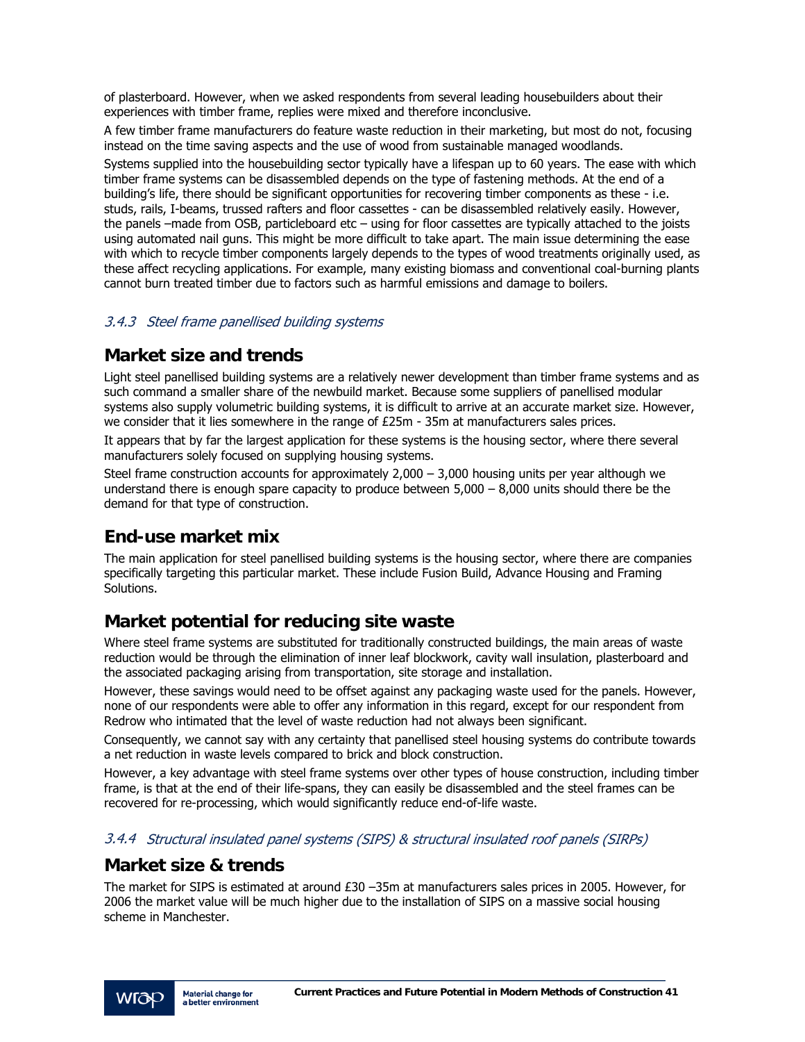of plasterboard. However, when we asked respondents from several leading housebuilders about their experiences with timber frame, replies were mixed and therefore inconclusive.

A few timber frame manufacturers do feature waste reduction in their marketing, but most do not, focusing instead on the time saving aspects and the use of wood from sustainable managed woodlands.

Systems supplied into the housebuilding sector typically have a lifespan up to 60 years. The ease with which timber frame systems can be disassembled depends on the type of fastening methods. At the end of a building's life, there should be significant opportunities for recovering timber components as these - i.e. studs, rails, I-beams, trussed rafters and floor cassettes - can be disassembled relatively easily. However, the panels –made from OSB, particleboard etc – using for floor cassettes are typically attached to the joists using automated nail guns. This might be more difficult to take apart. The main issue determining the ease with which to recycle timber components largely depends to the types of wood treatments originally used, as these affect recycling applications. For example, many existing biomass and conventional coal-burning plants cannot burn treated timber due to factors such as harmful emissions and damage to boilers.

### *3.4.3 Steel frame panellised building systems*

## Market size and trends

Light steel panellised building systems are a relatively newer development than timber frame systems and as such command a smaller share of the newbuild market. Because some suppliers of panellised modular systems also supply volumetric building systems, it is difficult to arrive at an accurate market size. However, we consider that it lies somewhere in the range of £25m - 35m at manufacturers sales prices.

It appears that by far the largest application for these systems is the housing sector, where there several manufacturers solely focused on supplying housing systems.

Steel frame construction accounts for approximately 2,000 – 3,000 housing units per year although we understand there is enough spare capacity to produce between 5,000 – 8,000 units should there be the demand for that type of construction.

## End-use market mix

The main application for steel panellised building systems is the housing sector, where there are companies specifically targeting this particular market. These include Fusion Build, Advance Housing and Framing Solutions.

## Market potential for reducing site waste

Where steel frame systems are substituted for traditionally constructed buildings, the main areas of waste reduction would be through the elimination of inner leaf blockwork, cavity wall insulation, plasterboard and the associated packaging arising from transportation, site storage and installation.

However, these savings would need to be offset against any packaging waste used for the panels. However, none of our respondents were able to offer any information in this regard, except for our respondent from Redrow who intimated that the level of waste reduction had not always been significant.

Consequently, we cannot say with any certainty that panellised steel housing systems do contribute towards a net reduction in waste levels compared to brick and block construction.

However, a key advantage with steel frame systems over other types of house construction, including timber frame, is that at the end of their life-spans, they can easily be disassembled and the steel frames can be recovered for re-processing, which would significantly reduce end-of-life waste.

### *3.4.4 Structural insulated panel systems (SIPS) & structural insulated roof panels (SIRPs)*

## Market size & trends

The market for SIPS is estimated at around £30 –35m at manufacturers sales prices in 2005. However, for 2006 the market value will be much higher due to the installation of SIPS on a massive social housing scheme in Manchester.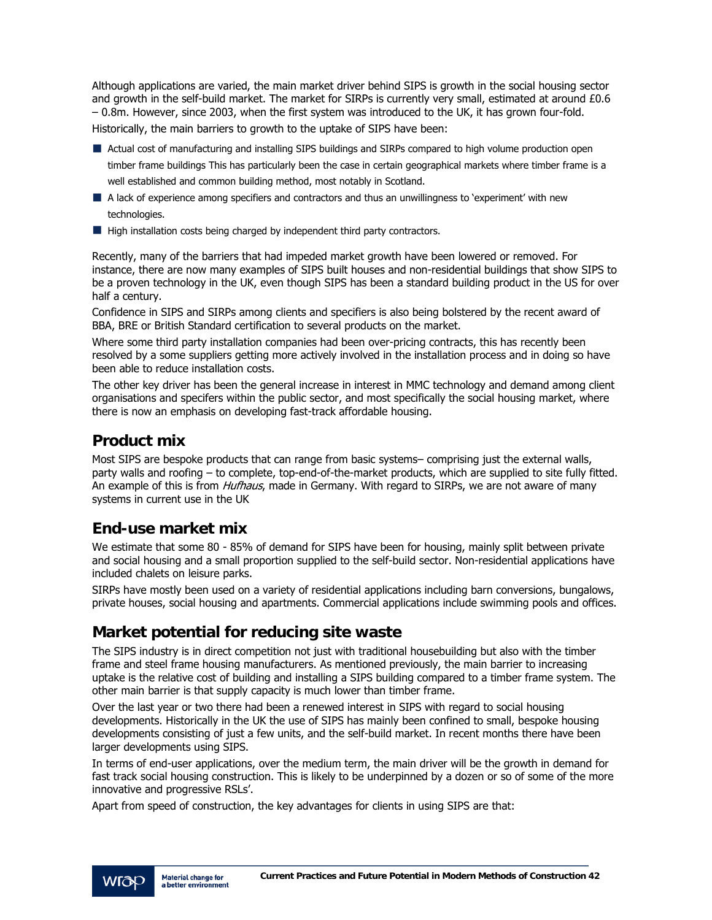Although applications are varied, the main market driver behind SIPS is growth in the social housing sector and growth in the self-build market. The market for SIRPs is currently very small, estimated at around £0.6 – 0.8m. However, since 2003, when the first system was introduced to the UK, it has grown four-fold.

Historically, the main barriers to growth to the uptake of SIPS have been:

- Actual cost of manufacturing and installing SIPS buildings and SIRPs compared to high volume production open timber frame buildings This has particularly been the case in certain geographical markets where timber frame is a well established and common building method, most notably in Scotland.
- A lack of experience among specifiers and contractors and thus an unwillingness to 'experiment' with new technologies.
- High installation costs being charged by independent third party contractors.

Recently, many of the barriers that had impeded market growth have been lowered or removed. For instance, there are now many examples of SIPS built houses and non-residential buildings that show SIPS to be a proven technology in the UK, even though SIPS has been a standard building product in the US for over half a century.

Confidence in SIPS and SIRPs among clients and specifiers is also being bolstered by the recent award of BBA, BRE or British Standard certification to several products on the market.

Where some third party installation companies had been over-pricing contracts, this has recently been resolved by a some suppliers getting more actively involved in the installation process and in doing so have been able to reduce installation costs.

The other key driver has been the general increase in interest in MMC technology and demand among client organisations and specifers within the public sector, and most specifically the social housing market, where there is now an emphasis on developing fast-track affordable housing.

## Product mix

Most SIPS are bespoke products that can range from basic systems– comprising just the external walls, party walls and roofing – to complete, top-end-of-the-market products, which are supplied to site fully fitted. An example of this is from *Hufhaus*, made in Germany. With regard to SIRPs, we are not aware of many systems in current use in the UK

## End-use market mix

We estimate that some 80 - 85% of demand for SIPS have been for housing, mainly split between private and social housing and a small proportion supplied to the self-build sector. Non-residential applications have included chalets on leisure parks.

SIRPs have mostly been used on a variety of residential applications including barn conversions, bungalows, private houses, social housing and apartments. Commercial applications include swimming pools and offices.

## Market potential for reducing site waste

The SIPS industry is in direct competition not just with traditional housebuilding but also with the timber frame and steel frame housing manufacturers. As mentioned previously, the main barrier to increasing uptake is the relative cost of building and installing a SIPS building compared to a timber frame system. The other main barrier is that supply capacity is much lower than timber frame.

Over the last year or two there had been a renewed interest in SIPS with regard to social housing developments. Historically in the UK the use of SIPS has mainly been confined to small, bespoke housing developments consisting of just a few units, and the self-build market. In recent months there have been larger developments using SIPS.

In terms of end-user applications, over the medium term, the main driver will be the growth in demand for fast track social housing construction. This is likely to be underpinned by a dozen or so of some of the more innovative and progressive RSLs'.

Apart from speed of construction, the key advantages for clients in using SIPS are that: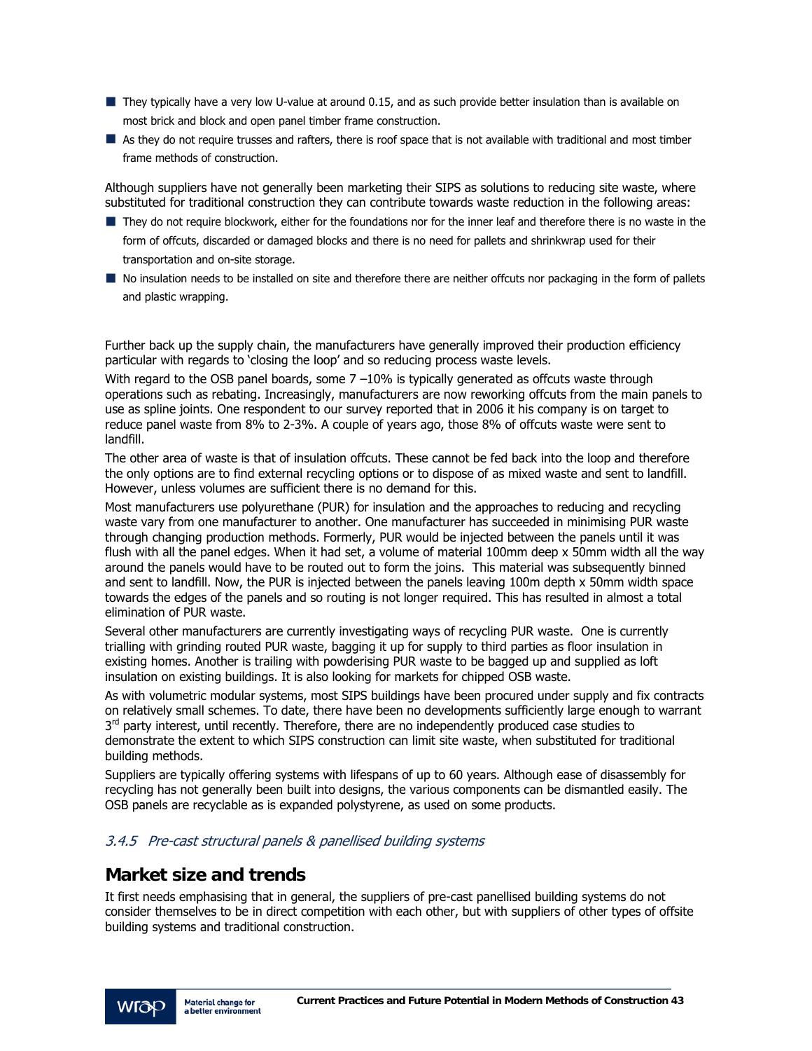- They typically have a very low U-value at around 0.15, and as such provide better insulation than is available on most brick and block and open panel timber frame construction.
- As they do not require trusses and rafters, there is roof space that is not available with traditional and most timber frame methods of construction.

Although suppliers have not generally been marketing their SIPS as solutions to reducing site waste, where substituted for traditional construction they can contribute towards waste reduction in the following areas:

- They do not require blockwork, either for the foundations nor for the inner leaf and therefore there is no waste in the form of offcuts, discarded or damaged blocks and there is no need for pallets and shrinkwrap used for their transportation and on-site storage.
- No insulation needs to be installed on site and therefore there are neither offcuts nor packaging in the form of pallets and plastic wrapping.

Further back up the supply chain, the manufacturers have generally improved their production efficiency particular with regards to 'closing the loop' and so reducing process waste levels.

With regard to the OSB panel boards, some 7 –10% is typically generated as offcuts waste through operations such as rebating. Increasingly, manufacturers are now reworking offcuts from the main panels to use as spline joints. One respondent to our survey reported that in 2006 it his company is on target to reduce panel waste from 8% to 2-3%. A couple of years ago, those 8% of offcuts waste were sent to landfill.

The other area of waste is that of insulation offcuts. These cannot be fed back into the loop and therefore the only options are to find external recycling options or to dispose of as mixed waste and sent to landfill. However, unless volumes are sufficient there is no demand for this.

Most manufacturers use polyurethane (PUR) for insulation and the approaches to reducing and recycling waste vary from one manufacturer to another. One manufacturer has succeeded in minimising PUR waste through changing production methods. Formerly, PUR would be injected between the panels until it was flush with all the panel edges. When it had set, a volume of material 100mm deep x 50mm width all the way around the panels would have to be routed out to form the joins. This material was subsequently binned and sent to landfill. Now, the PUR is injected between the panels leaving 100m depth x 50mm width space towards the edges of the panels and so routing is not longer required. This has resulted in almost a total elimination of PUR waste.

Several other manufacturers are currently investigating ways of recycling PUR waste. One is currently trialling with grinding routed PUR waste, bagging it up for supply to third parties as floor insulation in existing homes. Another is trailing with powderising PUR waste to be bagged up and supplied as loft insulation on existing buildings. It is also looking for markets for chipped OSB waste.

As with volumetric modular systems, most SIPS buildings have been procured under supply and fix contracts on relatively small schemes. To date, there have been no developments sufficiently large enough to warrant 3rd party interest, until recently. Therefore, there are no independently produced case studies to demonstrate the extent to which SIPS construction can limit site waste, when substituted for traditional building methods.

Suppliers are typically offering systems with lifespans of up to 60 years. Although ease of disassembly for recycling has not generally been built into designs, the various components can be dismantled easily. The OSB panels are recyclable as is expanded polystyrene, as used on some products.

### *3.4.5 Pre-cast structural panels & panellised building systems*

## Market size and trends

It first needs emphasising that in general, the suppliers of pre-cast panellised building systems do not consider themselves to be in direct competition with each other, but with suppliers of other types of offsite building systems and traditional construction.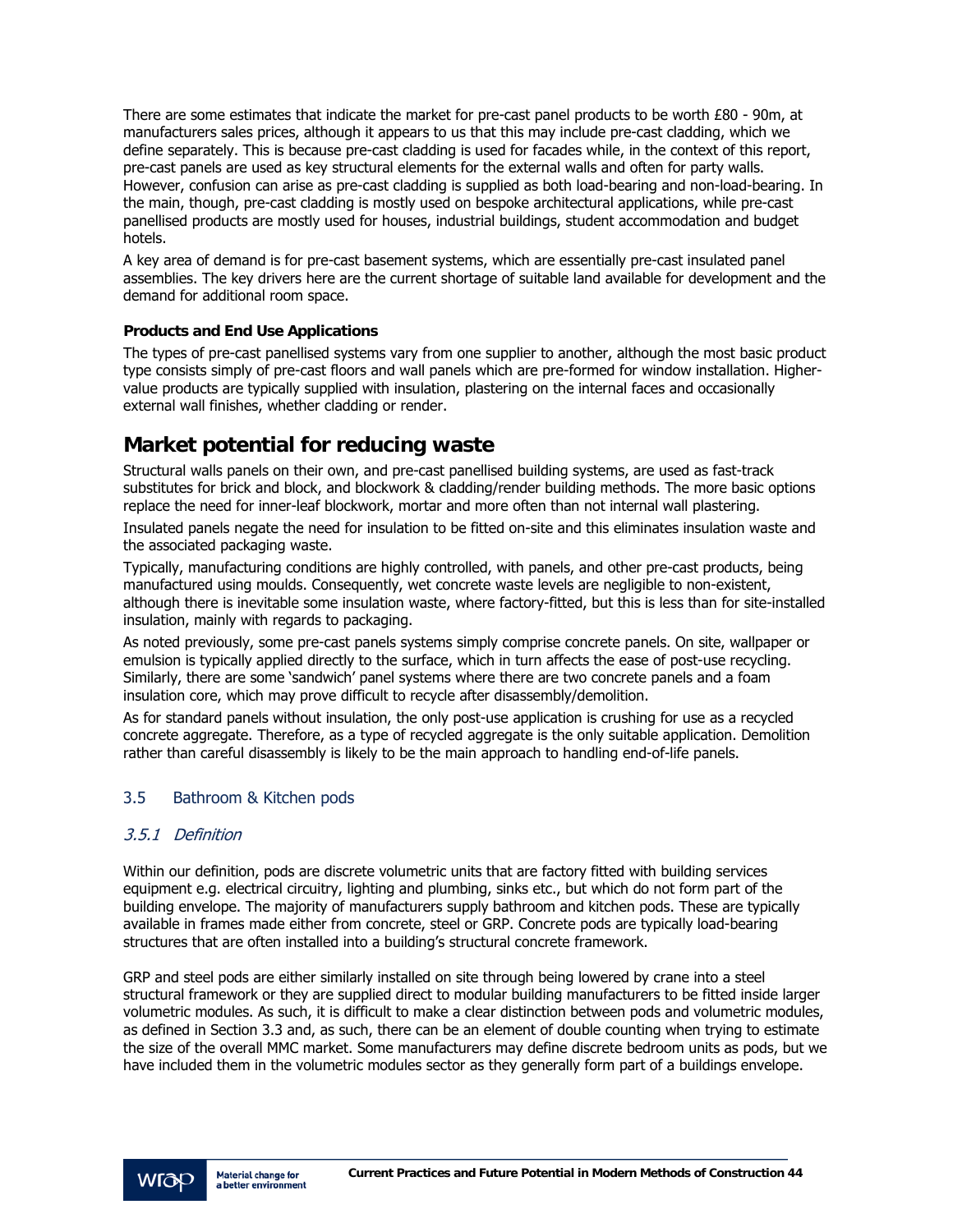There are some estimates that indicate the market for pre-cast panel products to be worth £80 - 90m, at manufacturers sales prices, although it appears to us that this may include pre-cast cladding, which we define separately. This is because pre-cast cladding is used for facades while, in the context of this report, pre-cast panels are used as key structural elements for the external walls and often for party walls. However, confusion can arise as pre-cast cladding is supplied as both load-bearing and non-load-bearing. In the main, though, pre-cast cladding is mostly used on bespoke architectural applications, while pre-cast panellised products are mostly used for houses, industrial buildings, student accommodation and budget hotels.

A key area of demand is for pre-cast basement systems, which are essentially pre-cast insulated panel assemblies. The key drivers here are the current shortage of suitable land available for development and the demand for additional room space.

**Products and End Use Applications**

The types of pre-cast panellised systems vary from one supplier to another, although the most basic product type consists simply of pre-cast floors and wall panels which are pre-formed for window installation. Higher-value products are typically supplied with insulation, plastering on the internal faces and occasionally external wall finishes, whether cladding or render.

## Market potential for reducing waste

Structural walls panels on their own, and pre-cast panellised building systems, are used as fast-track substitutes for brick and block, and blockwork & cladding/render building methods. The more basic options replace the need for inner-leaf blockwork, mortar and more often than not internal wall plastering.

Insulated panels negate the need for insulation to be fitted on-site and this eliminates insulation waste and the associated packaging waste.

Typically, manufacturing conditions are highly controlled, with panels, and other pre-cast products, being manufactured using moulds. Consequently, wet concrete waste levels are negligible to non-existent, although there is inevitable some insulation waste, where factory-fitted, but this is less than for site-installed insulation, mainly with regards to packaging.

As noted previously, some pre-cast panels systems simply comprise concrete panels. On site, wallpaper or emulsion is typically applied directly to the surface, which in turn affects the ease of post-use recycling. Similarly, there are some 'sandwich' panel systems where there are two concrete panels and a foam insulation core, which may prove difficult to recycle after disassembly/demolition.

As for standard panels without insulation, the only post-use application is crushing for use as a recycled concrete aggregate. Therefore, as a type of recycled aggregate is the only suitable application. Demolition rather than careful disassembly is likely to be the main approach to handling end-of-life panels.

### 3.5 Bathroom & Kitchen pods

#### *3.5.1 Definition*

Within our definition, pods are discrete volumetric units that are factory fitted with building services equipment e.g. electrical circuitry, lighting and plumbing, sinks etc., but which do not form part of the building envelope. The majority of manufacturers supply bathroom and kitchen pods. These are typically available in frames made either from concrete, steel or GRP. Concrete pods are typically load-bearing structures that are often installed into a building's structural concrete framework.

GRP and steel pods are either similarly installed on site through being lowered by crane into a steel structural framework or they are supplied direct to modular building manufacturers to be fitted inside larger volumetric modules. As such, it is difficult to make a clear distinction between pods and volumetric modules, as defined in Section 3.3 and, as such, there can be an element of double counting when trying to estimate the size of the overall MMC market. Some manufacturers may define discrete bedroom units as pods, but we have included them in the volumetric modules sector as they generally form part of a buildings envelope.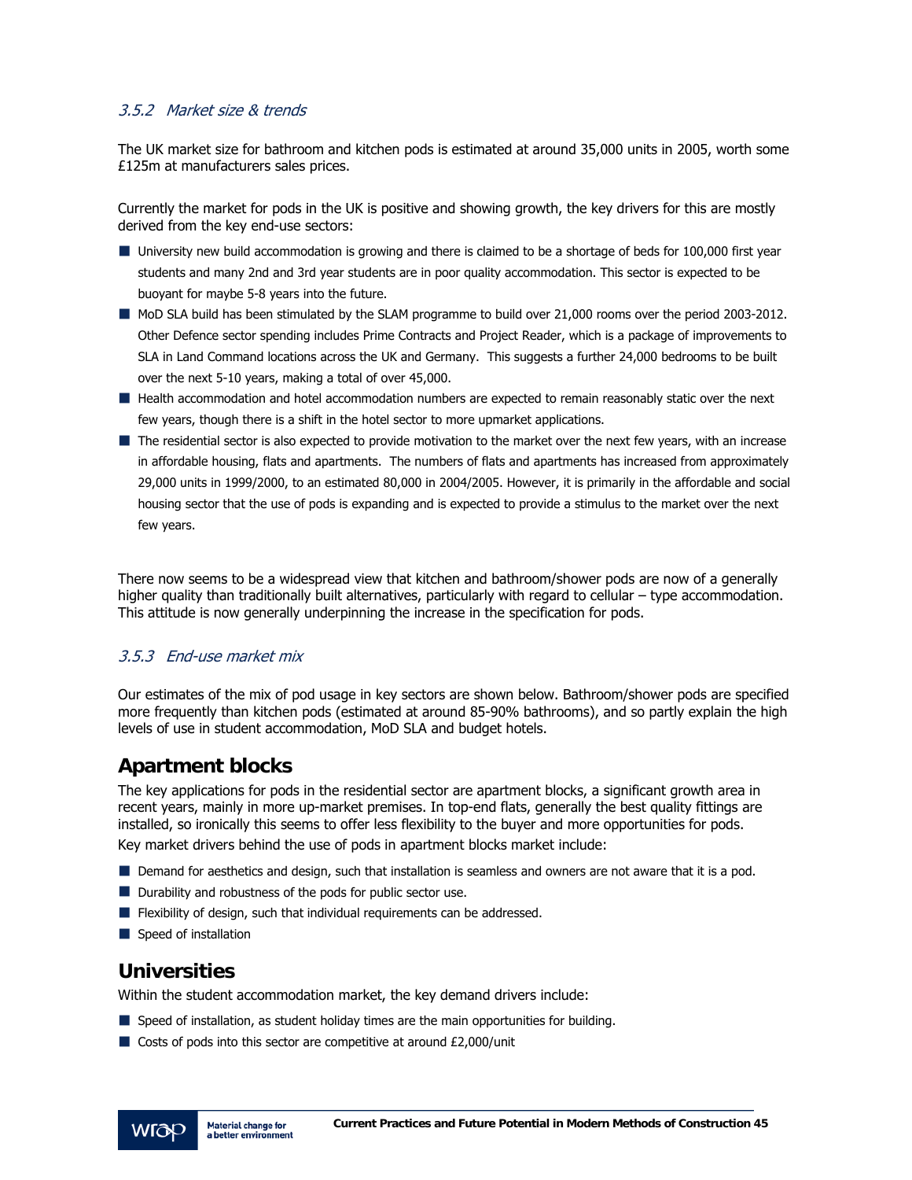### *3.5.2 Market size & trends*

The UK market size for bathroom and kitchen pods is estimated at around 35,000 units in 2005, worth some £125m at manufacturers sales prices.

Currently the market for pods in the UK is positive and showing growth, the key drivers for this are mostly derived from the key end-use sectors:

- University new build accommodation is growing and there is claimed to be a shortage of beds for 100,000 first year students and many 2nd and 3rd year students are in poor quality accommodation. This sector is expected to be buoyant for maybe 5-8 years into the future.
- MoD SLA build has been stimulated by the SLAM programme to build over 21,000 rooms over the period 2003-2012. Other Defence sector spending includes Prime Contracts and Project Reader, which is a package of improvements to SLA in Land Command locations across the UK and Germany. This suggests a further 24,000 bedrooms to be built over the next 5-10 years, making a total of over 45,000.
- Health accommodation and hotel accommodation numbers are expected to remain reasonably static over the next few years, though there is a shift in the hotel sector to more upmarket applications.
- The residential sector is also expected to provide motivation to the market over the next few years, with an increase in affordable housing, flats and apartments. The numbers of flats and apartments has increased from approximately 29,000 units in 1999/2000, to an estimated 80,000 in 2004/2005. However, it is primarily in the affordable and social housing sector that the use of pods is expanding and is expected to provide a stimulus to the market over the next few years.

There now seems to be a widespread view that kitchen and bathroom/shower pods are now of a generally higher quality than traditionally built alternatives, particularly with regard to cellular – type accommodation. This attitude is now generally underpinning the increase in the specification for pods.

### *3.5.3 End-use market mix*

Our estimates of the mix of pod usage in key sectors are shown below. Bathroom/shower pods are specified more frequently than kitchen pods (estimated at around 85-90% bathrooms), and so partly explain the high levels of use in student accommodation, MoD SLA and budget hotels.

## Apartment blocks

The key applications for pods in the residential sector are apartment blocks, a significant growth area in recent years, mainly in more up-market premises. In top-end flats, generally the best quality fittings are installed, so ironically this seems to offer less flexibility to the buyer and more opportunities for pods.
Key market drivers behind the use of pods in apartment blocks market include:

- Demand for aesthetics and design, such that installation is seamless and owners are not aware that it is a pod.
- Durability and robustness of the pods for public sector use.
- Flexibility of design, such that individual requirements can be addressed.
- Speed of installation

## Universities

Within the student accommodation market, the key demand drivers include:

- Speed of installation, as student holiday times are the main opportunities for building.
- Costs of pods into this sector are competitive at around £2,000/unit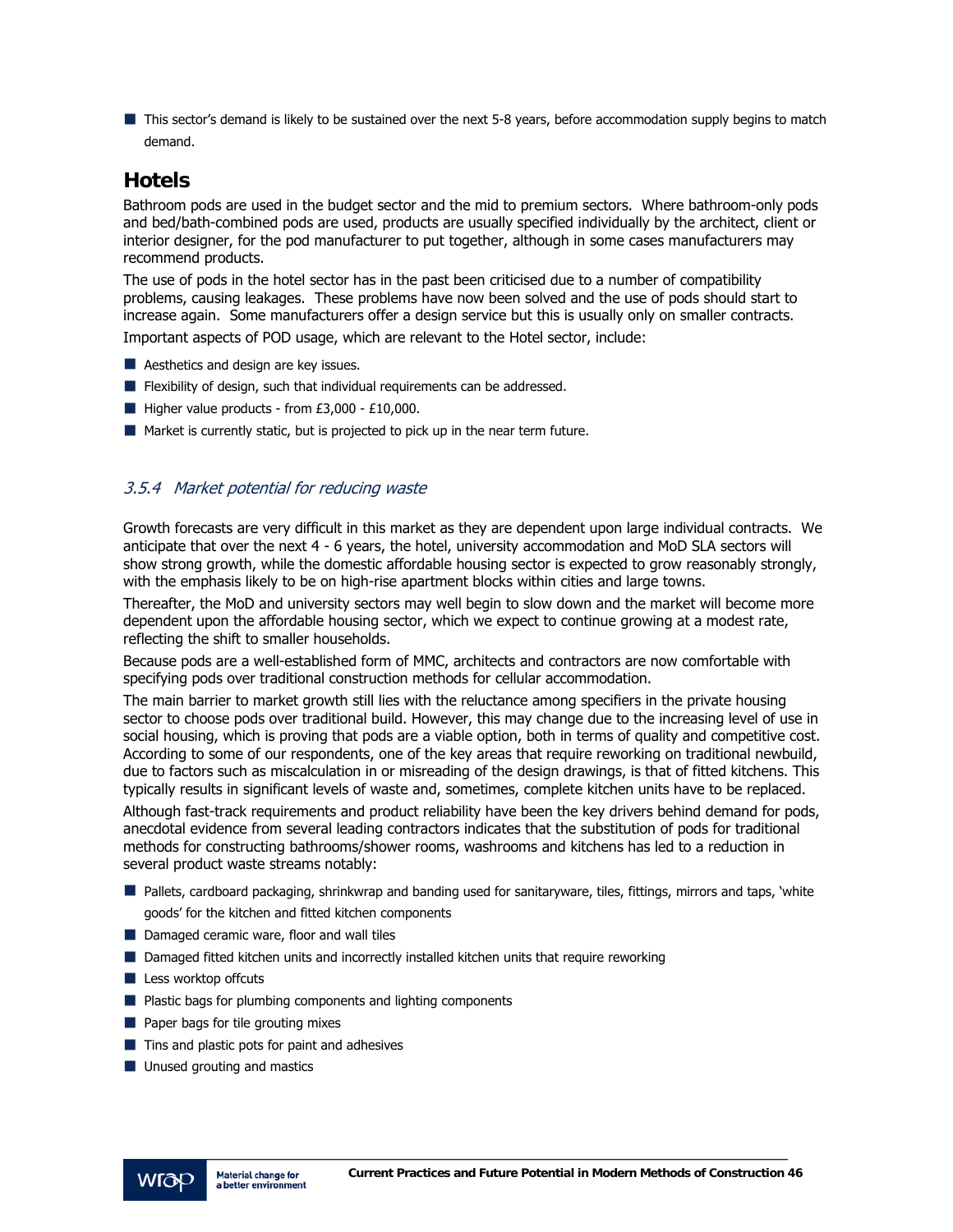- This sector's demand is likely to be sustained over the next 5-8 years, before accommodation supply begins to match demand.

## Hotels

Bathroom pods are used in the budget sector and the mid to premium sectors. Where bathroom-only pods and bed/bath-combined pods are used, products are usually specified individually by the architect, client or interior designer, for the pod manufacturer to put together, although in some cases manufacturers may recommend products.

The use of pods in the hotel sector has in the past been criticised due to a number of compatibility problems, causing leakages. These problems have now been solved and the use of pods should start to increase again. Some manufacturers offer a design service but this is usually only on smaller contracts.

Important aspects of POD usage, which are relevant to the Hotel sector, include:

- Aesthetics and design are key issues.
- Flexibility of design, such that individual requirements can be addressed.
- Higher value products - from £3,000 - £10,000.
- Market is currently static, but is projected to pick up in the near term future.

### *3.5.4 Market potential for reducing waste*

Growth forecasts are very difficult in this market as they are dependent upon large individual contracts. We anticipate that over the next 4 - 6 years, the hotel, university accommodation and MoD SLA sectors will show strong growth, while the domestic affordable housing sector is expected to grow reasonably strongly, with the emphasis likely to be on high-rise apartment blocks within cities and large towns.

Thereafter, the MoD and university sectors may well begin to slow down and the market will become more dependent upon the affordable housing sector, which we expect to continue growing at a modest rate, reflecting the shift to smaller households.

Because pods are a well-established form of MMC, architects and contractors are now comfortable with specifying pods over traditional construction methods for cellular accommodation.

The main barrier to market growth still lies with the reluctance among specifiers in the private housing sector to choose pods over traditional build. However, this may change due to the increasing level of use in social housing, which is proving that pods are a viable option, both in terms of quality and competitive cost. According to some of our respondents, one of the key areas that require reworking on traditional newbuild, due to factors such as miscalculation in or misreading of the design drawings, is that of fitted kitchens. This typically results in significant levels of waste and, sometimes, complete kitchen units have to be replaced.

Although fast-track requirements and product reliability have been the key drivers behind demand for pods, anecdotal evidence from several leading contractors indicates that the substitution of pods for traditional methods for constructing bathrooms/shower rooms, washrooms and kitchens has led to a reduction in several product waste streams notably:

- Pallets, cardboard packaging, shrinkwrap and banding used for sanitaryware, tiles, fittings, mirrors and taps, 'white goods' for the kitchen and fitted kitchen components
- Damaged ceramic ware, floor and wall tiles
- Damaged fitted kitchen units and incorrectly installed kitchen units that require reworking
- Less worktop offcuts
- Plastic bags for plumbing components and lighting components
- Paper bags for tile grouting mixes
- Tins and plastic pots for paint and adhesives
- Unused grouting and mastics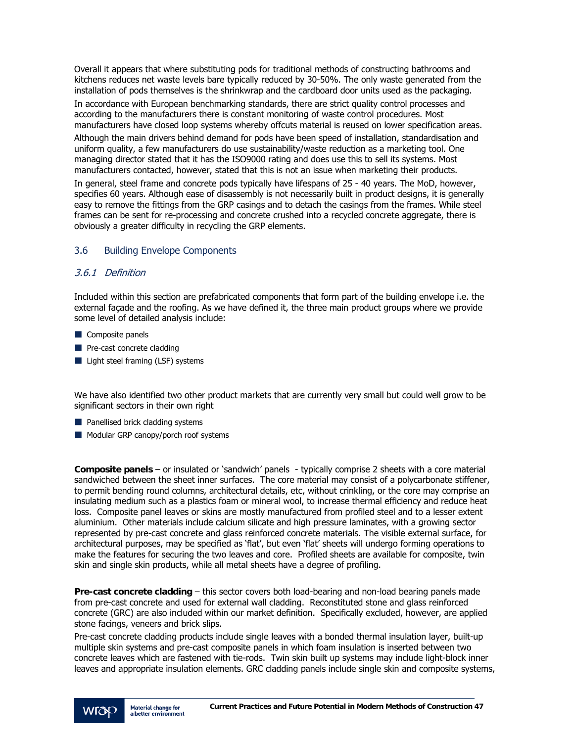Overall it appears that where substituting pods for traditional methods of constructing bathrooms and kitchens reduces net waste levels bare typically reduced by 30-50%. The only waste generated from the installation of pods themselves is the shrinkwrap and the cardboard door units used as the packaging.

In accordance with European benchmarking standards, there are strict quality control processes and according to the manufacturers there is constant monitoring of waste control procedures. Most manufacturers have closed loop systems whereby offcuts material is reused on lower specification areas.

Although the main drivers behind demand for pods have been speed of installation, standardisation and uniform quality, a few manufacturers do use sustainability/waste reduction as a marketing tool. One managing director stated that it has the ISO9000 rating and does use this to sell its systems. Most manufacturers contacted, however, stated that this is not an issue when marketing their products.

In general, steel frame and concrete pods typically have lifespans of 25 - 40 years. The MoD, however, specifies 60 years. Although ease of disassembly is not necessarily built in product designs, it is generally easy to remove the fittings from the GRP casings and to detach the casings from the frames. While steel frames can be sent for re-processing and concrete crushed into a recycled concrete aggregate, there is obviously a greater difficulty in recycling the GRP elements.

## 3.6 Building Envelope Components

### *3.6.1 Definition*

Included within this section are prefabricated components that form part of the building envelope i.e. the external façade and the roofing. As we have defined it, the three main product groups where we provide some level of detailed analysis include:

- Composite panels
- Pre-cast concrete cladding
- Light steel framing (LSF) systems

We have also identified two other product markets that are currently very small but could well grow to be significant sectors in their own right

- Panellised brick cladding systems
- Modular GRP canopy/porch roof systems

**Composite panels** – or insulated or 'sandwich' panels - typically comprise 2 sheets with a core material sandwiched between the sheet inner surfaces. The core material may consist of a polycarbonate stiffener, to permit bending round columns, architectural details, etc, without crinkling, or the core may comprise an insulating medium such as a plastics foam or mineral wool, to increase thermal efficiency and reduce heat loss. Composite panel leaves or skins are mostly manufactured from profiled steel and to a lesser extent aluminium. Other materials include calcium silicate and high pressure laminates, with a growing sector represented by pre-cast concrete and glass reinforced concrete materials. The visible external surface, for architectural purposes, may be specified as 'flat', but even 'flat' sheets will undergo forming operations to make the features for securing the two leaves and core. Profiled sheets are available for composite, twin skin and single skin products, while all metal sheets have a degree of profiling.

**Pre-cast concrete cladding** – this sector covers both load-bearing and non-load bearing panels made from pre-cast concrete and used for external wall cladding. Reconstituted stone and glass reinforced concrete (GRC) are also included within our market definition. Specifically excluded, however, are applied stone facings, veneers and brick slips.

Pre-cast concrete cladding products include single leaves with a bonded thermal insulation layer, built-up multiple skin systems and pre-cast composite panels in which foam insulation is inserted between two concrete leaves which are fastened with tie-rods. Twin skin built up systems may include light-block inner leaves and appropriate insulation elements. GRC cladding panels include single skin and composite systems,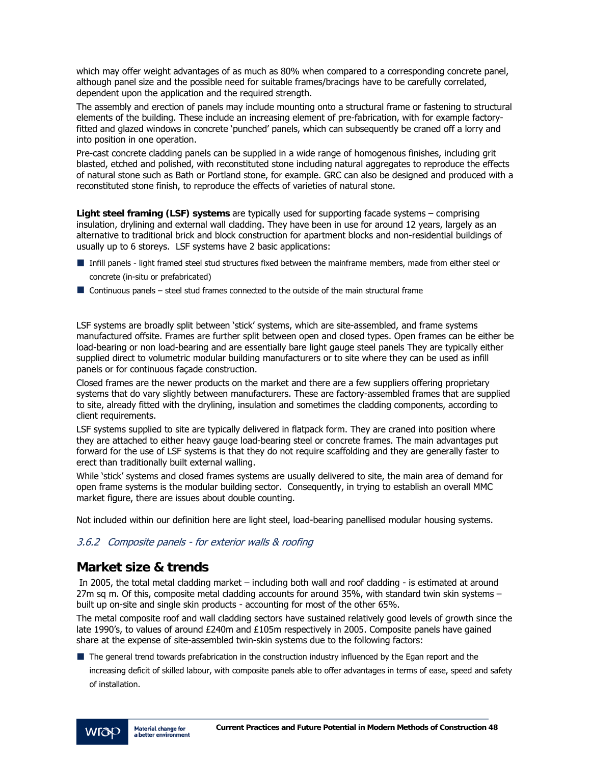which may offer weight advantages of as much as 80% when compared to a corresponding concrete panel, although panel size and the possible need for suitable frames/bracings have to be carefully correlated, dependent upon the application and the required strength.

The assembly and erection of panels may include mounting onto a structural frame or fastening to structural elements of the building. These include an increasing element of pre-fabrication, with for example factory-fitted and glazed windows in concrete 'punched' panels, which can subsequently be craned off a lorry and into position in one operation.

Pre-cast concrete cladding panels can be supplied in a wide range of homogenous finishes, including grit blasted, etched and polished, with reconstituted stone including natural aggregates to reproduce the effects of natural stone such as Bath or Portland stone, for example. GRC can also be designed and produced with a reconstituted stone finish, to reproduce the effects of varieties of natural stone.

**Light steel framing (LSF) systems** are typically used for supporting facade systems – comprising insulation, drylining and external wall cladding. They have been in use for around 12 years, largely as an alternative to traditional brick and block construction for apartment blocks and non-residential buildings of usually up to 6 storeys. LSF systems have 2 basic applications:

- Infill panels - light framed steel stud structures fixed between the mainframe members, made from either steel or concrete (in-situ or prefabricated)
- Continuous panels – steel stud frames connected to the outside of the main structural frame

LSF systems are broadly split between 'stick' systems, which are site-assembled, and frame systems manufactured offsite. Frames are further split between open and closed types. Open frames can be either be load-bearing or non load-bearing and are essentially bare light gauge steel panels They are typically either supplied direct to volumetric modular building manufacturers or to site where they can be used as infill panels or for continuous façade construction.

Closed frames are the newer products on the market and there are a few suppliers offering proprietary systems that do vary slightly between manufacturers. These are factory-assembled frames that are supplied to site, already fitted with the drylining, insulation and sometimes the cladding components, according to client requirements.

LSF systems supplied to site are typically delivered in flatpack form. They are craned into position where they are attached to either heavy gauge load-bearing steel or concrete frames. The main advantages put forward for the use of LSF systems is that they do not require scaffolding and they are generally faster to erect than traditionally built external walling.

While 'stick' systems and closed frames systems are usually delivered to site, the main area of demand for open frame systems is the modular building sector. Consequently, in trying to establish an overall MMC market figure, there are issues about double counting.

Not included within our definition here are light steel, load-bearing panellised modular housing systems.

### *3.6.2 Composite panels - for exterior walls & roofing*

## Market size & trends

In 2005, the total metal cladding market – including both wall and roof cladding - is estimated at around 27m sq m. Of this, composite metal cladding accounts for around 35%, with standard twin skin systems – built up on-site and single skin products - accounting for most of the other 65%.

The metal composite roof and wall cladding sectors have sustained relatively good levels of growth since the late 1990's, to values of around £240m and £105m respectively in 2005. Composite panels have gained share at the expense of site-assembled twin-skin systems due to the following factors:

- The general trend towards prefabrication in the construction industry influenced by the Egan report and the increasing deficit of skilled labour, with composite panels able to offer advantages in terms of ease, speed and safety of installation.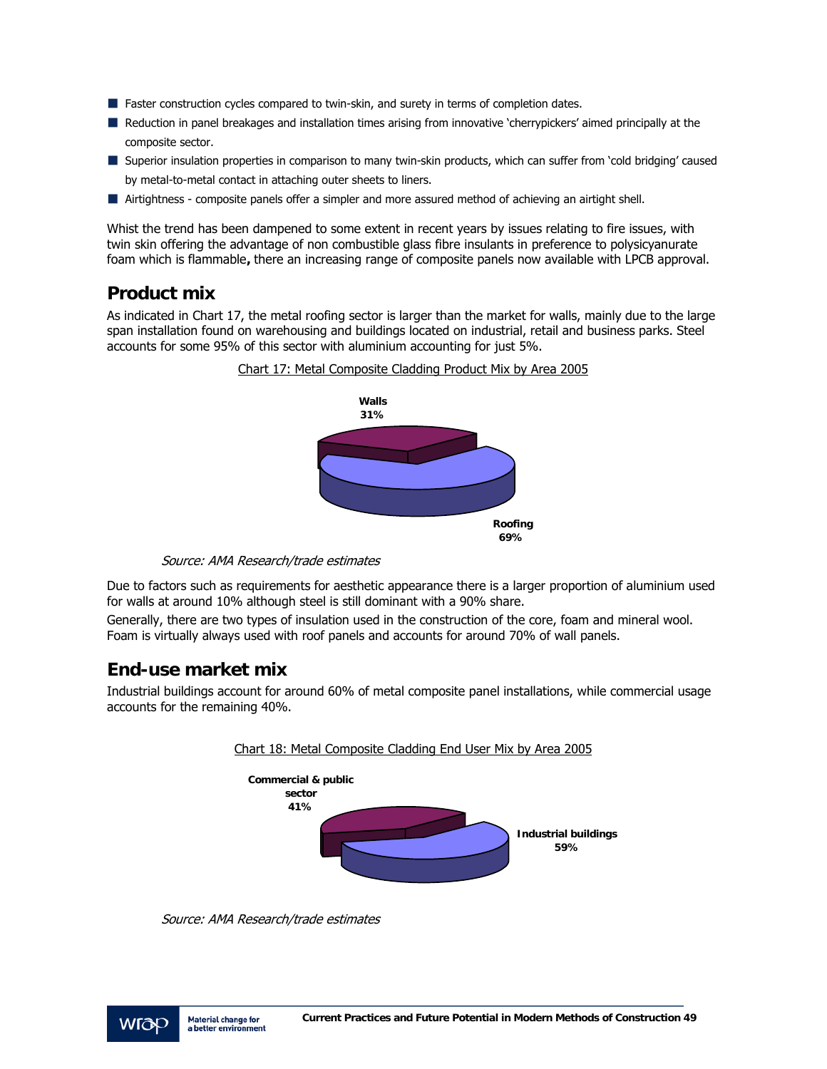- Faster construction cycles compared to twin-skin, and surety in terms of completion dates.
- Reduction in panel breakages and installation times arising from innovative 'cherrypickers' aimed principally at the composite sector.
- Superior insulation properties in comparison to many twin-skin products, which can suffer from 'cold bridging' caused by metal-to-metal contact in attaching outer sheets to liners.
- Airtightness - composite panels offer a simpler and more assured method of achieving an airtight shell.

Whist the trend has been dampened to some extent in recent years by issues relating to fire issues, with twin skin offering the advantage of non combustible glass fibre insulants in preference to polysicyanurate foam which is flammable**,** there an increasing range of composite panels now available with LPCB approval.

## Product mix

As indicated in Chart 17, the metal roofing sector is larger than the market for walls, mainly due to the large span installation found on warehousing and buildings located on industrial, retail and business parks. Steel accounts for some 95% of this sector with aluminium accounting for just 5%.

Chart 17: Metal Composite Cladding Product Mix by Area 2005

**Walls 31%**

**Roofing 69%**

*Source: AMA Research/trade estimates*

Due to factors such as requirements for aesthetic appearance there is a larger proportion of aluminium used for walls at around 10% although steel is still dominant with a 90% share.

Generally, there are two types of insulation used in the construction of the core, foam and mineral wool. Foam is virtually always used with roof panels and accounts for around 70% of wall panels.

## End-use market mix

Industrial buildings account for around 60% of metal composite panel installations, while commercial usage accounts for the remaining 40%.

Chart 18: Metal Composite Cladding End User Mix by Area 2005

**Commercial & public sector 41%**

**Industrial buildings 59%**

*Source: AMA Research/trade estimates*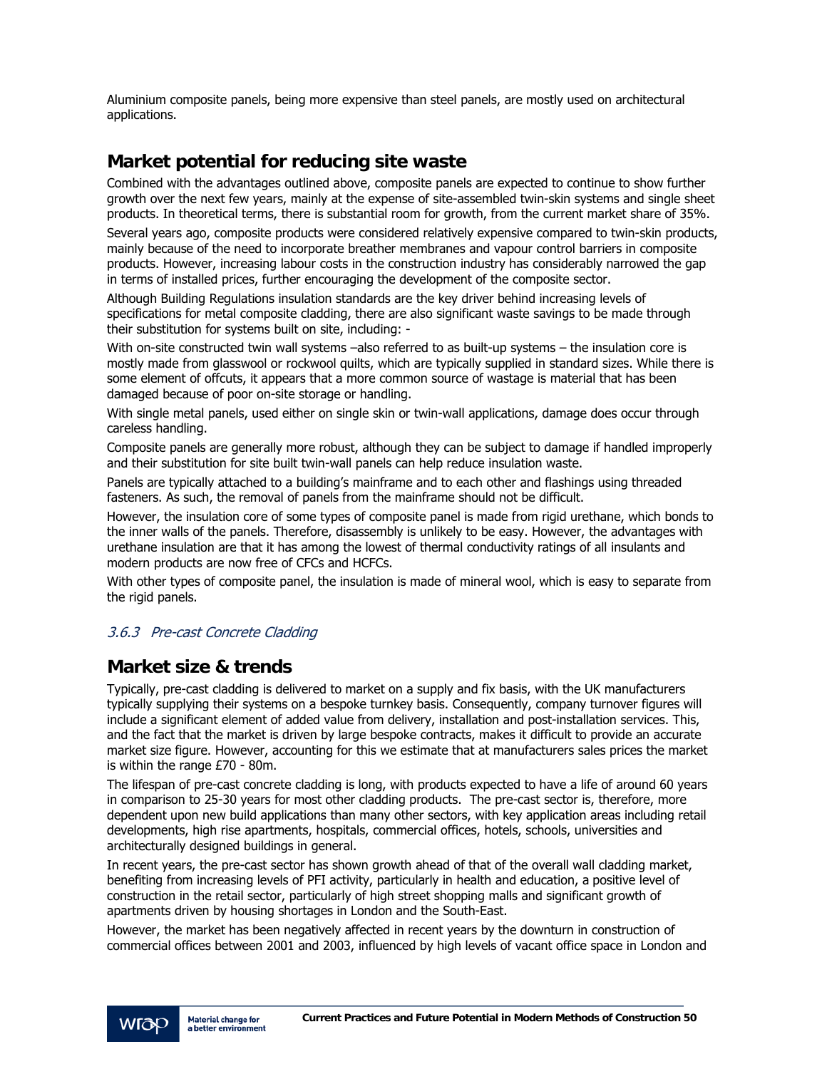Aluminium composite panels, being more expensive than steel panels, are mostly used on architectural applications.

## Market potential for reducing site waste

Combined with the advantages outlined above, composite panels are expected to continue to show further growth over the next few years, mainly at the expense of site-assembled twin-skin systems and single sheet products. In theoretical terms, there is substantial room for growth, from the current market share of 35%.

Several years ago, composite products were considered relatively expensive compared to twin-skin products, mainly because of the need to incorporate breather membranes and vapour control barriers in composite products. However, increasing labour costs in the construction industry has considerably narrowed the gap in terms of installed prices, further encouraging the development of the composite sector.

Although Building Regulations insulation standards are the key driver behind increasing levels of specifications for metal composite cladding, there are also significant waste savings to be made through their substitution for systems built on site, including: -

With on-site constructed twin wall systems –also referred to as built-up systems – the insulation core is mostly made from glasswool or rockwool quilts, which are typically supplied in standard sizes. While there is some element of offcuts, it appears that a more common source of wastage is material that has been damaged because of poor on-site storage or handling.

With single metal panels, used either on single skin or twin-wall applications, damage does occur through careless handling.

Composite panels are generally more robust, although they can be subject to damage if handled improperly and their substitution for site built twin-wall panels can help reduce insulation waste.

Panels are typically attached to a building's mainframe and to each other and flashings using threaded fasteners. As such, the removal of panels from the mainframe should not be difficult.

However, the insulation core of some types of composite panel is made from rigid urethane, which bonds to the inner walls of the panels. Therefore, disassembly is unlikely to be easy. However, the advantages with urethane insulation are that it has among the lowest of thermal conductivity ratings of all insulants and modern products are now free of CFCs and HCFCs.

With other types of composite panel, the insulation is made of mineral wool, which is easy to separate from the rigid panels.

### *3.6.3 Pre-cast Concrete Cladding*

## Market size & trends

Typically, pre-cast cladding is delivered to market on a supply and fix basis, with the UK manufacturers typically supplying their systems on a bespoke turnkey basis. Consequently, company turnover figures will include a significant element of added value from delivery, installation and post-installation services. This, and the fact that the market is driven by large bespoke contracts, makes it difficult to provide an accurate market size figure. However, accounting for this we estimate that at manufacturers sales prices the market is within the range £70 - 80m.

The lifespan of pre-cast concrete cladding is long, with products expected to have a life of around 60 years in comparison to 25-30 years for most other cladding products. The pre-cast sector is, therefore, more dependent upon new build applications than many other sectors, with key application areas including retail developments, high rise apartments, hospitals, commercial offices, hotels, schools, universities and architecturally designed buildings in general.

In recent years, the pre-cast sector has shown growth ahead of that of the overall wall cladding market, benefiting from increasing levels of PFI activity, particularly in health and education, a positive level of construction in the retail sector, particularly of high street shopping malls and significant growth of apartments driven by housing shortages in London and the South-East.

However, the market has been negatively affected in recent years by the downturn in construction of commercial offices between 2001 and 2003, influenced by high levels of vacant office space in London and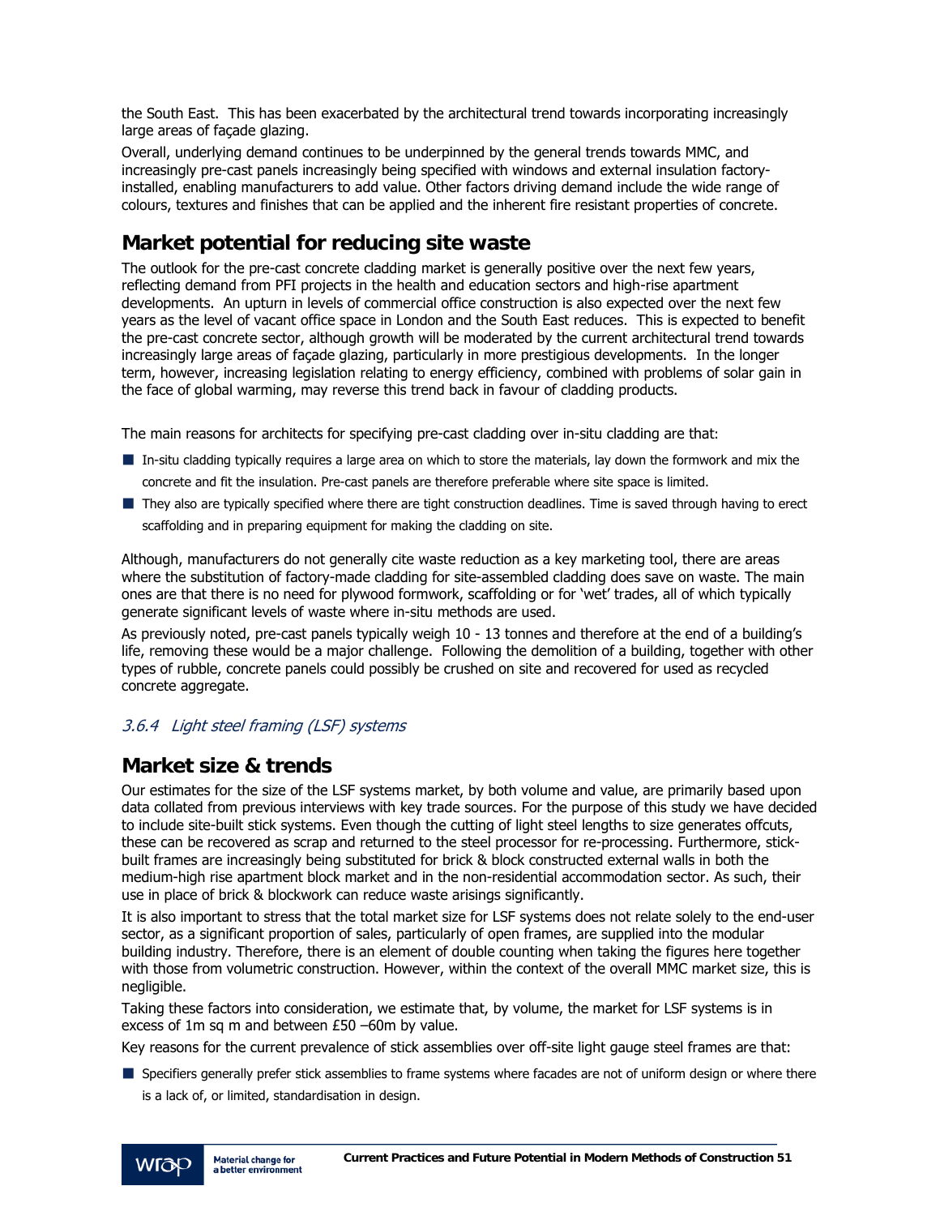the South East. This has been exacerbated by the architectural trend towards incorporating increasingly large areas of façade glazing.

Overall, underlying demand continues to be underpinned by the general trends towards MMC, and increasingly pre-cast panels increasingly being specified with windows and external insulation factory-installed, enabling manufacturers to add value. Other factors driving demand include the wide range of colours, textures and finishes that can be applied and the inherent fire resistant properties of concrete.

## Market potential for reducing site waste

The outlook for the pre-cast concrete cladding market is generally positive over the next few years, reflecting demand from PFI projects in the health and education sectors and high-rise apartment developments. An upturn in levels of commercial office construction is also expected over the next few years as the level of vacant office space in London and the South East reduces. This is expected to benefit the pre-cast concrete sector, although growth will be moderated by the current architectural trend towards increasingly large areas of façade glazing, particularly in more prestigious developments. In the longer term, however, increasing legislation relating to energy efficiency, combined with problems of solar gain in the face of global warming, may reverse this trend back in favour of cladding products.

The main reasons for architects for specifying pre-cast cladding over in-situ cladding are that:

- In-situ cladding typically requires a large area on which to store the materials, lay down the formwork and mix the concrete and fit the insulation. Pre-cast panels are therefore preferable where site space is limited.
- They also are typically specified where there are tight construction deadlines. Time is saved through having to erect scaffolding and in preparing equipment for making the cladding on site.

Although, manufacturers do not generally cite waste reduction as a key marketing tool, there are areas where the substitution of factory-made cladding for site-assembled cladding does save on waste. The main ones are that there is no need for plywood formwork, scaffolding or for 'wet' trades, all of which typically generate significant levels of waste where in-situ methods are used.

As previously noted, pre-cast panels typically weigh 10 - 13 tonnes and therefore at the end of a building's life, removing these would be a major challenge. Following the demolition of a building, together with other types of rubble, concrete panels could possibly be crushed on site and recovered for used as recycled concrete aggregate.

### *3.6.4 Light steel framing (LSF) systems*

## Market size & trends

Our estimates for the size of the LSF systems market, by both volume and value, are primarily based upon data collated from previous interviews with key trade sources. For the purpose of this study we have decided to include site-built stick systems. Even though the cutting of light steel lengths to size generates offcuts, these can be recovered as scrap and returned to the steel processor for re-processing. Furthermore, stick-built frames are increasingly being substituted for brick & block constructed external walls in both the medium-high rise apartment block market and in the non-residential accommodation sector. As such, their use in place of brick & blockwork can reduce waste arisings significantly.

It is also important to stress that the total market size for LSF systems does not relate solely to the end-user sector, as a significant proportion of sales, particularly of open frames, are supplied into the modular building industry. Therefore, there is an element of double counting when taking the figures here together with those from volumetric construction. However, within the context of the overall MMC market size, this is negligible.

Taking these factors into consideration, we estimate that, by volume, the market for LSF systems is in excess of 1m sq m and between £50 –60m by value.

Key reasons for the current prevalence of stick assemblies over off-site light gauge steel frames are that:

- Specifiers generally prefer stick assemblies to frame systems where facades are not of uniform design or where there is a lack of, or limited, standardisation in design.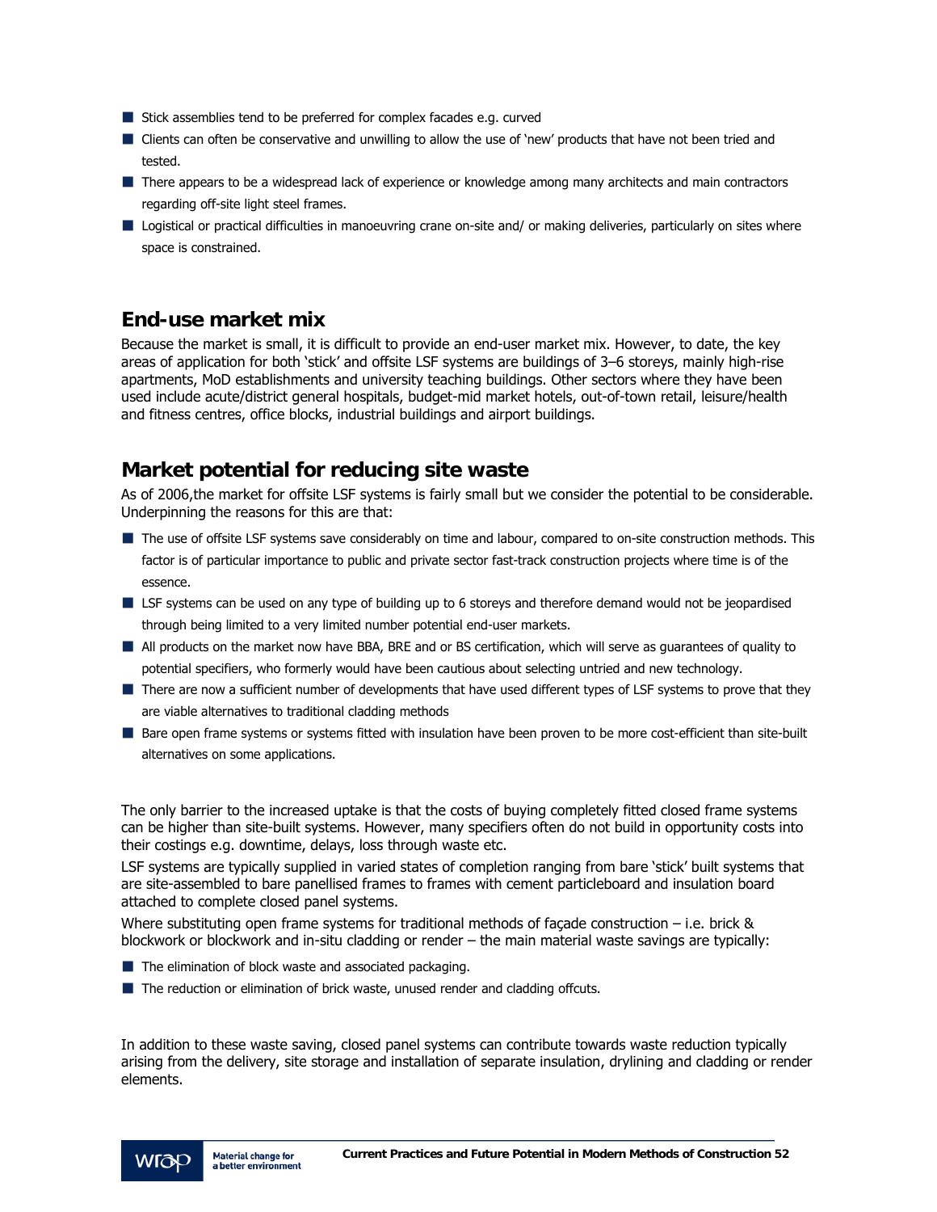- Stick assemblies tend to be preferred for complex facades e.g. curved
- Clients can often be conservative and unwilling to allow the use of 'new' products that have not been tried and tested.
- There appears to be a widespread lack of experience or knowledge among many architects and main contractors regarding off-site light steel frames.
- Logistical or practical difficulties in manoeuvring crane on-site and/ or making deliveries, particularly on sites where space is constrained.

## End-use market mix

Because the market is small, it is difficult to provide an end-user market mix. However, to date, the key areas of application for both 'stick' and offsite LSF systems are buildings of 3–6 storeys, mainly high-rise apartments, MoD establishments and university teaching buildings. Other sectors where they have been used include acute/district general hospitals, budget-mid market hotels, out-of-town retail, leisure/health and fitness centres, office blocks, industrial buildings and airport buildings.

## Market potential for reducing site waste

As of 2006,the market for offsite LSF systems is fairly small but we consider the potential to be considerable. Underpinning the reasons for this are that:

- The use of offsite LSF systems save considerably on time and labour, compared to on-site construction methods. This factor is of particular importance to public and private sector fast-track construction projects where time is of the essence.
- LSF systems can be used on any type of building up to 6 storeys and therefore demand would not be jeopardised through being limited to a very limited number potential end-user markets.
- All products on the market now have BBA, BRE and or BS certification, which will serve as guarantees of quality to potential specifiers, who formerly would have been cautious about selecting untried and new technology.
- There are now a sufficient number of developments that have used different types of LSF systems to prove that they are viable alternatives to traditional cladding methods
- Bare open frame systems or systems fitted with insulation have been proven to be more cost-efficient than site-built alternatives on some applications.

The only barrier to the increased uptake is that the costs of buying completely fitted closed frame systems can be higher than site-built systems. However, many specifiers often do not build in opportunity costs into their costings e.g. downtime, delays, loss through waste etc.

LSF systems are typically supplied in varied states of completion ranging from bare 'stick' built systems that are site-assembled to bare panellised frames to frames with cement particleboard and insulation board attached to complete closed panel systems.

Where substituting open frame systems for traditional methods of façade construction – i.e. brick & blockwork or blockwork and in-situ cladding or render – the main material waste savings are typically:

- The elimination of block waste and associated packaging.
- The reduction or elimination of brick waste, unused render and cladding offcuts.

In addition to these waste saving, closed panel systems can contribute towards waste reduction typically arising from the delivery, site storage and installation of separate insulation, drylining and cladding or render elements.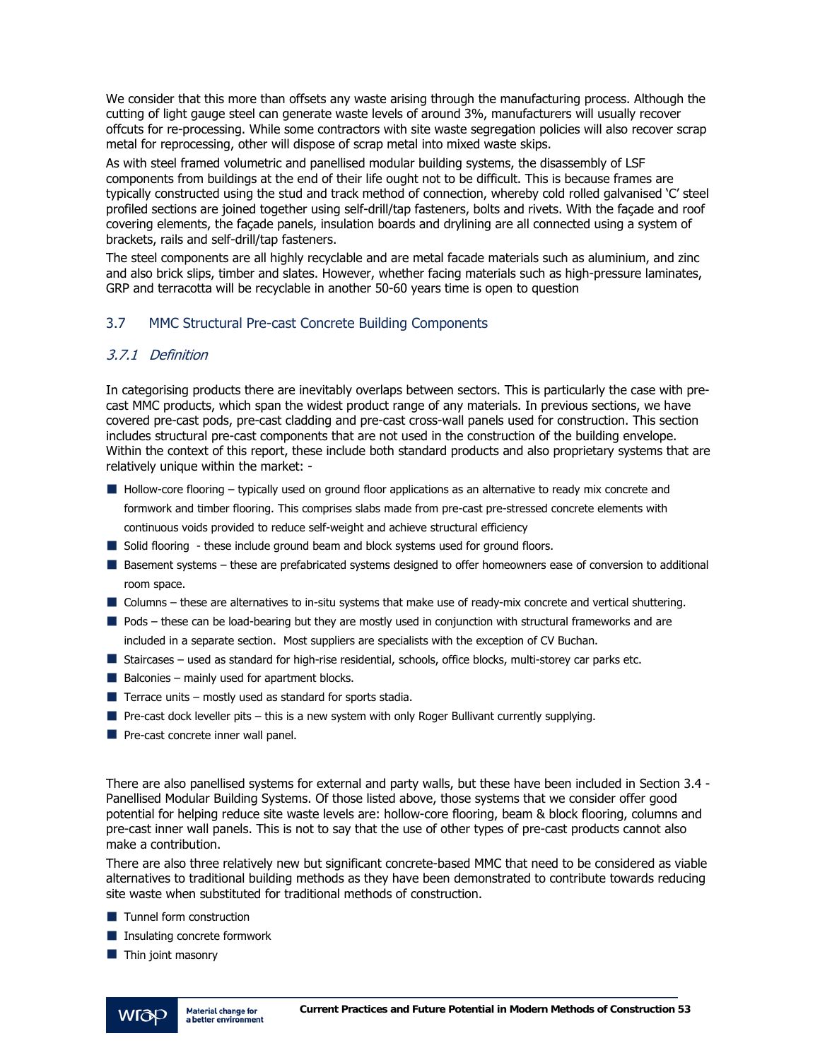We consider that this more than offsets any waste arising through the manufacturing process. Although the cutting of light gauge steel can generate waste levels of around 3%, manufacturers will usually recover offcuts for re-processing. While some contractors with site waste segregation policies will also recover scrap metal for reprocessing, other will dispose of scrap metal into mixed waste skips.

As with steel framed volumetric and panellised modular building systems, the disassembly of LSF components from buildings at the end of their life ought not to be difficult. This is because frames are typically constructed using the stud and track method of connection, whereby cold rolled galvanised 'C' steel profiled sections are joined together using self-drill/tap fasteners, bolts and rivets. With the façade and roof covering elements, the façade panels, insulation boards and drylining are all connected using a system of brackets, rails and self-drill/tap fasteners.

The steel components are all highly recyclable and are metal facade materials such as aluminium, and zinc and also brick slips, timber and slates. However, whether facing materials such as high-pressure laminates, GRP and terracotta will be recyclable in another 50-60 years time is open to question

## 3.7 MMC Structural Pre-cast Concrete Building Components

### *3.7.1 Definition*

In categorising products there are inevitably overlaps between sectors. This is particularly the case with pre-cast MMC products, which span the widest product range of any materials. In previous sections, we have covered pre-cast pods, pre-cast cladding and pre-cast cross-wall panels used for construction. This section includes structural pre-cast components that are not used in the construction of the building envelope. Within the context of this report, these include both standard products and also proprietary systems that are relatively unique within the market: -

- Hollow-core flooring – typically used on ground floor applications as an alternative to ready mix concrete and formwork and timber flooring. This comprises slabs made from pre-cast pre-stressed concrete elements with continuous voids provided to reduce self-weight and achieve structural efficiency
- Solid flooring - these include ground beam and block systems used for ground floors.
- Basement systems – these are prefabricated systems designed to offer homeowners ease of conversion to additional room space.
- Columns – these are alternatives to in-situ systems that make use of ready-mix concrete and vertical shuttering.
- Pods – these can be load-bearing but they are mostly used in conjunction with structural frameworks and are included in a separate section. Most suppliers are specialists with the exception of CV Buchan.
- Staircases – used as standard for high-rise residential, schools, office blocks, multi-storey car parks etc.
- Balconies – mainly used for apartment blocks.
- Terrace units – mostly used as standard for sports stadia.
- Pre-cast dock leveller pits – this is a new system with only Roger Bullivant currently supplying.
- Pre-cast concrete inner wall panel.

There are also panellised systems for external and party walls, but these have been included in Section 3.4 - Panellised Modular Building Systems. Of those listed above, those systems that we consider offer good potential for helping reduce site waste levels are: hollow-core flooring, beam & block flooring, columns and pre-cast inner wall panels. This is not to say that the use of other types of pre-cast products cannot also make a contribution.

There are also three relatively new but significant concrete-based MMC that need to be considered as viable alternatives to traditional building methods as they have been demonstrated to contribute towards reducing site waste when substituted for traditional methods of construction.

- Tunnel form construction
- Insulating concrete formwork
- Thin joint masonry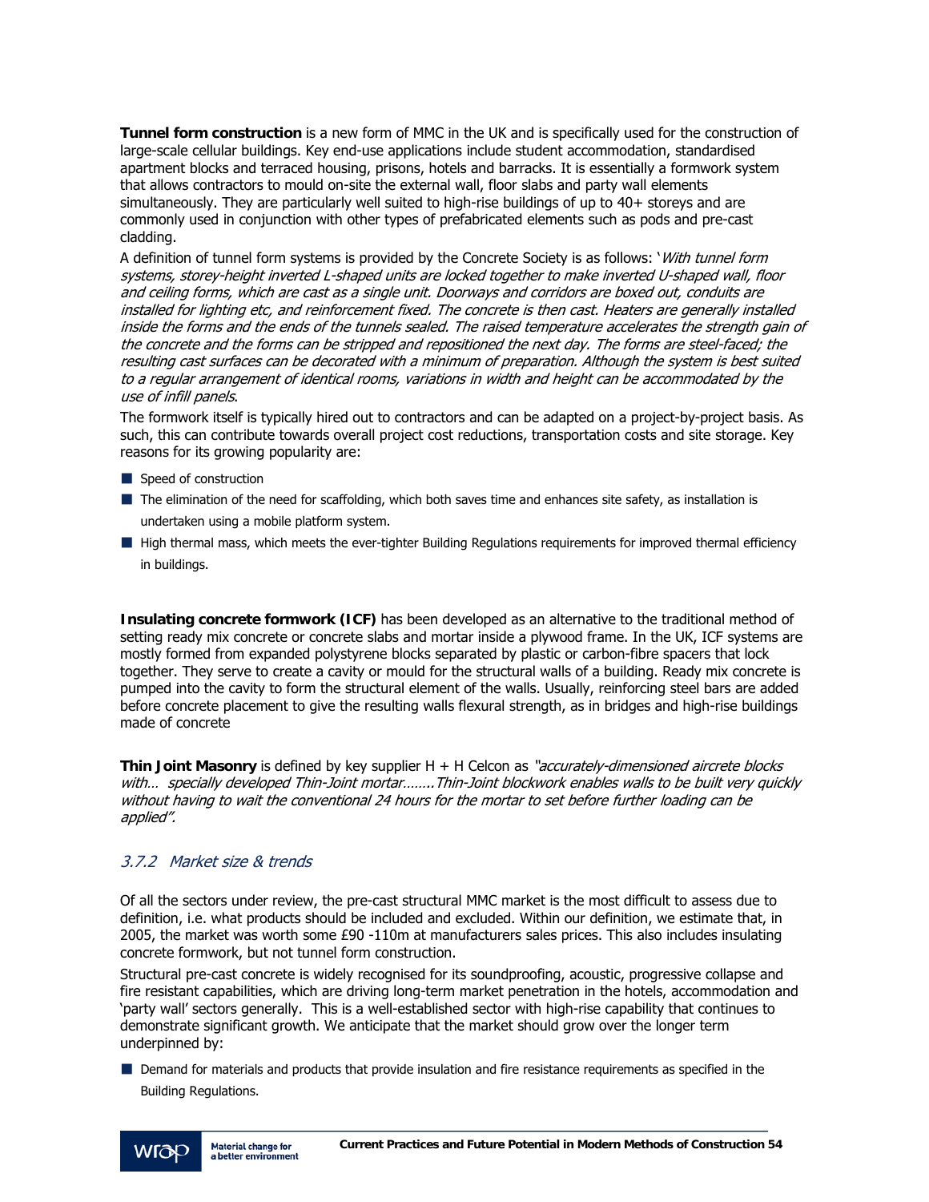**Tunnel form construction** is a new form of MMC in the UK and is specifically used for the construction of large-scale cellular buildings. Key end-use applications include student accommodation, standardised apartment blocks and terraced housing, prisons, hotels and barracks. It is essentially a formwork system that allows contractors to mould on-site the external wall, floor slabs and party wall elements simultaneously. They are particularly well suited to high-rise buildings of up to 40+ storeys and are commonly used in conjunction with other types of prefabricated elements such as pods and pre-cast cladding.

A definition of tunnel form systems is provided by the Concrete Society is as follows: '*With tunnel form systems, storey-height inverted L-shaped units are locked together to make inverted U-shaped wall, floor and ceiling forms, which are cast as a single unit. Doorways and corridors are boxed out, conduits are installed for lighting etc, and reinforcement fixed. The concrete is then cast. Heaters are generally installed inside the forms and the ends of the tunnels sealed. The raised temperature accelerates the strength gain of the concrete and the forms can be stripped and repositioned the next day. The forms are steel-faced; the resulting cast surfaces can be decorated with a minimum of preparation. Although the system is best suited to a regular arrangement of identical rooms, variations in width and height can be accommodated by the use of infill panels*.

The formwork itself is typically hired out to contractors and can be adapted on a project-by-project basis. As such, this can contribute towards overall project cost reductions, transportation costs and site storage. Key reasons for its growing popularity are:

- Speed of construction
- The elimination of the need for scaffolding, which both saves time and enhances site safety, as installation is undertaken using a mobile platform system.
- High thermal mass, which meets the ever-tighter Building Regulations requirements for improved thermal efficiency in buildings.

**Insulating concrete formwork (ICF)** has been developed as an alternative to the traditional method of setting ready mix concrete or concrete slabs and mortar inside a plywood frame. In the UK, ICF systems are mostly formed from expanded polystyrene blocks separated by plastic or carbon-fibre spacers that lock together. They serve to create a cavity or mould for the structural walls of a building. Ready mix concrete is pumped into the cavity to form the structural element of the walls. Usually, reinforcing steel bars are added before concrete placement to give the resulting walls flexural strength, as in bridges and high-rise buildings made of concrete

**Thin Joint Masonry** is defined by key supplier H + H Celcon as *"accurately-dimensioned aircrete blocks with… specially developed Thin-Joint mortar……..Thin-Joint blockwork enables walls to be built very quickly without having to wait the conventional 24 hours for the mortar to set before further loading can be applied".*

### *3.7.2 Market size & trends*

Of all the sectors under review, the pre-cast structural MMC market is the most difficult to assess due to definition, i.e. what products should be included and excluded. Within our definition, we estimate that, in 2005, the market was worth some £90 -110m at manufacturers sales prices. This also includes insulating concrete formwork, but not tunnel form construction.

Structural pre-cast concrete is widely recognised for its soundproofing, acoustic, progressive collapse and fire resistant capabilities, which are driving long-term market penetration in the hotels, accommodation and 'party wall' sectors generally. This is a well-established sector with high-rise capability that continues to demonstrate significant growth. We anticipate that the market should grow over the longer term underpinned by:

- Demand for materials and products that provide insulation and fire resistance requirements as specified in the Building Regulations.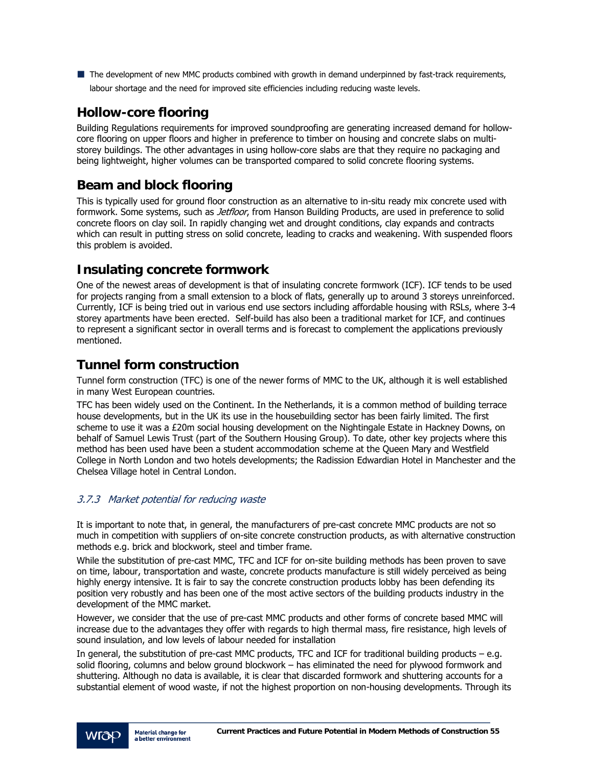- The development of new MMC products combined with growth in demand underpinned by fast-track requirements, labour shortage and the need for improved site efficiencies including reducing waste levels.

## Hollow-core flooring

Building Regulations requirements for improved soundproofing are generating increased demand for hollow-core flooring on upper floors and higher in preference to timber on housing and concrete slabs on multi-storey buildings. The other advantages in using hollow-core slabs are that they require no packaging and being lightweight, higher volumes can be transported compared to solid concrete flooring systems.

## Beam and block flooring

This is typically used for ground floor construction as an alternative to in-situ ready mix concrete used with formwork. Some systems, such as *Jetfloor*, from Hanson Building Products, are used in preference to solid concrete floors on clay soil. In rapidly changing wet and drought conditions, clay expands and contracts which can result in putting stress on solid concrete, leading to cracks and weakening. With suspended floors this problem is avoided.

## Insulating concrete formwork

One of the newest areas of development is that of insulating concrete formwork (ICF). ICF tends to be used for projects ranging from a small extension to a block of flats, generally up to around 3 storeys unreinforced. Currently, ICF is being tried out in various end use sectors including affordable housing with RSLs, where 3-4 storey apartments have been erected. Self-build has also been a traditional market for ICF, and continues to represent a significant sector in overall terms and is forecast to complement the applications previously mentioned.

## Tunnel form construction

Tunnel form construction (TFC) is one of the newer forms of MMC to the UK, although it is well established in many West European countries.

TFC has been widely used on the Continent. In the Netherlands, it is a common method of building terrace house developments, but in the UK its use in the housebuilding sector has been fairly limited. The first scheme to use it was a £20m social housing development on the Nightingale Estate in Hackney Downs, on behalf of Samuel Lewis Trust (part of the Southern Housing Group). To date, other key projects where this method has been used have been a student accommodation scheme at the Queen Mary and Westfield College in North London and two hotels developments; the Radission Edwardian Hotel in Manchester and the Chelsea Village hotel in Central London.

### *3.7.3 Market potential for reducing waste*

It is important to note that, in general, the manufacturers of pre-cast concrete MMC products are not so much in competition with suppliers of on-site concrete construction products, as with alternative construction methods e.g. brick and blockwork, steel and timber frame.

While the substitution of pre-cast MMC, TFC and ICF for on-site building methods has been proven to save on time, labour, transportation and waste, concrete products manufacture is still widely perceived as being highly energy intensive. It is fair to say the concrete construction products lobby has been defending its position very robustly and has been one of the most active sectors of the building products industry in the development of the MMC market.

However, we consider that the use of pre-cast MMC products and other forms of concrete based MMC will increase due to the advantages they offer with regards to high thermal mass, fire resistance, high levels of sound insulation, and low levels of labour needed for installation

In general, the substitution of pre-cast MMC products, TFC and ICF for traditional building products – e.g. solid flooring, columns and below ground blockwork – has eliminated the need for plywood formwork and shuttering. Although no data is available, it is clear that discarded formwork and shuttering accounts for a substantial element of wood waste, if not the highest proportion on non-housing developments. Through its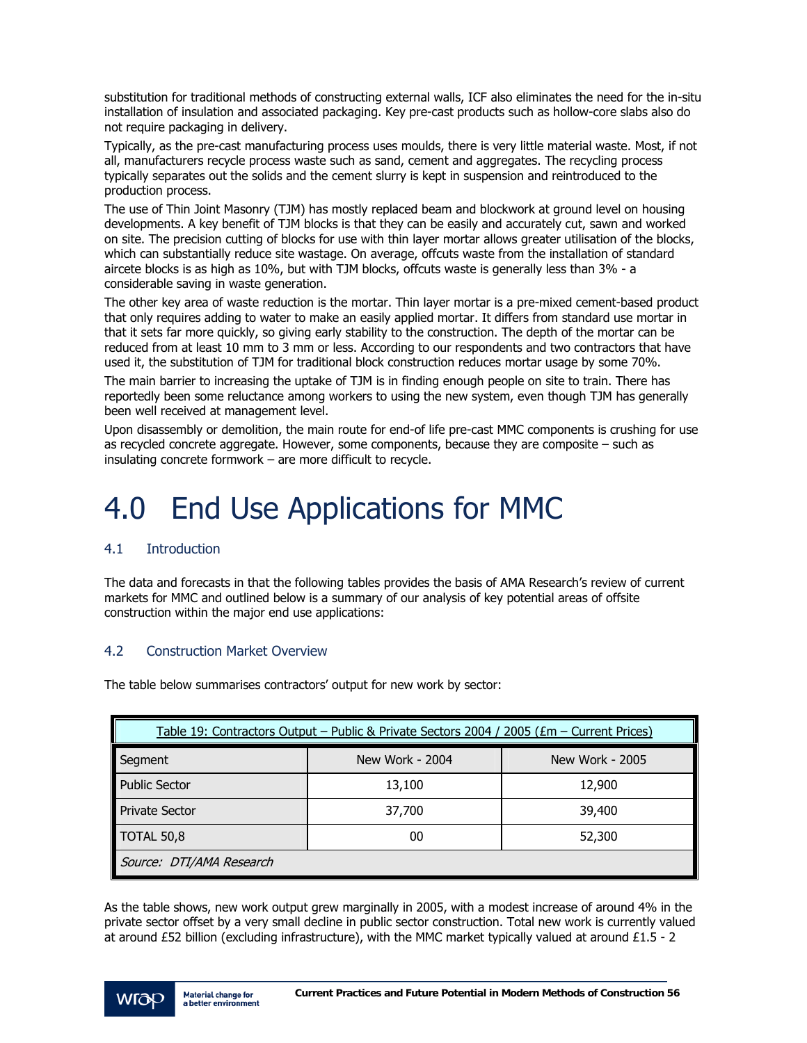substitution for traditional methods of constructing external walls, ICF also eliminates the need for the in-situ installation of insulation and associated packaging. Key pre-cast products such as hollow-core slabs also do not require packaging in delivery.

Typically, as the pre-cast manufacturing process uses moulds, there is very little material waste. Most, if not all, manufacturers recycle process waste such as sand, cement and aggregates. The recycling process typically separates out the solids and the cement slurry is kept in suspension and reintroduced to the production process.

The use of Thin Joint Masonry (TJM) has mostly replaced beam and blockwork at ground level on housing developments. A key benefit of TJM blocks is that they can be easily and accurately cut, sawn and worked on site. The precision cutting of blocks for use with thin layer mortar allows greater utilisation of the blocks, which can substantially reduce site wastage. On average, offcuts waste from the installation of standard aircete blocks is as high as 10%, but with TJM blocks, offcuts waste is generally less than 3% - a considerable saving in waste generation.

The other key area of waste reduction is the mortar. Thin layer mortar is a pre-mixed cement-based product that only requires adding to water to make an easily applied mortar. It differs from standard use mortar in that it sets far more quickly, so giving early stability to the construction. The depth of the mortar can be reduced from at least 10 mm to 3 mm or less. According to our respondents and two contractors that have used it, the substitution of TJM for traditional block construction reduces mortar usage by some 70%.

The main barrier to increasing the uptake of TJM is in finding enough people on site to train. There has reportedly been some reluctance among workers to using the new system, even though TJM has generally been well received at management level.

Upon disassembly or demolition, the main route for end-of life pre-cast MMC components is crushing for use as recycled concrete aggregate. However, some components, because they are composite – such as insulating concrete formwork – are more difficult to recycle.

# 4.0 End Use Applications for MMC

## 4.1 Introduction

The data and forecasts in that the following tables provides the basis of AMA Research's review of current markets for MMC and outlined below is a summary of our analysis of key potential areas of offsite construction within the major end use applications:

## 4.2 Construction Market Overview

The table below summarises contractors' output for new work by sector:

Table 19: Contractors Output – Public & Private Sectors 2004 / 2005 (£m – Current Prices)

| Segment | New Work - 2004 | New Work - 2005 |
|---|---|---|
| Public Sector | 13,100 | 12,900 |
| Private Sector | 37,700 | 39,400 |
| TOTAL | 50,800 | 52,300 |
| *Source: DTI/AMA Research* | | |

As the table shows, new work output grew marginally in 2005, with a modest increase of around 4% in the private sector offset by a very small decline in public sector construction. Total new work is currently valued at around £52 billion (excluding infrastructure), with the MMC market typically valued at around £1.5 - 2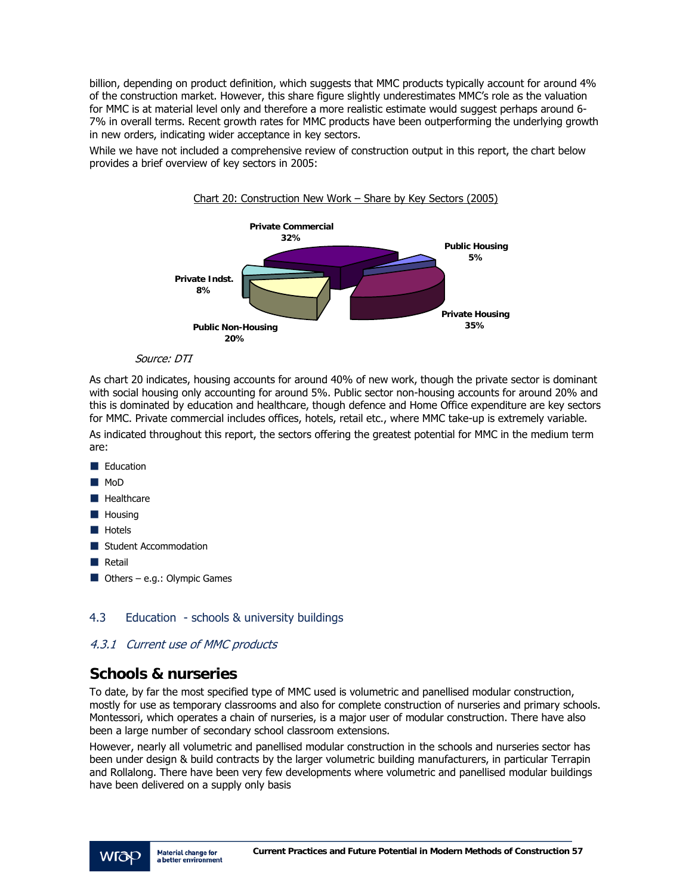billion, depending on product definition, which suggests that MMC products typically account for around 4% of the construction market. However, this share figure slightly underestimates MMC's role as the valuation for MMC is at material level only and therefore a more realistic estimate would suggest perhaps around 6-7% in overall terms. Recent growth rates for MMC products have been outperforming the underlying growth in new orders, indicating wider acceptance in key sectors.

While we have not included a comprehensive review of construction output in this report, the chart below provides a brief overview of key sectors in 2005:

Chart 20: Construction New Work – Share by Key Sectors (2005)

Private Commercial 32%
Public Housing 5%
Private Housing 35%
Public Non-Housing 20%
Private Indst. 8%

*Source: DTI*

As chart 20 indicates, housing accounts for around 40% of new work, though the private sector is dominant with social housing only accounting for around 5%. Public sector non-housing accounts for around 20% and this is dominated by education and healthcare, though defence and Home Office expenditure are key sectors for MMC. Private commercial includes offices, hotels, retail etc., where MMC take-up is extremely variable.

As indicated throughout this report, the sectors offering the greatest potential for MMC in the medium term are:

- Education
- MoD
- Healthcare
- Housing
- Hotels
- Student Accommodation
- Retail
- Others – e.g.: Olympic Games

### 4.3 Education - schools & university buildings

#### *4.3.1 Current use of MMC products*

## Schools & nurseries

To date, by far the most specified type of MMC used is volumetric and panellised modular construction, mostly for use as temporary classrooms and also for complete construction of nurseries and primary schools. Montessori, which operates a chain of nurseries, is a major user of modular construction. There have also been a large number of secondary school classroom extensions.

However, nearly all volumetric and panellised modular construction in the schools and nurseries sector has been under design & build contracts by the larger volumetric building manufacturers, in particular Terrapin and Rollalong. There have been very few developments where volumetric and panellised modular buildings have been delivered on a supply only basis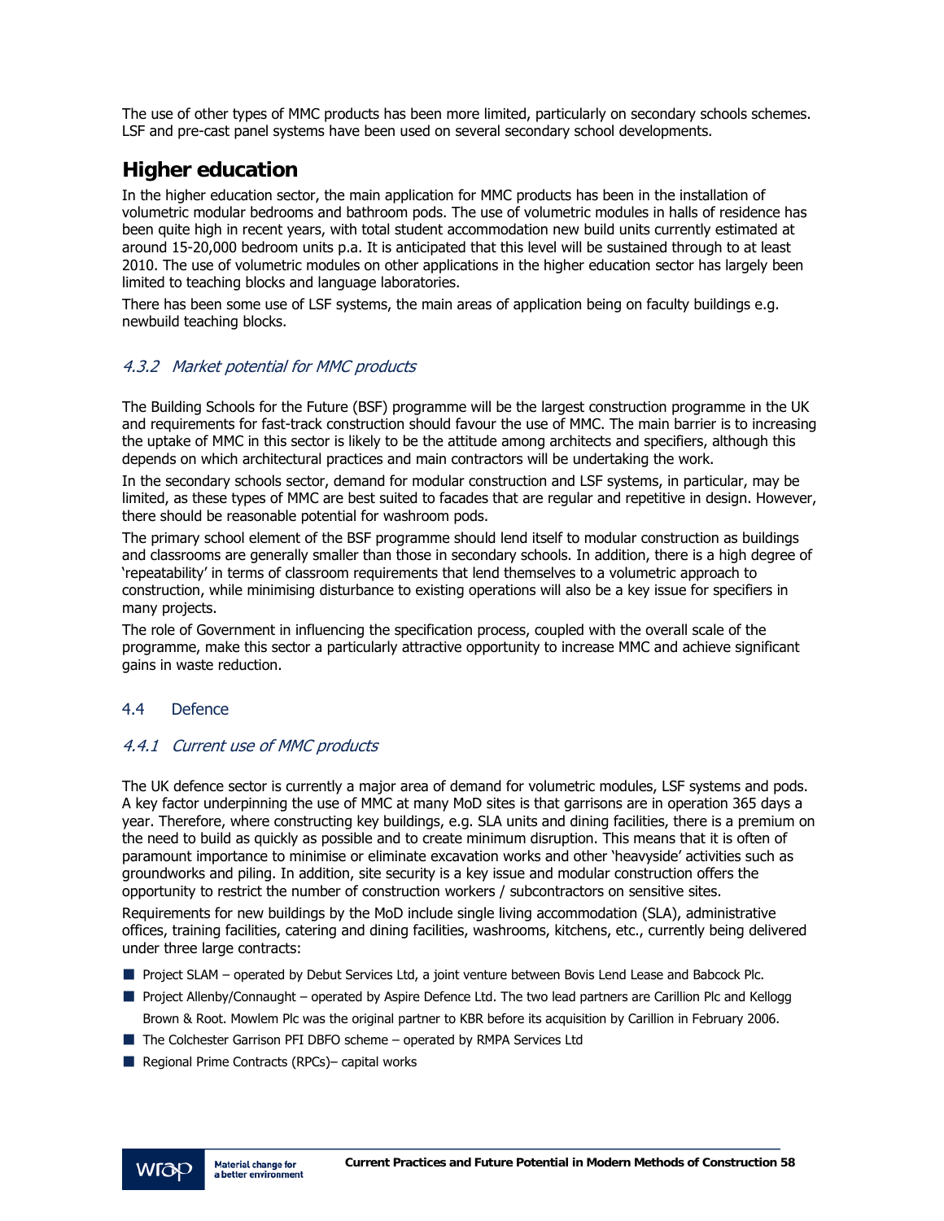The use of other types of MMC products has been more limited, particularly on secondary schools schemes. LSF and pre-cast panel systems have been used on several secondary school developments.

## Higher education

In the higher education sector, the main application for MMC products has been in the installation of volumetric modular bedrooms and bathroom pods. The use of volumetric modules in halls of residence has been quite high in recent years, with total student accommodation new build units currently estimated at around 15-20,000 bedroom units p.a. It is anticipated that this level will be sustained through to at least 2010. The use of volumetric modules on other applications in the higher education sector has largely been limited to teaching blocks and language laboratories.

There has been some use of LSF systems, the main areas of application being on faculty buildings e.g. newbuild teaching blocks.

### *4.3.2 Market potential for MMC products*

The Building Schools for the Future (BSF) programme will be the largest construction programme in the UK and requirements for fast-track construction should favour the use of MMC. The main barrier is to increasing the uptake of MMC in this sector is likely to be the attitude among architects and specifiers, although this depends on which architectural practices and main contractors will be undertaking the work.

In the secondary schools sector, demand for modular construction and LSF systems, in particular, may be limited, as these types of MMC are best suited to facades that are regular and repetitive in design. However, there should be reasonable potential for washroom pods.

The primary school element of the BSF programme should lend itself to modular construction as buildings and classrooms are generally smaller than those in secondary schools. In addition, there is a high degree of 'repeatability' in terms of classroom requirements that lend themselves to a volumetric approach to construction, while minimising disturbance to existing operations will also be a key issue for specifiers in many projects.

The role of Government in influencing the specification process, coupled with the overall scale of the programme, make this sector a particularly attractive opportunity to increase MMC and achieve significant gains in waste reduction.

## 4.4 Defence

### *4.4.1 Current use of MMC products*

The UK defence sector is currently a major area of demand for volumetric modules, LSF systems and pods. A key factor underpinning the use of MMC at many MoD sites is that garrisons are in operation 365 days a year. Therefore, where constructing key buildings, e.g. SLA units and dining facilities, there is a premium on the need to build as quickly as possible and to create minimum disruption. This means that it is often of paramount importance to minimise or eliminate excavation works and other 'heavyside' activities such as groundworks and piling. In addition, site security is a key issue and modular construction offers the opportunity to restrict the number of construction workers / subcontractors on sensitive sites.

Requirements for new buildings by the MoD include single living accommodation (SLA), administrative offices, training facilities, catering and dining facilities, washrooms, kitchens, etc., currently being delivered under three large contracts:

- Project SLAM – operated by Debut Services Ltd, a joint venture between Bovis Lend Lease and Babcock Plc.
- Project Allenby/Connaught – operated by Aspire Defence Ltd. The two lead partners are Carillion Plc and Kellogg Brown & Root. Mowlem Plc was the original partner to KBR before its acquisition by Carillion in February 2006.
- The Colchester Garrison PFI DBFO scheme – operated by RMPA Services Ltd
- Regional Prime Contracts (RPCs)– capital works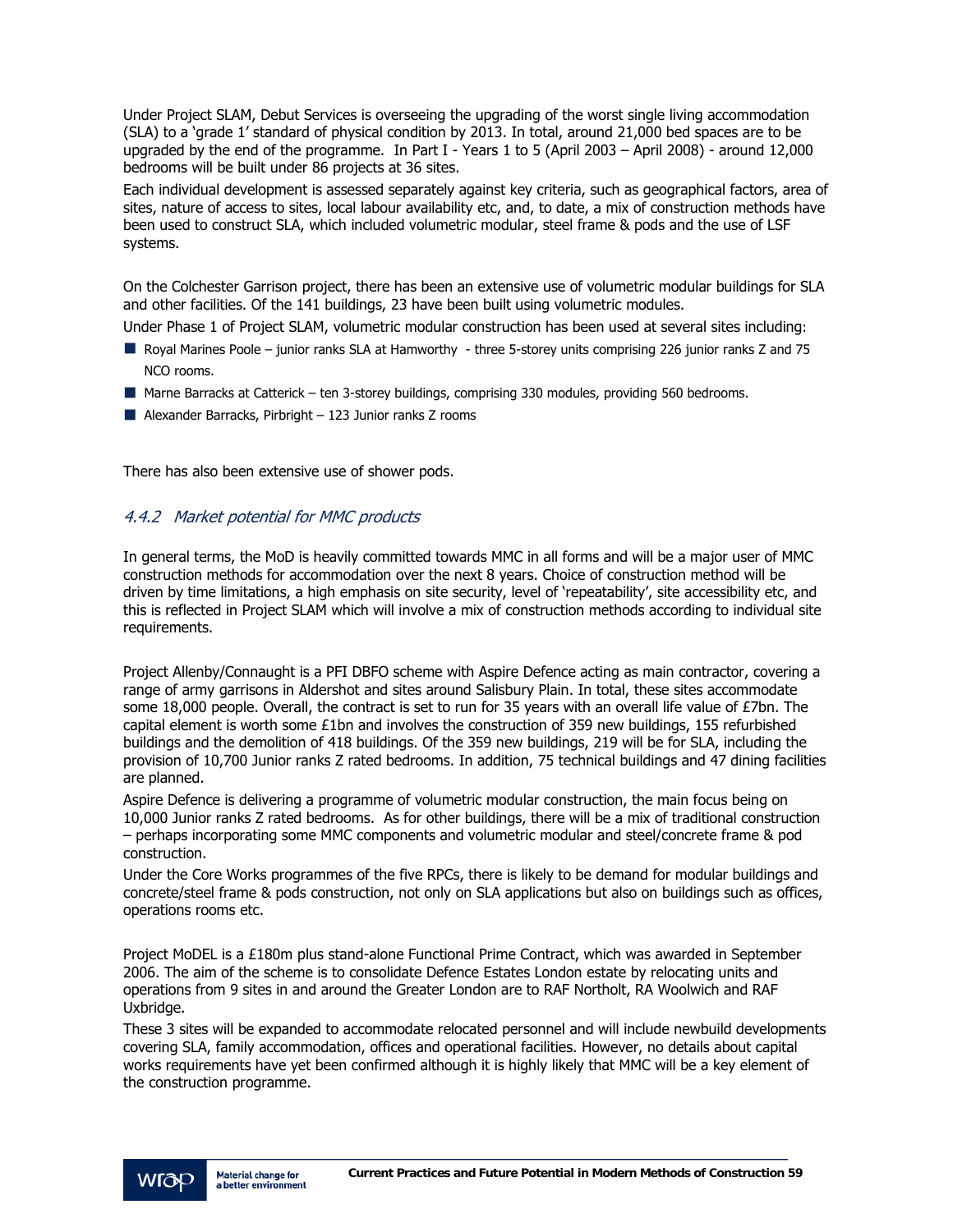Under Project SLAM, Debut Services is overseeing the upgrading of the worst single living accommodation (SLA) to a 'grade 1' standard of physical condition by 2013. In total, around 21,000 bed spaces are to be upgraded by the end of the programme. In Part I - Years 1 to 5 (April 2003 – April 2008) - around 12,000 bedrooms will be built under 86 projects at 36 sites.

Each individual development is assessed separately against key criteria, such as geographical factors, area of sites, nature of access to sites, local labour availability etc, and, to date, a mix of construction methods have been used to construct SLA, which included volumetric modular, steel frame & pods and the use of LSF systems.

On the Colchester Garrison project, there has been an extensive use of volumetric modular buildings for SLA and other facilities. Of the 141 buildings, 23 have been built using volumetric modules.

Under Phase 1 of Project SLAM, volumetric modular construction has been used at several sites including:

- Royal Marines Poole – junior ranks SLA at Hamworthy - three 5-storey units comprising 226 junior ranks Z and 75 NCO rooms.
- Marne Barracks at Catterick – ten 3-storey buildings, comprising 330 modules, providing 560 bedrooms.
- Alexander Barracks, Pirbright – 123 Junior ranks Z rooms

There has also been extensive use of shower pods.

### *4.4.2 Market potential for MMC products*

In general terms, the MoD is heavily committed towards MMC in all forms and will be a major user of MMC construction methods for accommodation over the next 8 years. Choice of construction method will be driven by time limitations, a high emphasis on site security, level of 'repeatability', site accessibility etc, and this is reflected in Project SLAM which will involve a mix of construction methods according to individual site requirements.

Project Allenby/Connaught is a PFI DBFO scheme with Aspire Defence acting as main contractor, covering a range of army garrisons in Aldershot and sites around Salisbury Plain. In total, these sites accommodate some 18,000 people. Overall, the contract is set to run for 35 years with an overall life value of £7bn. The capital element is worth some £1bn and involves the construction of 359 new buildings, 155 refurbished buildings and the demolition of 418 buildings. Of the 359 new buildings, 219 will be for SLA, including the provision of 10,700 Junior ranks Z rated bedrooms. In addition, 75 technical buildings and 47 dining facilities are planned.

Aspire Defence is delivering a programme of volumetric modular construction, the main focus being on 10,000 Junior ranks Z rated bedrooms. As for other buildings, there will be a mix of traditional construction – perhaps incorporating some MMC components and volumetric modular and steel/concrete frame & pod construction.

Under the Core Works programmes of the five RPCs, there is likely to be demand for modular buildings and concrete/steel frame & pods construction, not only on SLA applications but also on buildings such as offices, operations rooms etc.

Project MoDEL is a £180m plus stand-alone Functional Prime Contract, which was awarded in September 2006. The aim of the scheme is to consolidate Defence Estates London estate by relocating units and operations from 9 sites in and around the Greater London are to RAF Northolt, RA Woolwich and RAF Uxbridge.

These 3 sites will be expanded to accommodate relocated personnel and will include newbuild developments covering SLA, family accommodation, offices and operational facilities. However, no details about capital works requirements have yet been confirmed although it is highly likely that MMC will be a key element of the construction programme.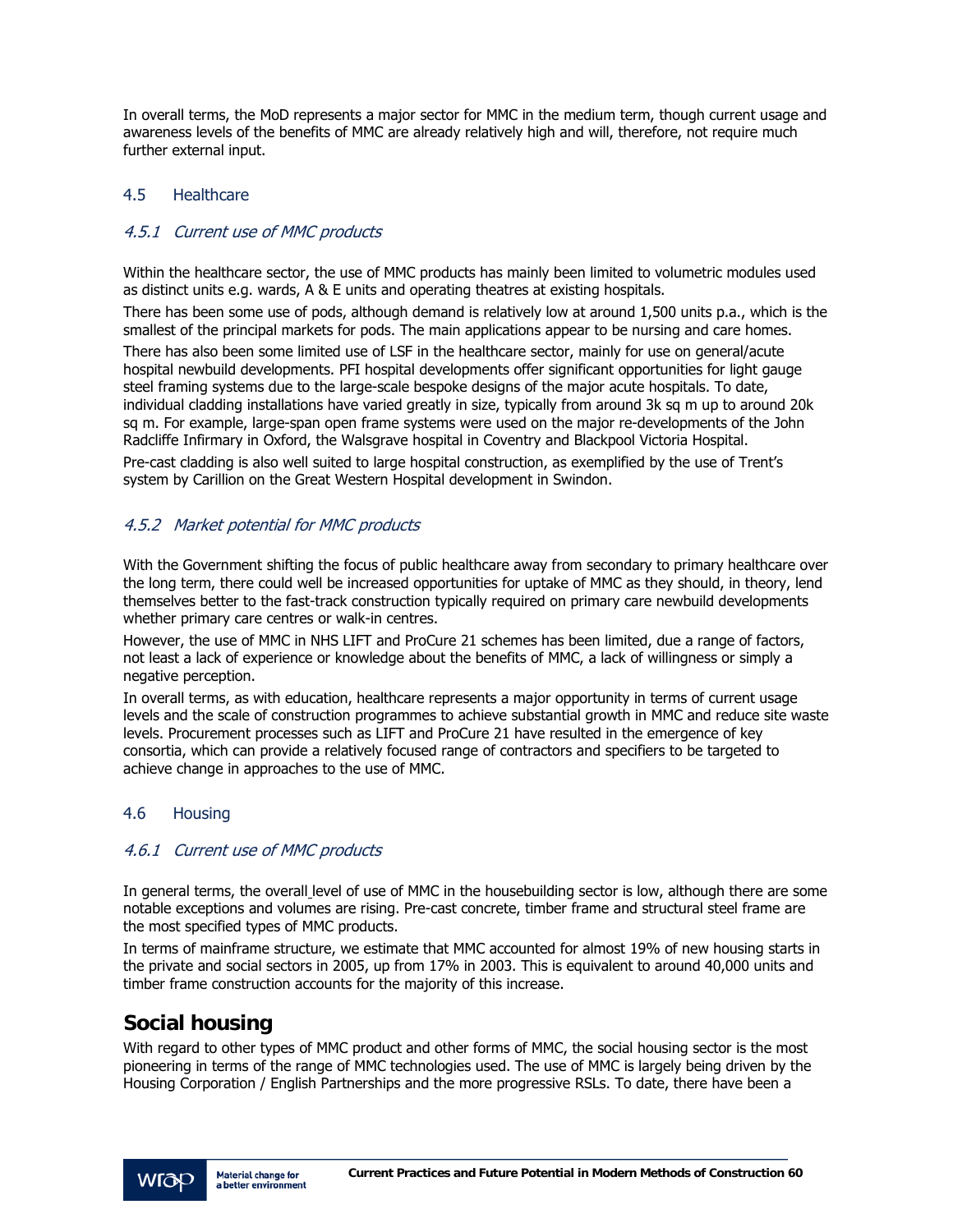In overall terms, the MoD represents a major sector for MMC in the medium term, though current usage and awareness levels of the benefits of MMC are already relatively high and will, therefore, not require much further external input.

## 4.5 Healthcare

### *4.5.1 Current use of MMC products*

Within the healthcare sector, the use of MMC products has mainly been limited to volumetric modules used as distinct units e.g. wards, A & E units and operating theatres at existing hospitals.

There has been some use of pods, although demand is relatively low at around 1,500 units p.a., which is the smallest of the principal markets for pods. The main applications appear to be nursing and care homes.

There has also been some limited use of LSF in the healthcare sector, mainly for use on general/acute hospital newbuild developments. PFI hospital developments offer significant opportunities for light gauge steel framing systems due to the large-scale bespoke designs of the major acute hospitals. To date, individual cladding installations have varied greatly in size, typically from around 3k sq m up to around 20k sq m. For example, large-span open frame systems were used on the major re-developments of the John Radcliffe Infirmary in Oxford, the Walsgrave hospital in Coventry and Blackpool Victoria Hospital.

Pre-cast cladding is also well suited to large hospital construction, as exemplified by the use of Trent's system by Carillion on the Great Western Hospital development in Swindon.

### *4.5.2 Market potential for MMC products*

With the Government shifting the focus of public healthcare away from secondary to primary healthcare over the long term, there could well be increased opportunities for uptake of MMC as they should, in theory, lend themselves better to the fast-track construction typically required on primary care newbuild developments whether primary care centres or walk-in centres.

However, the use of MMC in NHS LIFT and ProCure 21 schemes has been limited, due a range of factors, not least a lack of experience or knowledge about the benefits of MMC, a lack of willingness or simply a negative perception.

In overall terms, as with education, healthcare represents a major opportunity in terms of current usage levels and the scale of construction programmes to achieve substantial growth in MMC and reduce site waste levels. Procurement processes such as LIFT and ProCure 21 have resulted in the emergence of key consortia, which can provide a relatively focused range of contractors and specifiers to be targeted to achieve change in approaches to the use of MMC.

## 4.6 Housing

### *4.6.1 Current use of MMC products*

In general terms, the overall level of use of MMC in the housebuilding sector is low, although there are some notable exceptions and volumes are rising. Pre-cast concrete, timber frame and structural steel frame are the most specified types of MMC products.

In terms of mainframe structure, we estimate that MMC accounted for almost 19% of new housing starts in the private and social sectors in 2005, up from 17% in 2003. This is equivalent to around 40,000 units and timber frame construction accounts for the majority of this increase.

# Social housing

With regard to other types of MMC product and other forms of MMC, the social housing sector is the most pioneering in terms of the range of MMC technologies used. The use of MMC is largely being driven by the Housing Corporation / English Partnerships and the more progressive RSLs. To date, there have been a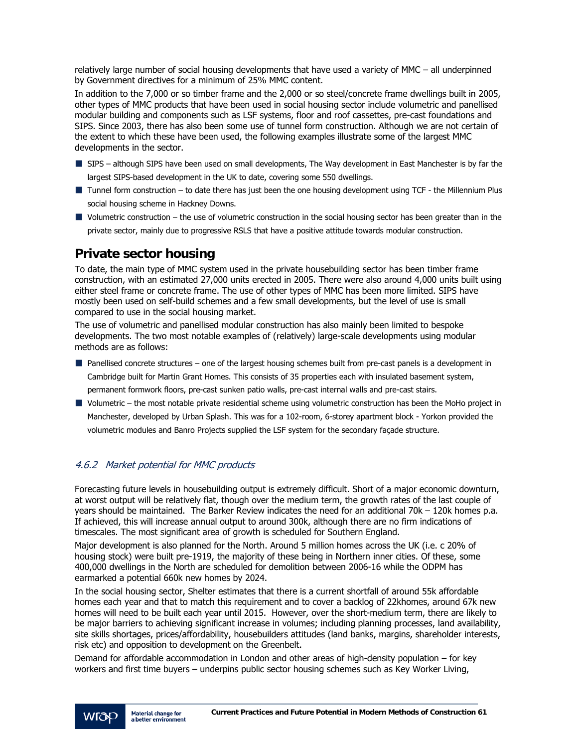relatively large number of social housing developments that have used a variety of MMC – all underpinned by Government directives for a minimum of 25% MMC content.

In addition to the 7,000 or so timber frame and the 2,000 or so steel/concrete frame dwellings built in 2005, other types of MMC products that have been used in social housing sector include volumetric and panellised modular building and components such as LSF systems, floor and roof cassettes, pre-cast foundations and SIPS. Since 2003, there has also been some use of tunnel form construction. Although we are not certain of the extent to which these have been used, the following examples illustrate some of the largest MMC developments in the sector.

- SIPS – although SIPS have been used on small developments, The Way development in East Manchester is by far the largest SIPS-based development in the UK to date, covering some 550 dwellings.
- Tunnel form construction – to date there has just been the one housing development using TCF - the Millennium Plus social housing scheme in Hackney Downs.
- Volumetric construction – the use of volumetric construction in the social housing sector has been greater than in the private sector, mainly due to progressive RSLS that have a positive attitude towards modular construction.

## Private sector housing

To date, the main type of MMC system used in the private housebuilding sector has been timber frame construction, with an estimated 27,000 units erected in 2005. There were also around 4,000 units built using either steel frame or concrete frame. The use of other types of MMC has been more limited. SIPS have mostly been used on self-build schemes and a few small developments, but the level of use is small compared to use in the social housing market.

The use of volumetric and panellised modular construction has also mainly been limited to bespoke developments. The two most notable examples of (relatively) large-scale developments using modular methods are as follows:

- Panellised concrete structures – one of the largest housing schemes built from pre-cast panels is a development in Cambridge built for Martin Grant Homes. This consists of 35 properties each with insulated basement system, permanent formwork floors, pre-cast sunken patio walls, pre-cast internal walls and pre-cast stairs.
- Volumetric – the most notable private residential scheme using volumetric construction has been the MoHo project in Manchester, developed by Urban Splash. This was for a 102-room, 6-storey apartment block - Yorkon provided the volumetric modules and Banro Projects supplied the LSF system for the secondary façade structure.

### *4.6.2 Market potential for MMC products*

Forecasting future levels in housebuilding output is extremely difficult. Short of a major economic downturn, at worst output will be relatively flat, though over the medium term, the growth rates of the last couple of years should be maintained. The Barker Review indicates the need for an additional 70k – 120k homes p.a. If achieved, this will increase annual output to around 300k, although there are no firm indications of timescales. The most significant area of growth is scheduled for Southern England.

Major development is also planned for the North. Around 5 million homes across the UK (i.e. c 20% of housing stock) were built pre-1919, the majority of these being in Northern inner cities. Of these, some 400,000 dwellings in the North are scheduled for demolition between 2006-16 while the ODPM has earmarked a potential 660k new homes by 2024.

In the social housing sector, Shelter estimates that there is a current shortfall of around 55k affordable homes each year and that to match this requirement and to cover a backlog of 22khomes, around 67k new homes will need to be built each year until 2015. However, over the short-medium term, there are likely to be major barriers to achieving significant increase in volumes; including planning processes, land availability, site skills shortages, prices/affordability, housebuilders attitudes (land banks, margins, shareholder interests, risk etc) and opposition to development on the Greenbelt.

Demand for affordable accommodation in London and other areas of high-density population – for key workers and first time buyers – underpins public sector housing schemes such as Key Worker Living,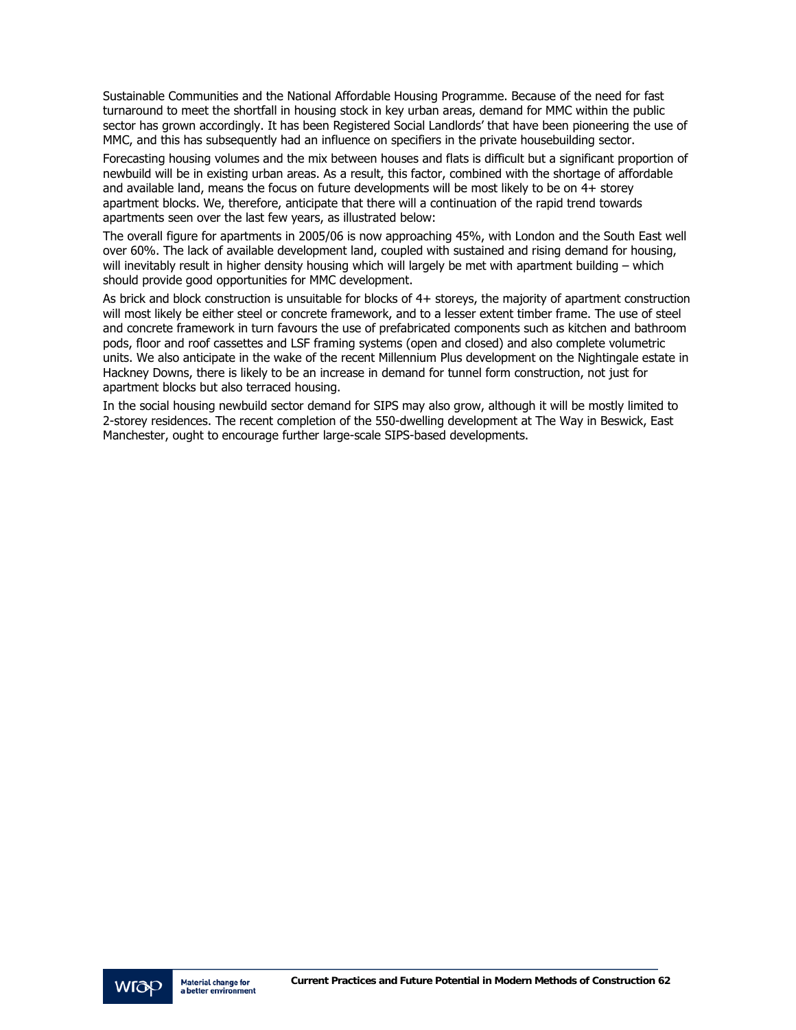Sustainable Communities and the National Affordable Housing Programme. Because of the need for fast turnaround to meet the shortfall in housing stock in key urban areas, demand for MMC within the public sector has grown accordingly. It has been Registered Social Landlords' that have been pioneering the use of MMC, and this has subsequently had an influence on specifiers in the private housebuilding sector.

Forecasting housing volumes and the mix between houses and flats is difficult but a significant proportion of newbuild will be in existing urban areas. As a result, this factor, combined with the shortage of affordable and available land, means the focus on future developments will be most likely to be on 4+ storey apartment blocks. We, therefore, anticipate that there will a continuation of the rapid trend towards apartments seen over the last few years, as illustrated below:

The overall figure for apartments in 2005/06 is now approaching 45%, with London and the South East well over 60%. The lack of available development land, coupled with sustained and rising demand for housing, will inevitably result in higher density housing which will largely be met with apartment building – which should provide good opportunities for MMC development.

As brick and block construction is unsuitable for blocks of 4+ storeys, the majority of apartment construction will most likely be either steel or concrete framework, and to a lesser extent timber frame. The use of steel and concrete framework in turn favours the use of prefabricated components such as kitchen and bathroom pods, floor and roof cassettes and LSF framing systems (open and closed) and also complete volumetric units. We also anticipate in the wake of the recent Millennium Plus development on the Nightingale estate in Hackney Downs, there is likely to be an increase in demand for tunnel form construction, not just for apartment blocks but also terraced housing.

In the social housing newbuild sector demand for SIPS may also grow, although it will be mostly limited to 2-storey residences. The recent completion of the 550-dwelling development at The Way in Beswick, East Manchester, ought to encourage further large-scale SIPS-based developments.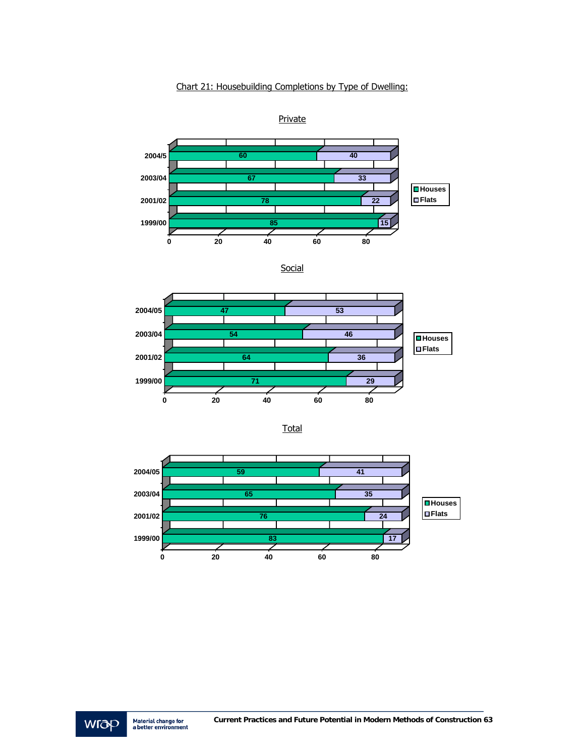Chart 21: Housebuilding Completions by Type of Dwelling:

Private

| Year | Houses | Flats |
|---|---|---|
| 2004/5 | 60 | 40 |
| 2003/04 | 67 | 33 |
| 2001/02 | 78 | 22 |
| 1999/00 | 85 | 15 |

Social

| Year | Houses | Flats |
|---|---|---|
| 2004/05 | 47 | 53 |
| 2003/04 | 54 | 46 |
| 2001/02 | 64 | 36 |
| 1999/00 | 71 | 29 |

Total

| Year | Houses | Flats |
|---|---|---|
| 2004/05 | 59 | 41 |
| 2003/04 | 65 | 35 |
| 2001/02 | 76 | 24 |
| 1999/00 | 83 | 17 |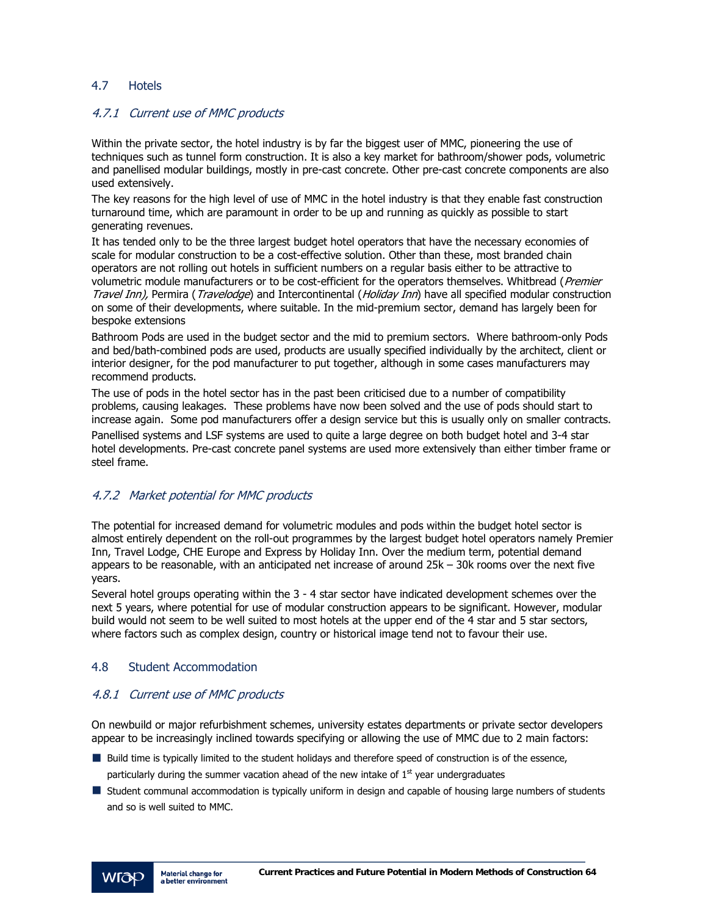## 4.7 Hotels

### *4.7.1 Current use of MMC products*

Within the private sector, the hotel industry is by far the biggest user of MMC, pioneering the use of techniques such as tunnel form construction. It is also a key market for bathroom/shower pods, volumetric and panellised modular buildings, mostly in pre-cast concrete. Other pre-cast concrete components are also used extensively.

The key reasons for the high level of use of MMC in the hotel industry is that they enable fast construction turnaround time, which are paramount in order to be up and running as quickly as possible to start generating revenues.

It has tended only to be the three largest budget hotel operators that have the necessary economies of scale for modular construction to be a cost-effective solution. Other than these, most branded chain operators are not rolling out hotels in sufficient numbers on a regular basis either to be attractive to volumetric module manufacturers or to be cost-efficient for the operators themselves. Whitbread (*Premier Travel Inn),* Permira (*Travelodge*) and Intercontinental (*Holiday Inn*) have all specified modular construction on some of their developments, where suitable. In the mid-premium sector, demand has largely been for bespoke extensions

Bathroom Pods are used in the budget sector and the mid to premium sectors. Where bathroom-only Pods and bed/bath-combined pods are used, products are usually specified individually by the architect, client or interior designer, for the pod manufacturer to put together, although in some cases manufacturers may recommend products.

The use of pods in the hotel sector has in the past been criticised due to a number of compatibility problems, causing leakages. These problems have now been solved and the use of pods should start to increase again. Some pod manufacturers offer a design service but this is usually only on smaller contracts.

Panellised systems and LSF systems are used to quite a large degree on both budget hotel and 3-4 star hotel developments. Pre-cast concrete panel systems are used more extensively than either timber frame or steel frame.

### *4.7.2 Market potential for MMC products*

The potential for increased demand for volumetric modules and pods within the budget hotel sector is almost entirely dependent on the roll-out programmes by the largest budget hotel operators namely Premier Inn, Travel Lodge, CHE Europe and Express by Holiday Inn. Over the medium term, potential demand appears to be reasonable, with an anticipated net increase of around 25k – 30k rooms over the next five years.

Several hotel groups operating within the 3 - 4 star sector have indicated development schemes over the next 5 years, where potential for use of modular construction appears to be significant. However, modular build would not seem to be well suited to most hotels at the upper end of the 4 star and 5 star sectors, where factors such as complex design, country or historical image tend not to favour their use.

## 4.8 Student Accommodation

### *4.8.1 Current use of MMC products*

On newbuild or major refurbishment schemes, university estates departments or private sector developers appear to be increasingly inclined towards specifying or allowing the use of MMC due to 2 main factors:

- Build time is typically limited to the student holidays and therefore speed of construction is of the essence, particularly during the summer vacation ahead of the new intake of 1st year undergraduates
- Student communal accommodation is typically uniform in design and capable of housing large numbers of students and so is well suited to MMC.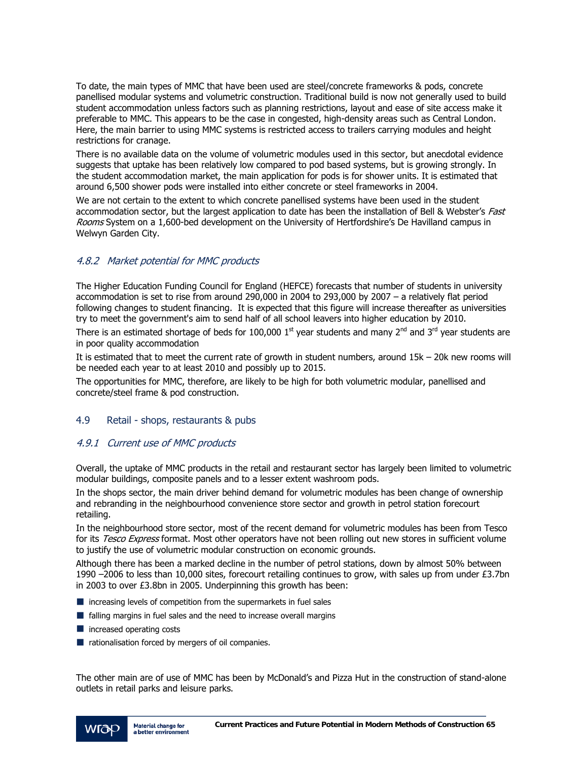To date, the main types of MMC that have been used are steel/concrete frameworks & pods, concrete panellised modular systems and volumetric construction. Traditional build is now not generally used to build student accommodation unless factors such as planning restrictions, layout and ease of site access make it preferable to MMC. This appears to be the case in congested, high-density areas such as Central London. Here, the main barrier to using MMC systems is restricted access to trailers carrying modules and height restrictions for cranage.

There is no available data on the volume of volumetric modules used in this sector, but anecdotal evidence suggests that uptake has been relatively low compared to pod based systems, but is growing strongly. In the student accommodation market, the main application for pods is for shower units. It is estimated that around 6,500 shower pods were installed into either concrete or steel frameworks in 2004.

We are not certain to the extent to which concrete panellised systems have been used in the student accommodation sector, but the largest application to date has been the installation of Bell & Webster's *Fast Rooms* System on a 1,600-bed development on the University of Hertfordshire's De Havilland campus in Welwyn Garden City.

### *4.8.2 Market potential for MMC products*

The Higher Education Funding Council for England (HEFCE) forecasts that number of students in university accommodation is set to rise from around 290,000 in 2004 to 293,000 by 2007 – a relatively flat period following changes to student financing. It is expected that this figure will increase thereafter as universities try to meet the government's aim to send half of all school leavers into higher education by 2010.

There is an estimated shortage of beds for 100,000 1st year students and many 2nd and 3rd year students are in poor quality accommodation

It is estimated that to meet the current rate of growth in student numbers, around 15k – 20k new rooms will be needed each year to at least 2010 and possibly up to 2015.

The opportunities for MMC, therefore, are likely to be high for both volumetric modular, panellised and concrete/steel frame & pod construction.

## 4.9 Retail - shops, restaurants & pubs

### *4.9.1 Current use of MMC products*

Overall, the uptake of MMC products in the retail and restaurant sector has largely been limited to volumetric modular buildings, composite panels and to a lesser extent washroom pods.

In the shops sector, the main driver behind demand for volumetric modules has been change of ownership and rebranding in the neighbourhood convenience store sector and growth in petrol station forecourt retailing.

In the neighbourhood store sector, most of the recent demand for volumetric modules has been from Tesco for its *Tesco Express* format. Most other operators have not been rolling out new stores in sufficient volume to justify the use of volumetric modular construction on economic grounds.

Although there has been a marked decline in the number of petrol stations, down by almost 50% between 1990 –2006 to less than 10,000 sites, forecourt retailing continues to grow, with sales up from under £3.7bn in 2003 to over £3.8bn in 2005. Underpinning this growth has been:

- increasing levels of competition from the supermarkets in fuel sales
- falling margins in fuel sales and the need to increase overall margins
- increased operating costs
- rationalisation forced by mergers of oil companies.

The other main are of use of MMC has been by McDonald's and Pizza Hut in the construction of stand-alone outlets in retail parks and leisure parks.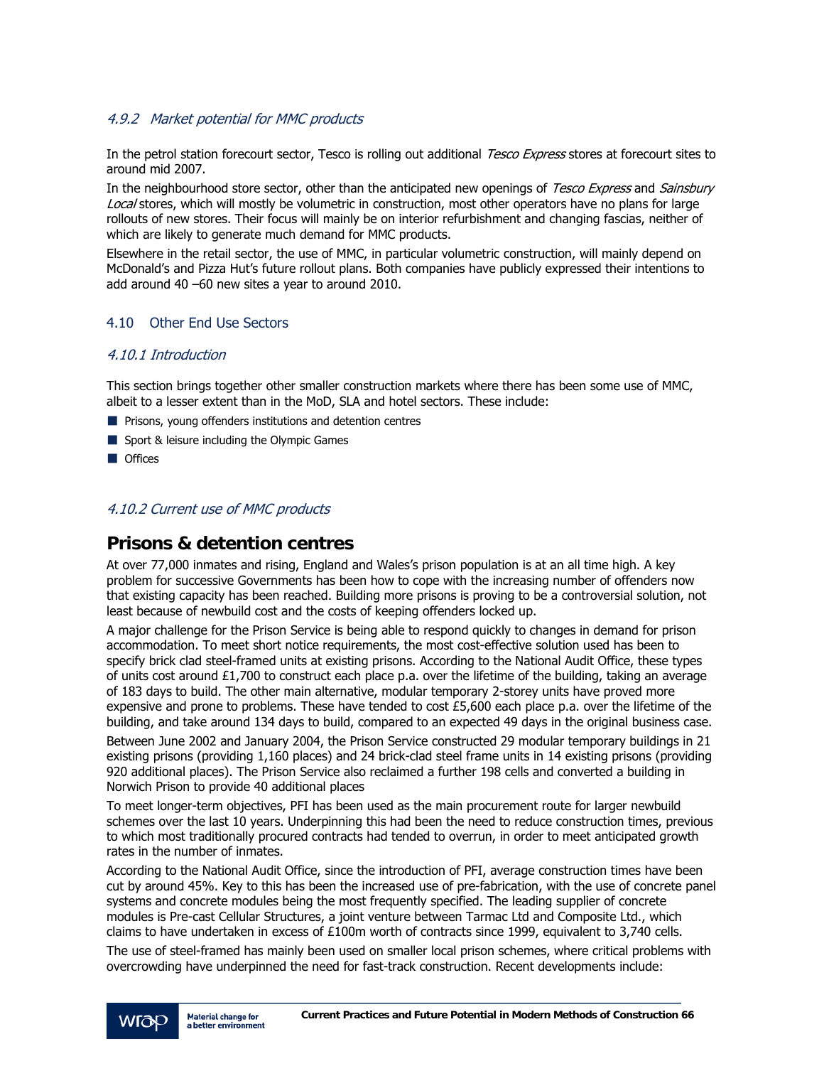### *4.9.2 Market potential for MMC products*

In the petrol station forecourt sector, Tesco is rolling out additional *Tesco Express* stores at forecourt sites to around mid 2007.

In the neighbourhood store sector, other than the anticipated new openings of *Tesco Express* and *Sainsbury Local* stores, which will mostly be volumetric in construction, most other operators have no plans for large rollouts of new stores. Their focus will mainly be on interior refurbishment and changing fascias, neither of which are likely to generate much demand for MMC products.

Elsewhere in the retail sector, the use of MMC, in particular volumetric construction, will mainly depend on McDonald's and Pizza Hut's future rollout plans. Both companies have publicly expressed their intentions to add around 40 –60 new sites a year to around 2010.

## 4.10 Other End Use Sectors

### *4.10.1 Introduction*

This section brings together other smaller construction markets where there has been some use of MMC, albeit to a lesser extent than in the MoD, SLA and hotel sectors. These include:

- Prisons, young offenders institutions and detention centres
- Sport & leisure including the Olympic Games
- Offices

### *4.10.2 Current use of MMC products*

# Prisons & detention centres

At over 77,000 inmates and rising, England and Wales's prison population is at an all time high. A key problem for successive Governments has been how to cope with the increasing number of offenders now that existing capacity has been reached. Building more prisons is proving to be a controversial solution, not least because of newbuild cost and the costs of keeping offenders locked up.

A major challenge for the Prison Service is being able to respond quickly to changes in demand for prison accommodation. To meet short notice requirements, the most cost-effective solution used has been to specify brick clad steel-framed units at existing prisons. According to the National Audit Office, these types of units cost around £1,700 to construct each place p.a. over the lifetime of the building, taking an average of 183 days to build. The other main alternative, modular temporary 2-storey units have proved more expensive and prone to problems. These have tended to cost £5,600 each place p.a. over the lifetime of the building, and take around 134 days to build, compared to an expected 49 days in the original business case.

Between June 2002 and January 2004, the Prison Service constructed 29 modular temporary buildings in 21 existing prisons (providing 1,160 places) and 24 brick-clad steel frame units in 14 existing prisons (providing 920 additional places). The Prison Service also reclaimed a further 198 cells and converted a building in Norwich Prison to provide 40 additional places

To meet longer-term objectives, PFI has been used as the main procurement route for larger newbuild schemes over the last 10 years. Underpinning this had been the need to reduce construction times, previous to which most traditionally procured contracts had tended to overrun, in order to meet anticipated growth rates in the number of inmates.

According to the National Audit Office, since the introduction of PFI, average construction times have been cut by around 45%. Key to this has been the increased use of pre-fabrication, with the use of concrete panel systems and concrete modules being the most frequently specified. The leading supplier of concrete modules is Pre-cast Cellular Structures, a joint venture between Tarmac Ltd and Composite Ltd., which claims to have undertaken in excess of £100m worth of contracts since 1999, equivalent to 3,740 cells.

The use of steel-framed has mainly been used on smaller local prison schemes, where critical problems with overcrowding have underpinned the need for fast-track construction. Recent developments include: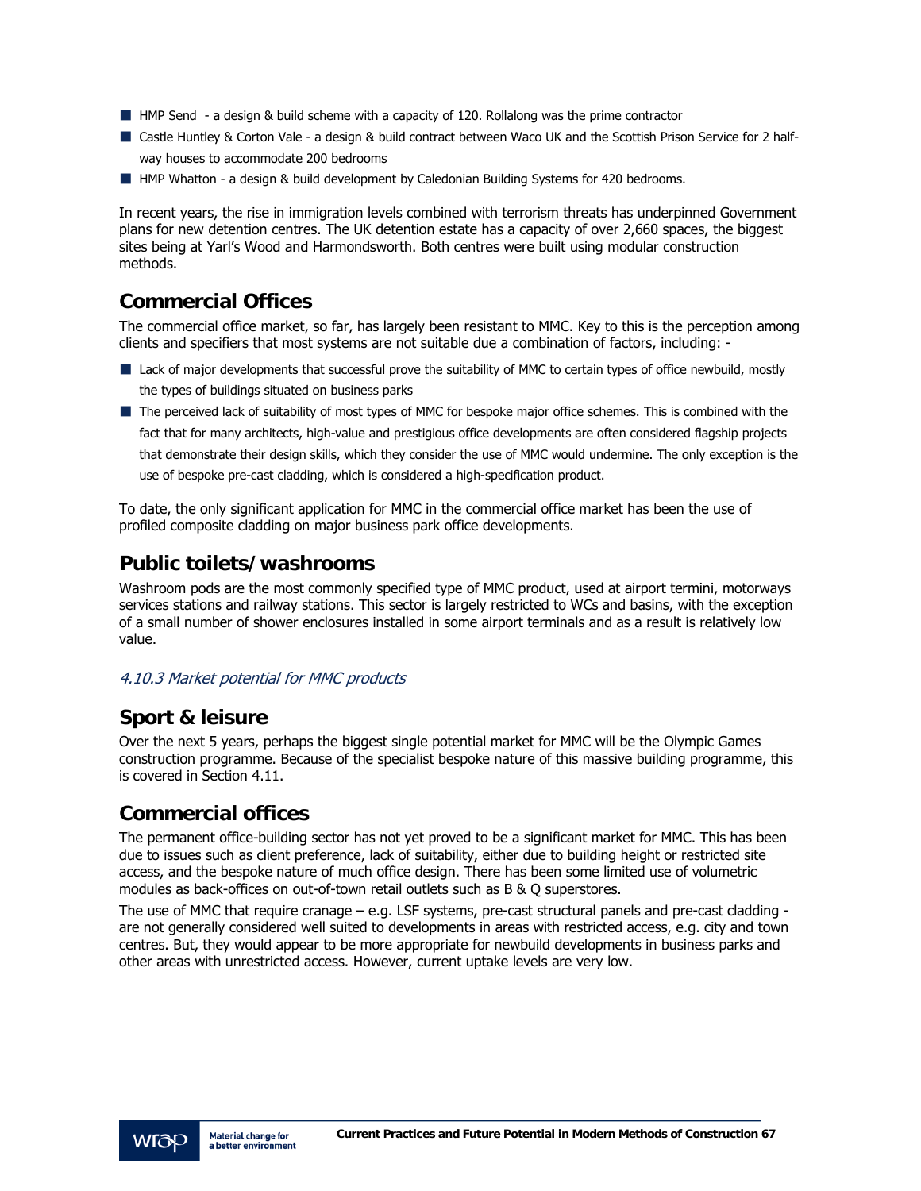- HMP Send - a design & build scheme with a capacity of 120. Rollalong was the prime contractor
- Castle Huntley & Corton Vale - a design & build contract between Waco UK and the Scottish Prison Service for 2 half-way houses to accommodate 200 bedrooms
- HMP Whatton - a design & build development by Caledonian Building Systems for 420 bedrooms.

In recent years, the rise in immigration levels combined with terrorism threats has underpinned Government plans for new detention centres. The UK detention estate has a capacity of over 2,660 spaces, the biggest sites being at Yarl's Wood and Harmondsworth. Both centres were built using modular construction methods.

## Commercial Offices

The commercial office market, so far, has largely been resistant to MMC. Key to this is the perception among clients and specifiers that most systems are not suitable due a combination of factors, including: -

- Lack of major developments that successful prove the suitability of MMC to certain types of office newbuild, mostly the types of buildings situated on business parks
- The perceived lack of suitability of most types of MMC for bespoke major office schemes. This is combined with the fact that for many architects, high-value and prestigious office developments are often considered flagship projects that demonstrate their design skills, which they consider the use of MMC would undermine. The only exception is the use of bespoke pre-cast cladding, which is considered a high-specification product.

To date, the only significant application for MMC in the commercial office market has been the use of profiled composite cladding on major business park office developments.

## Public toilets/washrooms

Washroom pods are the most commonly specified type of MMC product, used at airport termini, motorways services stations and railway stations. This sector is largely restricted to WCs and basins, with the exception of a small number of shower enclosures installed in some airport terminals and as a result is relatively low value.

### *4.10.3 Market potential for MMC products*

## Sport & leisure

Over the next 5 years, perhaps the biggest single potential market for MMC will be the Olympic Games construction programme. Because of the specialist bespoke nature of this massive building programme, this is covered in Section 4.11.

## Commercial offices

The permanent office-building sector has not yet proved to be a significant market for MMC. This has been due to issues such as client preference, lack of suitability, either due to building height or restricted site access, and the bespoke nature of much office design. There has been some limited use of volumetric modules as back-offices on out-of-town retail outlets such as B & Q superstores.

The use of MMC that require cranage – e.g. LSF systems, pre-cast structural panels and pre-cast cladding - are not generally considered well suited to developments in areas with restricted access, e.g. city and town centres. But, they would appear to be more appropriate for newbuild developments in business parks and other areas with unrestricted access. However, current uptake levels are very low.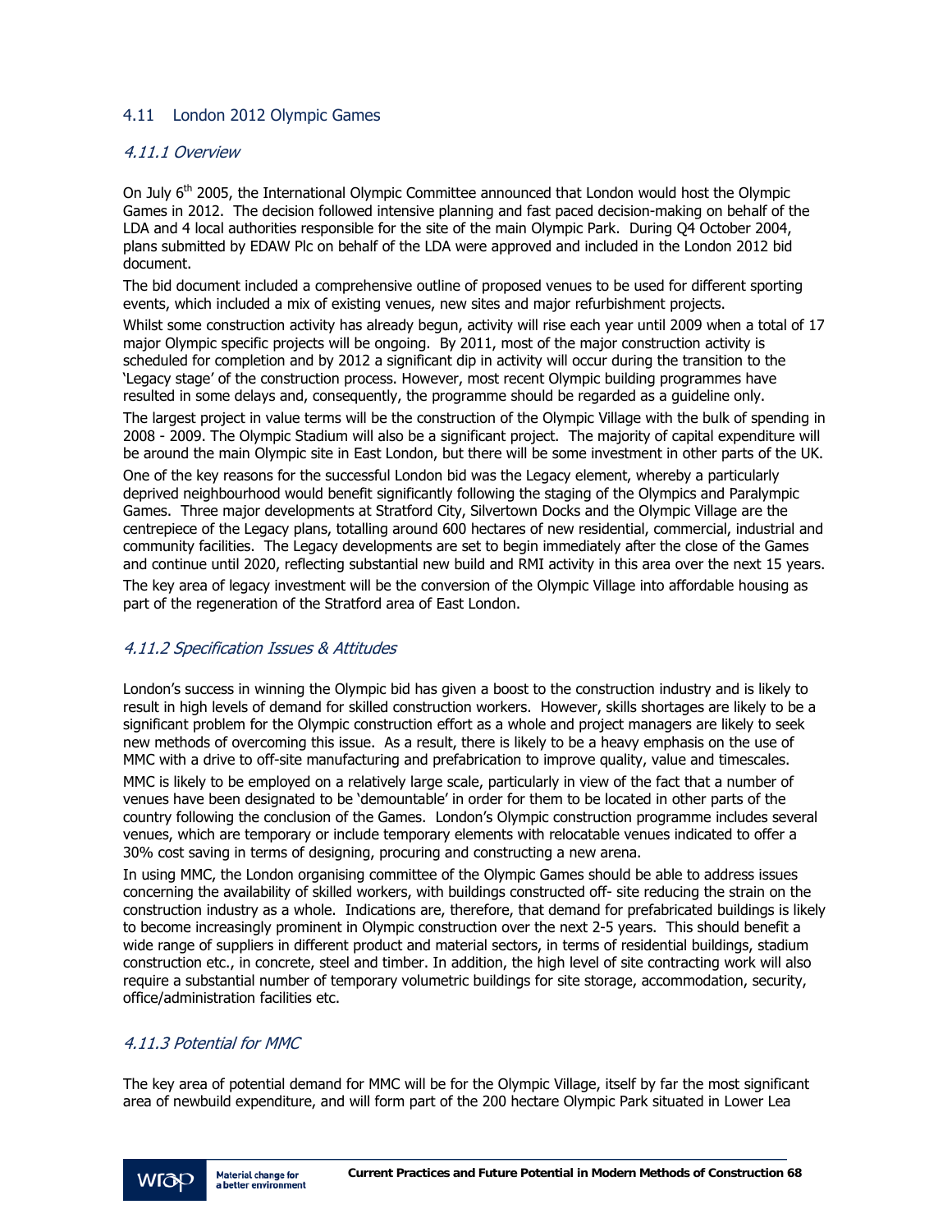## 4.11 London 2012 Olympic Games

### *4.11.1 Overview*

On July 6th 2005, the International Olympic Committee announced that London would host the Olympic Games in 2012. The decision followed intensive planning and fast paced decision-making on behalf of the LDA and 4 local authorities responsible for the site of the main Olympic Park. During Q4 October 2004, plans submitted by EDAW Plc on behalf of the LDA were approved and included in the London 2012 bid document.

The bid document included a comprehensive outline of proposed venues to be used for different sporting events, which included a mix of existing venues, new sites and major refurbishment projects.

Whilst some construction activity has already begun, activity will rise each year until 2009 when a total of 17 major Olympic specific projects will be ongoing. By 2011, most of the major construction activity is scheduled for completion and by 2012 a significant dip in activity will occur during the transition to the 'Legacy stage' of the construction process. However, most recent Olympic building programmes have resulted in some delays and, consequently, the programme should be regarded as a guideline only.

The largest project in value terms will be the construction of the Olympic Village with the bulk of spending in 2008 - 2009. The Olympic Stadium will also be a significant project. The majority of capital expenditure will be around the main Olympic site in East London, but there will be some investment in other parts of the UK.

One of the key reasons for the successful London bid was the Legacy element, whereby a particularly deprived neighbourhood would benefit significantly following the staging of the Olympics and Paralympic Games. Three major developments at Stratford City, Silvertown Docks and the Olympic Village are the centrepiece of the Legacy plans, totalling around 600 hectares of new residential, commercial, industrial and community facilities. The Legacy developments are set to begin immediately after the close of the Games and continue until 2020, reflecting substantial new build and RMI activity in this area over the next 15 years.

The key area of legacy investment will be the conversion of the Olympic Village into affordable housing as part of the regeneration of the Stratford area of East London.

### *4.11.2 Specification Issues & Attitudes*

London's success in winning the Olympic bid has given a boost to the construction industry and is likely to result in high levels of demand for skilled construction workers. However, skills shortages are likely to be a significant problem for the Olympic construction effort as a whole and project managers are likely to seek new methods of overcoming this issue. As a result, there is likely to be a heavy emphasis on the use of MMC with a drive to off-site manufacturing and prefabrication to improve quality, value and timescales.

MMC is likely to be employed on a relatively large scale, particularly in view of the fact that a number of venues have been designated to be 'demountable' in order for them to be located in other parts of the country following the conclusion of the Games. London's Olympic construction programme includes several venues, which are temporary or include temporary elements with relocatable venues indicated to offer a 30% cost saving in terms of designing, procuring and constructing a new arena.

In using MMC, the London organising committee of the Olympic Games should be able to address issues concerning the availability of skilled workers, with buildings constructed off- site reducing the strain on the construction industry as a whole. Indications are, therefore, that demand for prefabricated buildings is likely to become increasingly prominent in Olympic construction over the next 2-5 years. This should benefit a wide range of suppliers in different product and material sectors, in terms of residential buildings, stadium construction etc., in concrete, steel and timber. In addition, the high level of site contracting work will also require a substantial number of temporary volumetric buildings for site storage, accommodation, security, office/administration facilities etc.

### *4.11.3 Potential for MMC*

The key area of potential demand for MMC will be for the Olympic Village, itself by far the most significant area of newbuild expenditure, and will form part of the 200 hectare Olympic Park situated in Lower Lea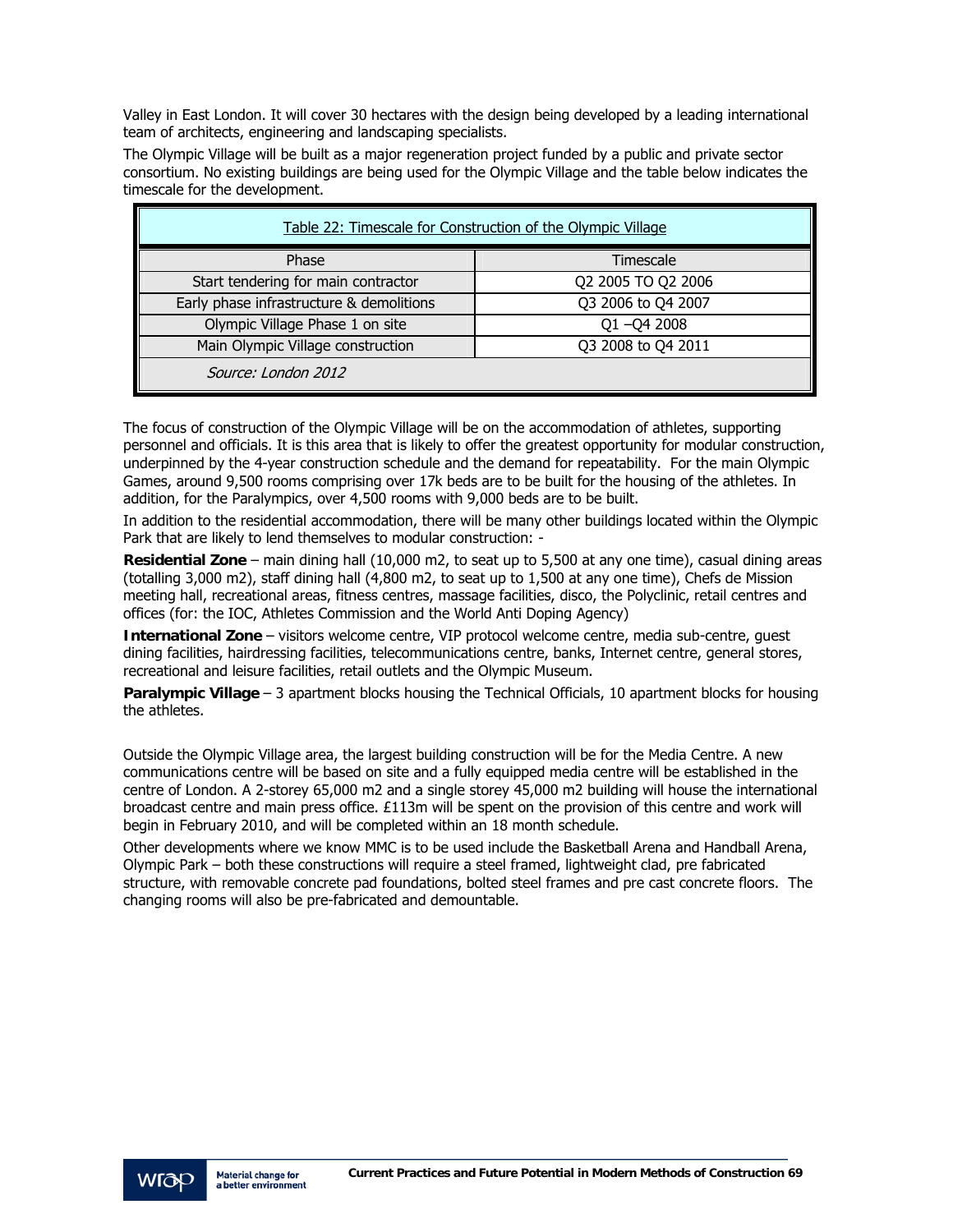Valley in East London. It will cover 30 hectares with the design being developed by a leading international team of architects, engineering and landscaping specialists.

The Olympic Village will be built as a major regeneration project funded by a public and private sector consortium. No existing buildings are being used for the Olympic Village and the table below indicates the timescale for the development.

Table 22: Timescale for Construction of the Olympic Village

| Phase | Timescale |
|---|---|
| Start tendering for main contractor | Q2 2005 TO Q2 2006 |
| Early phase infrastructure & demolitions | Q3 2006 to Q4 2007 |
| Olympic Village Phase 1 on site | Q1 –Q4 2008 |
| Main Olympic Village construction | Q3 2008 to Q4 2011 |

*Source: London 2012*

The focus of construction of the Olympic Village will be on the accommodation of athletes, supporting personnel and officials. It is this area that is likely to offer the greatest opportunity for modular construction, underpinned by the 4-year construction schedule and the demand for repeatability. For the main Olympic Games, around 9,500 rooms comprising over 17k beds are to be built for the housing of the athletes. In addition, for the Paralympics, over 4,500 rooms with 9,000 beds are to be built.

In addition to the residential accommodation, there will be many other buildings located within the Olympic Park that are likely to lend themselves to modular construction: -

**Residential Zone** – main dining hall (10,000 m2, to seat up to 5,500 at any one time), casual dining areas (totalling 3,000 m2), staff dining hall (4,800 m2, to seat up to 1,500 at any one time), Chefs de Mission meeting hall, recreational areas, fitness centres, massage facilities, disco, the Polyclinic, retail centres and offices (for: the IOC, Athletes Commission and the World Anti Doping Agency)

**International Zone** – visitors welcome centre, VIP protocol welcome centre, media sub-centre, guest dining facilities, hairdressing facilities, telecommunications centre, banks, Internet centre, general stores, recreational and leisure facilities, retail outlets and the Olympic Museum.

**Paralympic Village** – 3 apartment blocks housing the Technical Officials, 10 apartment blocks for housing the athletes.

Outside the Olympic Village area, the largest building construction will be for the Media Centre. A new communications centre will be based on site and a fully equipped media centre will be established in the centre of London. A 2-storey 65,000 m2 and a single storey 45,000 m2 building will house the international broadcast centre and main press office. £113m will be spent on the provision of this centre and work will begin in February 2010, and will be completed within an 18 month schedule.

Other developments where we know MMC is to be used include the Basketball Arena and Handball Arena, Olympic Park – both these constructions will require a steel framed, lightweight clad, pre fabricated structure, with removable concrete pad foundations, bolted steel frames and pre cast concrete floors. The changing rooms will also be pre-fabricated and demountable.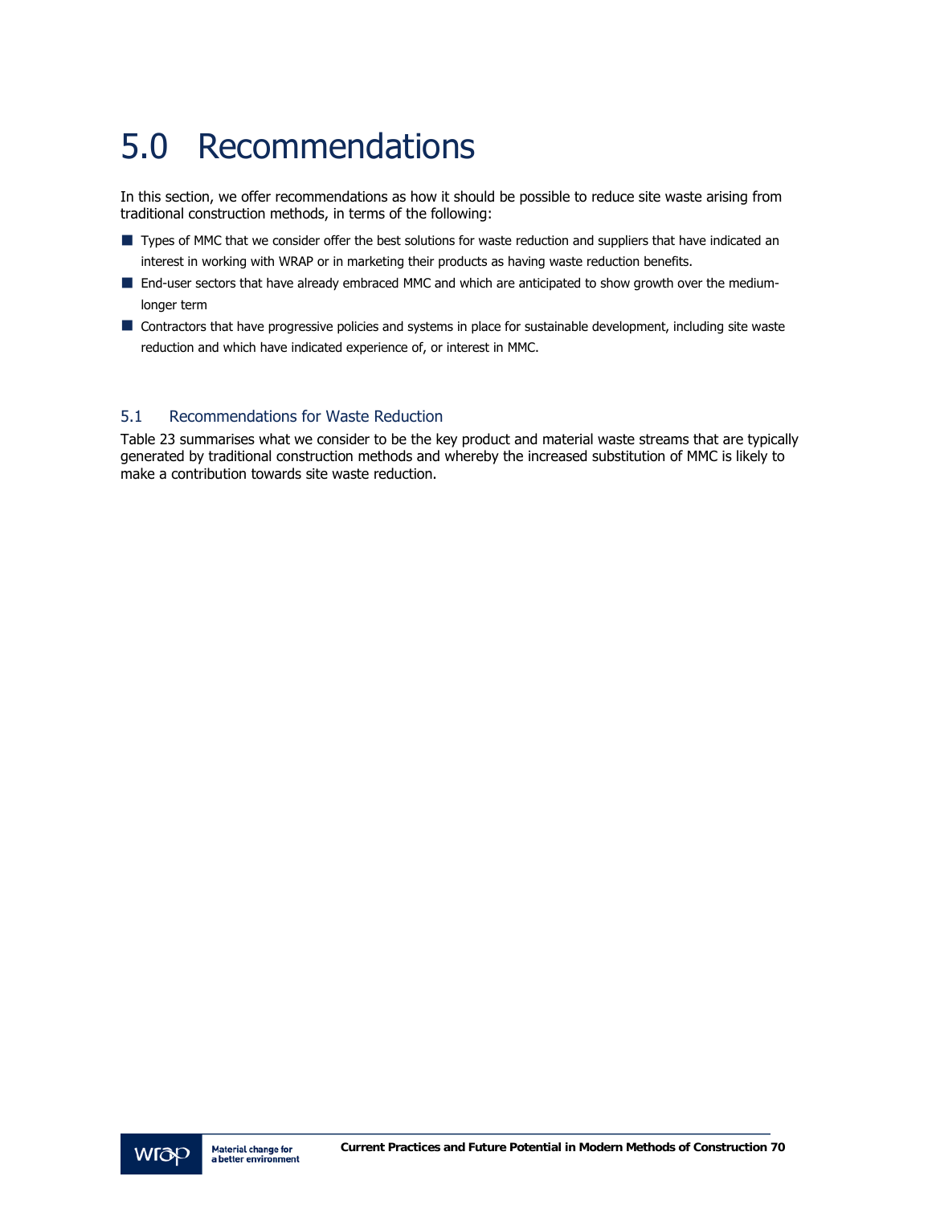# 5.0 Recommendations

In this section, we offer recommendations as how it should be possible to reduce site waste arising from traditional construction methods, in terms of the following:

- Types of MMC that we consider offer the best solutions for waste reduction and suppliers that have indicated an interest in working with WRAP or in marketing their products as having waste reduction benefits.
- End-user sectors that have already embraced MMC and which are anticipated to show growth over the medium-longer term
- Contractors that have progressive policies and systems in place for sustainable development, including site waste reduction and which have indicated experience of, or interest in MMC.

## 5.1 Recommendations for Waste Reduction

Table 23 summarises what we consider to be the key product and material waste streams that are typically generated by traditional construction methods and whereby the increased substitution of MMC is likely to make a contribution towards site waste reduction.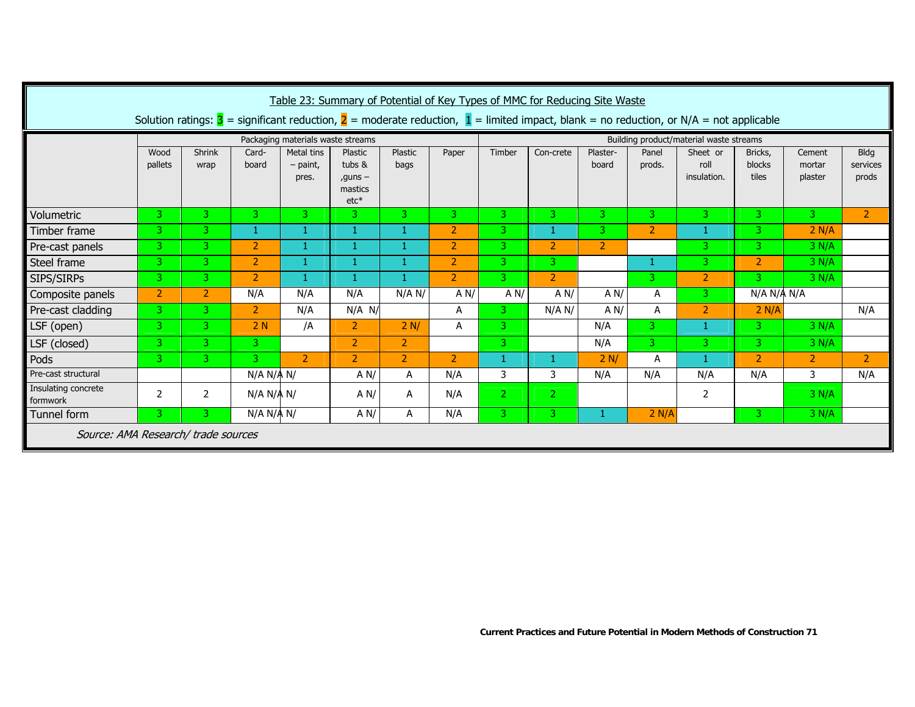**Table 23: Summary of Potential of Key Types of MMC for Reducing Site Waste**

Solution ratings: 3 = significant reduction, 2 = moderate reduction, 1 = limited impact, blank = no reduction, or N/A = not applicable

| | Packaging materials waste streams | | | | | | | Building product/material waste streams | | | | | | | |
|---|---|---|---|---|---|---|---|---|---|---|---|---|---|---|---|
| | Wood pallets | Shrink wrap | Card-board | Metal tins – paint, pres. | Plastic tubs & ,guns – mastics etc* | Plastic bags | Paper | Timber | Con-crete | Plaster-board | Panel prods. | Sheet or roll insulation. | Bricks, blocks tiles | Cement mortar plaster | Bldg services prods |
| Volumetric | 3 | 3 | 3 | 3 | 3 | 3 | 3 | 3 | 3 | 3 | 3 | 3 | 3 | 3 | 2 |
| Timber frame | 3 | 3 | 1 | 1 | 1 | 1 | 2 | 3 | 1 | 3 | 2 | 1 | 3 | 2 N/A | |
| Pre-cast panels | 3 | 3 | 2 | 1 | 1 | 1 | 2 | 3 | 2 | 2 | | 3 | 3 | 3 N/A | |
| Steel frame | 3 | 3 | 2 | 1 | 1 | 1 | 2 | 3 | 3 | | 1 | 3 | 2 | 3 N/A | |
| SIPS/SIRPs | 3 | 3 | 2 | 1 | 1 | 1 | 2 | 3 | 2 | | 3 | 2 | 3 | 3 N/A | |
| Composite panels | 2 | 2 | N/A | N/A | N/A | N/A N/ | A N/ | A N/ | A N/ | A N/ | A | 3 | N/A N/A N/A | | |
| Pre-cast cladding | 3 | 3 | 2 | N/A | N/A N/ | | A | 3 | N/A N/ | A N/ | A | 2 | 2 N/A | | N/A |
| LSF (open) | 3 | 3 | 2 N | /A | 2 | 2 N/ | A | 3 | | N/A | 3 | 1 | 3 | 3 N/A | |
| LSF (closed) | 3 | 3 | 3 | | 2 | 2 | | 3 | | N/A | 3 | 3 | 3 | 3 N/A | |
| Pods | 3 | 3 | 3 | 2 | 2 | 2 | 2 | 1 | 1 | 2 N/ | A | 1 | 2 | 2 | 2 |
| Pre-cast structural | | | N/A N/A N/ | | A N/ | A | N/A | 3 | 3 | N/A | N/A | N/A | N/A | 3 | N/A |
| Insulating concrete formwork | 2 | 2 | N/A N/A N/ | | A N/ | A | N/A | 2 | 2 | | | 2 | | 3 N/A | |
| Tunnel form | 3 | 3 | N/A N/A N/ | | A N/ | A | N/A | 3 | 3 | 1 | 2 N/A | | 3 | 3 N/A | |

*Source: AMA Research/ trade sources*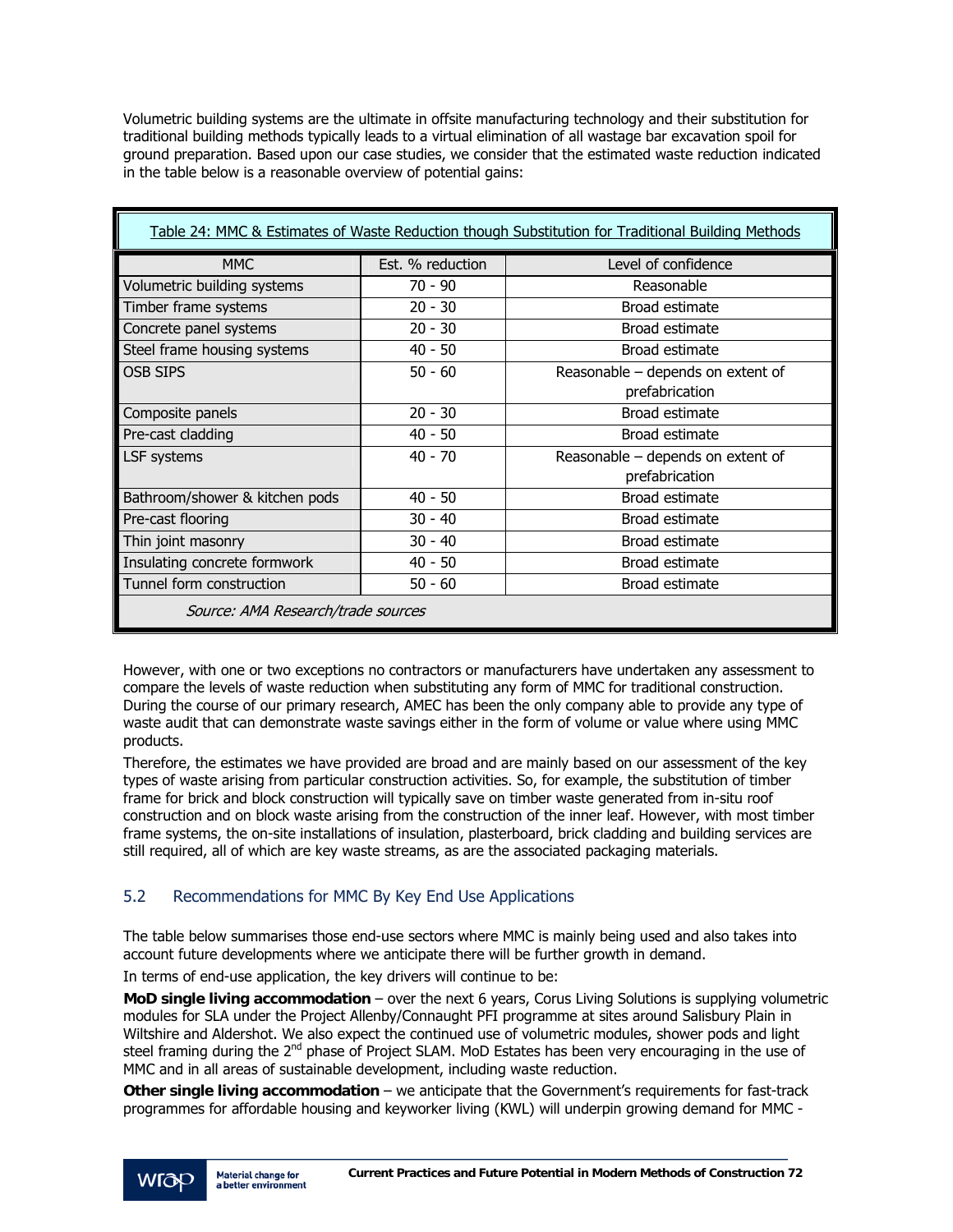Volumetric building systems are the ultimate in offsite manufacturing technology and their substitution for traditional building methods typically leads to a virtual elimination of all wastage bar excavation spoil for ground preparation. Based upon our case studies, we consider that the estimated waste reduction indicated in the table below is a reasonable overview of potential gains:

Table 24: MMC & Estimates of Waste Reduction though Substitution for Traditional Building Methods

| MMC | Est. % reduction | Level of confidence |
|---|---|---|
| Volumetric building systems | 70 - 90 | Reasonable |
| Timber frame systems | 20 - 30 | Broad estimate |
| Concrete panel systems | 20 - 30 | Broad estimate |
| Steel frame housing systems | 40 - 50 | Broad estimate |
| OSB SIPS | 50 - 60 | Reasonable – depends on extent of prefabrication |
| Composite panels | 20 - 30 | Broad estimate |
| Pre-cast cladding | 40 - 50 | Broad estimate |
| LSF systems | 40 - 70 | Reasonable – depends on extent of prefabrication |
| Bathroom/shower & kitchen pods | 40 - 50 | Broad estimate |
| Pre-cast flooring | 30 - 40 | Broad estimate |
| Thin joint masonry | 30 - 40 | Broad estimate |
| Insulating concrete formwork | 40 - 50 | Broad estimate |
| Tunnel form construction | 50 - 60 | Broad estimate |

*Source: AMA Research/trade sources*

However, with one or two exceptions no contractors or manufacturers have undertaken any assessment to compare the levels of waste reduction when substituting any form of MMC for traditional construction. During the course of our primary research, AMEC has been the only company able to provide any type of waste audit that can demonstrate waste savings either in the form of volume or value where using MMC products.

Therefore, the estimates we have provided are broad and are mainly based on our assessment of the key types of waste arising from particular construction activities. So, for example, the substitution of timber frame for brick and block construction will typically save on timber waste generated from in-situ roof construction and on block waste arising from the construction of the inner leaf. However, with most timber frame systems, the on-site installations of insulation, plasterboard, brick cladding and building services are still required, all of which are key waste streams, as are the associated packaging materials.

## 5.2 Recommendations for MMC By Key End Use Applications

The table below summarises those end-use sectors where MMC is mainly being used and also takes into account future developments where we anticipate there will be further growth in demand.

In terms of end-use application, the key drivers will continue to be:

**MoD single living accommodation** – over the next 6 years, Corus Living Solutions is supplying volumetric modules for SLA under the Project Allenby/Connaught PFI programme at sites around Salisbury Plain in Wiltshire and Aldershot. We also expect the continued use of volumetric modules, shower pods and light steel framing during the 2nd phase of Project SLAM. MoD Estates has been very encouraging in the use of MMC and in all areas of sustainable development, including waste reduction.

**Other single living accommodation** – we anticipate that the Government's requirements for fast-track programmes for affordable housing and keyworker living (KWL) will underpin growing demand for MMC -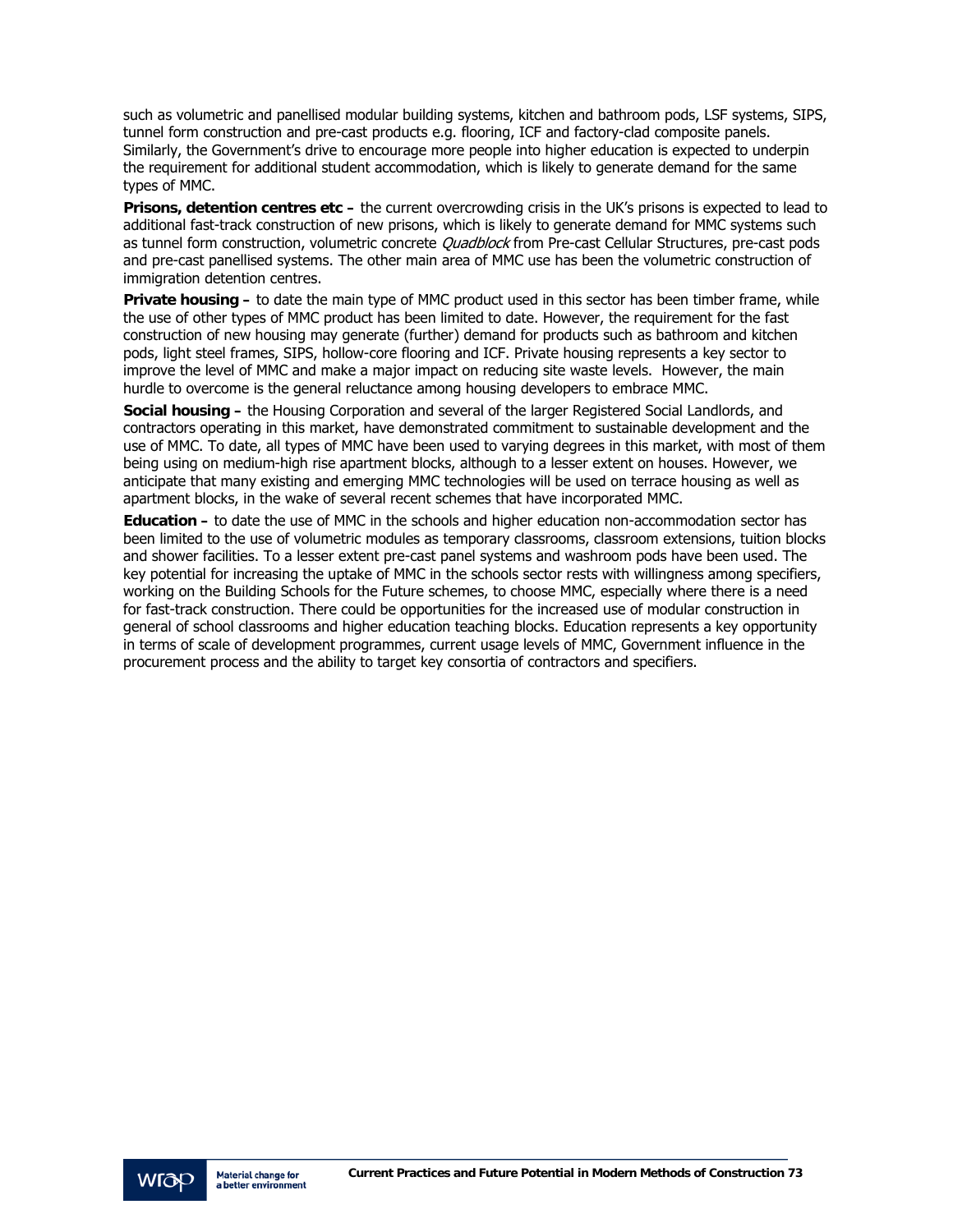such as volumetric and panellised modular building systems, kitchen and bathroom pods, LSF systems, SIPS, tunnel form construction and pre-cast products e.g. flooring, ICF and factory-clad composite panels. Similarly, the Government's drive to encourage more people into higher education is expected to underpin the requirement for additional student accommodation, which is likely to generate demand for the same types of MMC.

**Prisons, detention centres etc –** the current overcrowding crisis in the UK's prisons is expected to lead to additional fast-track construction of new prisons, which is likely to generate demand for MMC systems such as tunnel form construction, volumetric concrete *Quadblock* from Pre-cast Cellular Structures, pre-cast pods and pre-cast panellised systems. The other main area of MMC use has been the volumetric construction of immigration detention centres.

**Private housing –** to date the main type of MMC product used in this sector has been timber frame, while the use of other types of MMC product has been limited to date. However, the requirement for the fast construction of new housing may generate (further) demand for products such as bathroom and kitchen pods, light steel frames, SIPS, hollow-core flooring and ICF. Private housing represents a key sector to improve the level of MMC and make a major impact on reducing site waste levels. However, the main hurdle to overcome is the general reluctance among housing developers to embrace MMC.

**Social housing –** the Housing Corporation and several of the larger Registered Social Landlords, and contractors operating in this market, have demonstrated commitment to sustainable development and the use of MMC. To date, all types of MMC have been used to varying degrees in this market, with most of them being using on medium-high rise apartment blocks, although to a lesser extent on houses. However, we anticipate that many existing and emerging MMC technologies will be used on terrace housing as well as apartment blocks, in the wake of several recent schemes that have incorporated MMC.

**Education –** to date the use of MMC in the schools and higher education non-accommodation sector has been limited to the use of volumetric modules as temporary classrooms, classroom extensions, tuition blocks and shower facilities. To a lesser extent pre-cast panel systems and washroom pods have been used. The key potential for increasing the uptake of MMC in the schools sector rests with willingness among specifiers, working on the Building Schools for the Future schemes, to choose MMC, especially where there is a need for fast-track construction. There could be opportunities for the increased use of modular construction in general of school classrooms and higher education teaching blocks. Education represents a key opportunity in terms of scale of development programmes, current usage levels of MMC, Government influence in the procurement process and the ability to target key consortia of contractors and specifiers.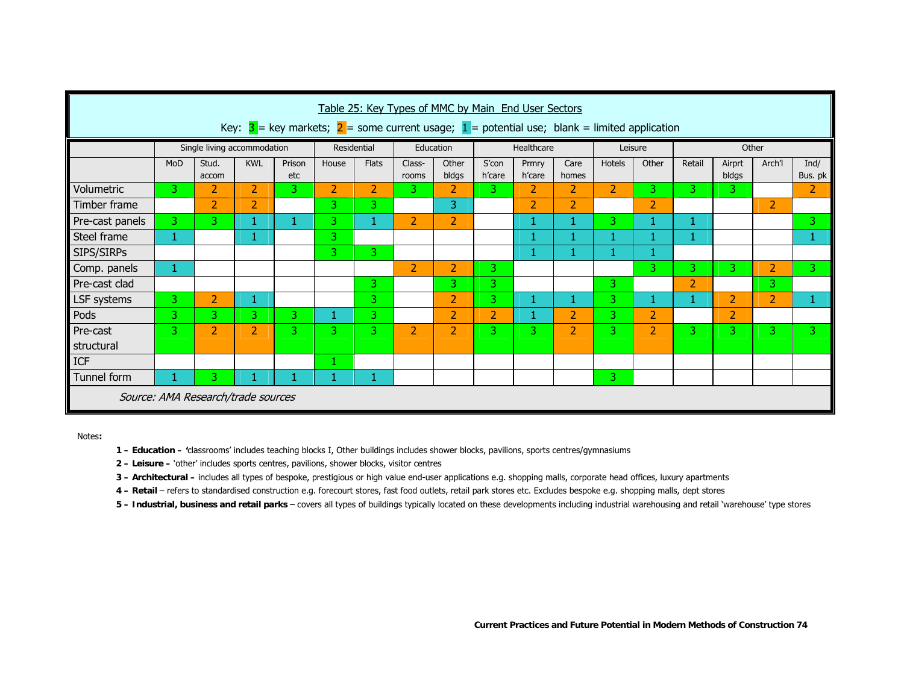Table 25: Key Types of MMC by Main End User Sectors

Key: 3 = key markets; 2 = some current usage; 1 = potential use; blank = limited application

| | Single living accommodation | | | | Residential | | Education | | Healthcare | | | Leisure | | Other | | | |
|---|---|---|---|---|---|---|---|---|---|---|---|---|---|---|---|---|---|
| | MoD | Stud. accom | KWL | Prison etc | House | Flats | Class-rooms | Other bldgs | S'con h'care | Prmry h'care | Care homes | Hotels | Other | Retail | Airprt bldgs | Arch'l | Ind/ Bus. pk |
| Volumetric | 3 | 2 | 2 | 3 | 2 | 2 | 3 | 2 | 3 | 2 | 2 | 2 | 3 | 3 | 3 | | 2 |
| Timber frame | | 2 | 2 | | 3 | 3 | | 3 | | 2 | 2 | | 2 | | | 2 | |
| Pre-cast panels | 3 | 3 | 1 | 1 | 3 | 1 | 2 | 2 | | 1 | 1 | 3 | 1 | 1 | | | 3 |
| Steel frame | 1 | | 1 | | 3 | | | | | 1 | 1 | 1 | 1 | 1 | | | 1 |
| SIPS/SIRPs | | | | | 3 | 3 | | | | 1 | 1 | 1 | 1 | | | | |
| Comp. panels | 1 | | | | | | 2 | 2 | 3 | | | | 3 | 3 | 3 | 2 | 3 |
| Pre-cast clad | | | | | | 3 | | 3 | 3 | | | 3 | | 2 | | 3 | |
| LSF systems | 3 | 2 | 1 | | | 3 | | 2 | 3 | 1 | 1 | 3 | 1 | 1 | 2 | 2 | 1 |
| Pods | 3 | 3 | 3 | 3 | 1 | 3 | | 2 | 2 | 1 | 2 | 3 | 2 | | 2 | | |
| Pre-cast structural | 3 | 2 | 2 | 3 | 3 | 3 | 2 | 2 | 3 | 3 | 2 | 3 | 2 | 3 | 3 | 3 | 3 |
| ICF | | | | | 1 | | | | | | | | | | | | |
| Tunnel form | 1 | 3 | 1 | 1 | 1 | 1 | | | | | | 3 | | | | | |

*Source: AMA Research/trade sources*

Notes:

**1 – Education –** 'classrooms' includes teaching blocks I, Other buildings includes shower blocks, pavilions, sports centres/gymnasiums

**2 – Leisure –** 'other' includes sports centres, pavilions, shower blocks, visitor centres

**3 – Architectural –** includes all types of bespoke, prestigious or high value end-user applications e.g. shopping malls, corporate head offices, luxury apartments

**4 – Retail** – refers to standardised construction e.g. forecourt stores, fast food outlets, retail park stores etc. Excludes bespoke e.g. shopping malls, dept stores

**5 – Industrial, business and retail parks** – covers all types of buildings typically located on these developments including industrial warehousing and retail 'warehouse' type stores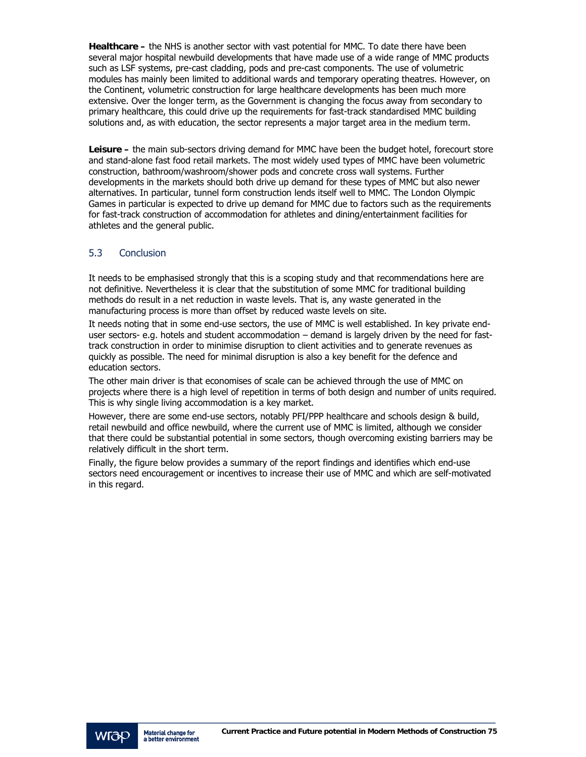**Healthcare –** the NHS is another sector with vast potential for MMC. To date there have been several major hospital newbuild developments that have made use of a wide range of MMC products such as LSF systems, pre-cast cladding, pods and pre-cast components. The use of volumetric modules has mainly been limited to additional wards and temporary operating theatres. However, on the Continent, volumetric construction for large healthcare developments has been much more extensive. Over the longer term, as the Government is changing the focus away from secondary to primary healthcare, this could drive up the requirements for fast-track standardised MMC building solutions and, as with education, the sector represents a major target area in the medium term.

**Leisure –** the main sub-sectors driving demand for MMC have been the budget hotel, forecourt store and stand-alone fast food retail markets. The most widely used types of MMC have been volumetric construction, bathroom/washroom/shower pods and concrete cross wall systems. Further developments in the markets should both drive up demand for these types of MMC but also newer alternatives. In particular, tunnel form construction lends itself well to MMC. The London Olympic Games in particular is expected to drive up demand for MMC due to factors such as the requirements for fast-track construction of accommodation for athletes and dining/entertainment facilities for athletes and the general public.

## 5.3 Conclusion

It needs to be emphasised strongly that this is a scoping study and that recommendations here are not definitive. Nevertheless it is clear that the substitution of some MMC for traditional building methods do result in a net reduction in waste levels. That is, any waste generated in the manufacturing process is more than offset by reduced waste levels on site.

It needs noting that in some end-use sectors, the use of MMC is well established. In key private end-user sectors- e.g. hotels and student accommodation – demand is largely driven by the need for fast-track construction in order to minimise disruption to client activities and to generate revenues as quickly as possible. The need for minimal disruption is also a key benefit for the defence and education sectors.

The other main driver is that economises of scale can be achieved through the use of MMC on projects where there is a high level of repetition in terms of both design and number of units required. This is why single living accommodation is a key market.

However, there are some end-use sectors, notably PFI/PPP healthcare and schools design & build, retail newbuild and office newbuild, where the current use of MMC is limited, although we consider that there could be substantial potential in some sectors, though overcoming existing barriers may be relatively difficult in the short term.

Finally, the figure below provides a summary of the report findings and identifies which end-use sectors need encouragement or incentives to increase their use of MMC and which are self-motivated in this regard.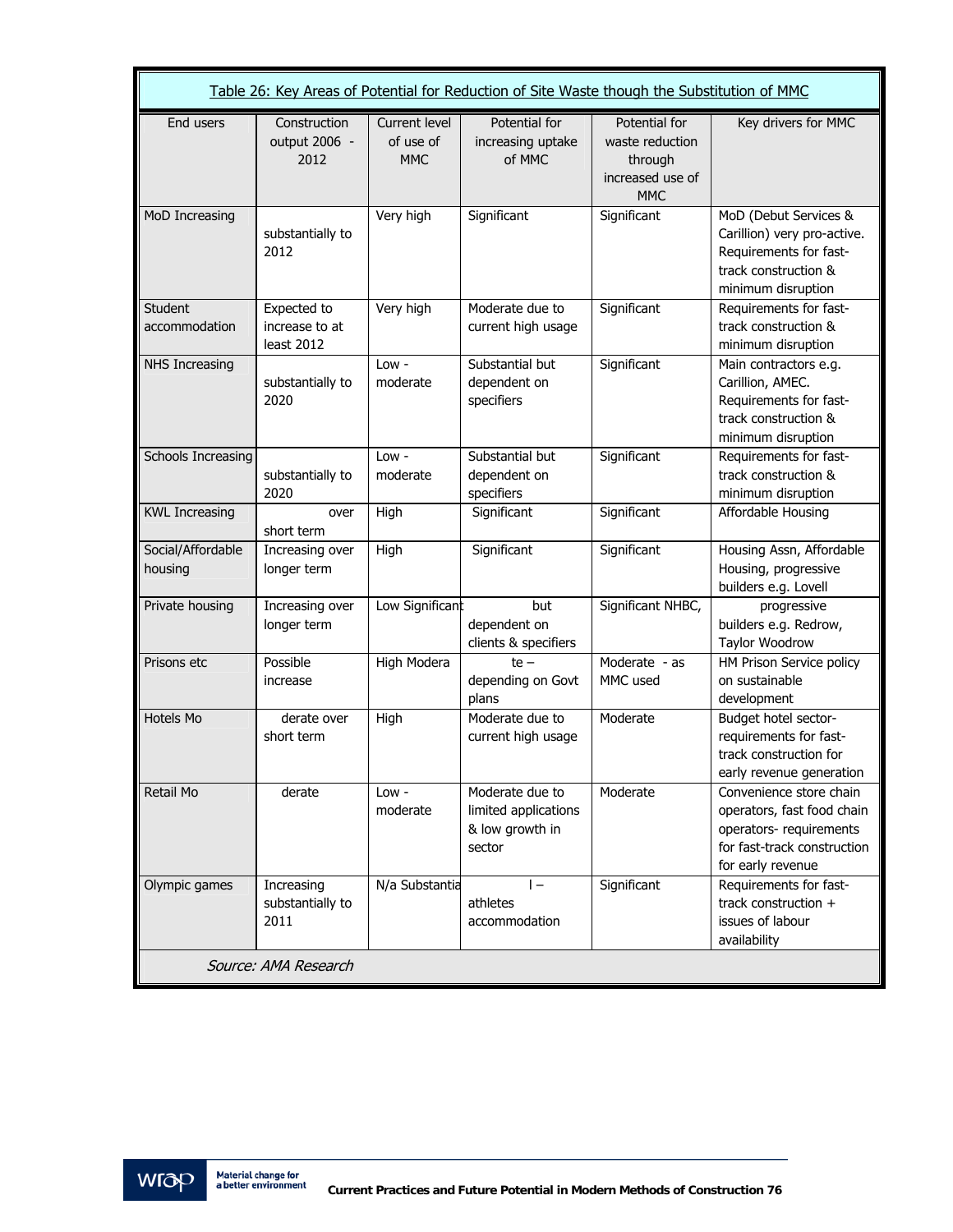| Table 26: Key Areas of Potential for Reduction of Site Waste though the Substitution of MMC | | | | | |
|---|---|---|---|---|---|
| End users | Construction output 2006 - 2012 | Current level of use of MMC | Potential for increasing uptake of MMC | Potential for waste reduction through increased use of MMC | Key drivers for MMC |
| MoD Increasing | substantially to 2012 | Very high | Significant | Significant | MoD (Debut Services & Carillion) very pro-active. Requirements for fast-track construction & minimum disruption |
| Student accommodation | Expected to increase to at least 2012 | Very high | Moderate due to current high usage | Significant | Requirements for fast-track construction & minimum disruption |
| NHS Increasing | substantially to 2020 | Low - moderate | Substantial but dependent on specifiers | Significant | Main contractors e.g. Carillion, AMEC. Requirements for fast-track construction & minimum disruption |
| Schools Increasing | substantially to 2020 | Low - moderate | Substantial but dependent on specifiers | Significant | Requirements for fast-track construction & minimum disruption |
| KWL Increasing | over short term | High | Significant | Significant | Affordable Housing |
| Social/Affordable housing | Increasing over longer term | High | Significant | Significant | Housing Assn, Affordable Housing, progressive builders e.g. Lovell |
| Private housing | Increasing over longer term | Low Significant | but dependent on clients & specifiers | Significant NHBC, | progressive builders e.g. Redrow, Taylor Woodrow |
| Prisons etc | Possible increase | High Modera | te – depending on Govt plans | Moderate - as MMC used | HM Prison Service policy on sustainable development |
| Hotels Mo | derate over short term | High | Moderate due to current high usage | Moderate | Budget hotel sector-requirements for fast-track construction for early revenue generation |
| Retail Mo | derate | Low - moderate | Moderate due to limited applications & low growth in sector | Moderate | Convenience store chain operators, fast food chain operators- requirements for fast-track construction for early revenue |
| Olympic games | Increasing substantially to 2011 | N/a Substantia | l – athletes accommodation | Significant | Requirements for fast-track construction + issues of labour availability |

*Source: AMA Research*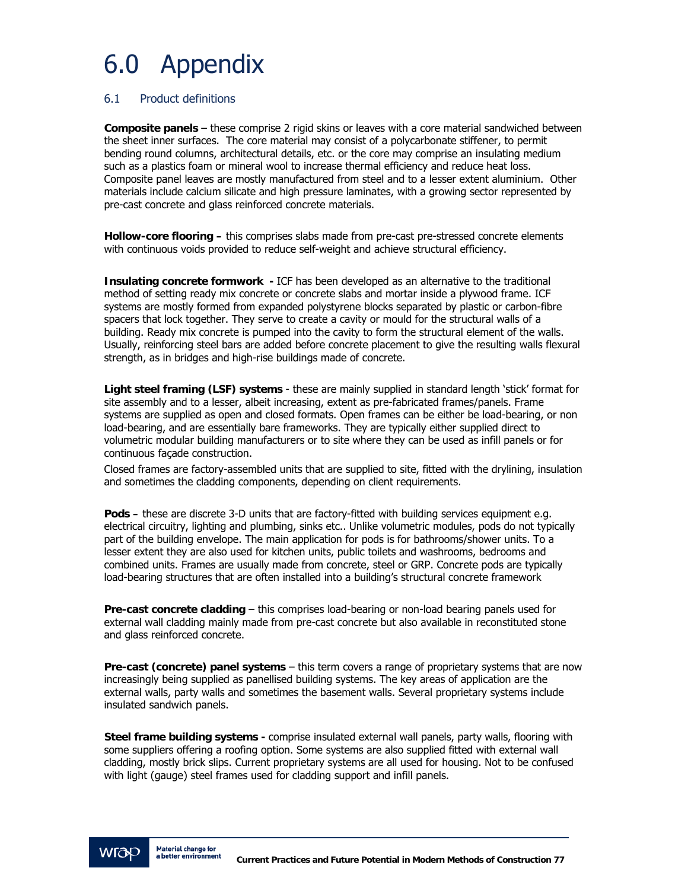# 6.0 Appendix

## 6.1 Product definitions

**Composite panels** – these comprise 2 rigid skins or leaves with a core material sandwiched between the sheet inner surfaces. The core material may consist of a polycarbonate stiffener, to permit bending round columns, architectural details, etc. or the core may comprise an insulating medium such as a plastics foam or mineral wool to increase thermal efficiency and reduce heat loss. Composite panel leaves are mostly manufactured from steel and to a lesser extent aluminium. Other materials include calcium silicate and high pressure laminates, with a growing sector represented by pre-cast concrete and glass reinforced concrete materials.

**Hollow-core flooring –** this comprises slabs made from pre-cast pre-stressed concrete elements with continuous voids provided to reduce self-weight and achieve structural efficiency.

**Insulating concrete formwork -** ICF has been developed as an alternative to the traditional method of setting ready mix concrete or concrete slabs and mortar inside a plywood frame. ICF systems are mostly formed from expanded polystyrene blocks separated by plastic or carbon-fibre spacers that lock together. They serve to create a cavity or mould for the structural walls of a building. Ready mix concrete is pumped into the cavity to form the structural element of the walls. Usually, reinforcing steel bars are added before concrete placement to give the resulting walls flexural strength, as in bridges and high-rise buildings made of concrete.

**Light steel framing (LSF) systems** - these are mainly supplied in standard length 'stick' format for site assembly and to a lesser, albeit increasing, extent as pre-fabricated frames/panels. Frame systems are supplied as open and closed formats. Open frames can be either be load-bearing, or non load-bearing, and are essentially bare frameworks. They are typically either supplied direct to volumetric modular building manufacturers or to site where they can be used as infill panels or for continuous façade construction.

Closed frames are factory-assembled units that are supplied to site, fitted with the drylining, insulation and sometimes the cladding components, depending on client requirements.

**Pods –** these are discrete 3-D units that are factory-fitted with building services equipment e.g. electrical circuitry, lighting and plumbing, sinks etc.. Unlike volumetric modules, pods do not typically part of the building envelope. The main application for pods is for bathrooms/shower units. To a lesser extent they are also used for kitchen units, public toilets and washrooms, bedrooms and combined units. Frames are usually made from concrete, steel or GRP. Concrete pods are typically load-bearing structures that are often installed into a building's structural concrete framework

**Pre-cast concrete cladding** – this comprises load-bearing or non-load bearing panels used for external wall cladding mainly made from pre-cast concrete but also available in reconstituted stone and glass reinforced concrete.

**Pre-cast (concrete) panel systems** – this term covers a range of proprietary systems that are now increasingly being supplied as panellised building systems. The key areas of application are the external walls, party walls and sometimes the basement walls. Several proprietary systems include insulated sandwich panels.

**Steel frame building systems -** comprise insulated external wall panels, party walls, flooring with some suppliers offering a roofing option. Some systems are also supplied fitted with external wall cladding, mostly brick slips. Current proprietary systems are all used for housing. Not to be confused with light (gauge) steel frames used for cladding support and infill panels.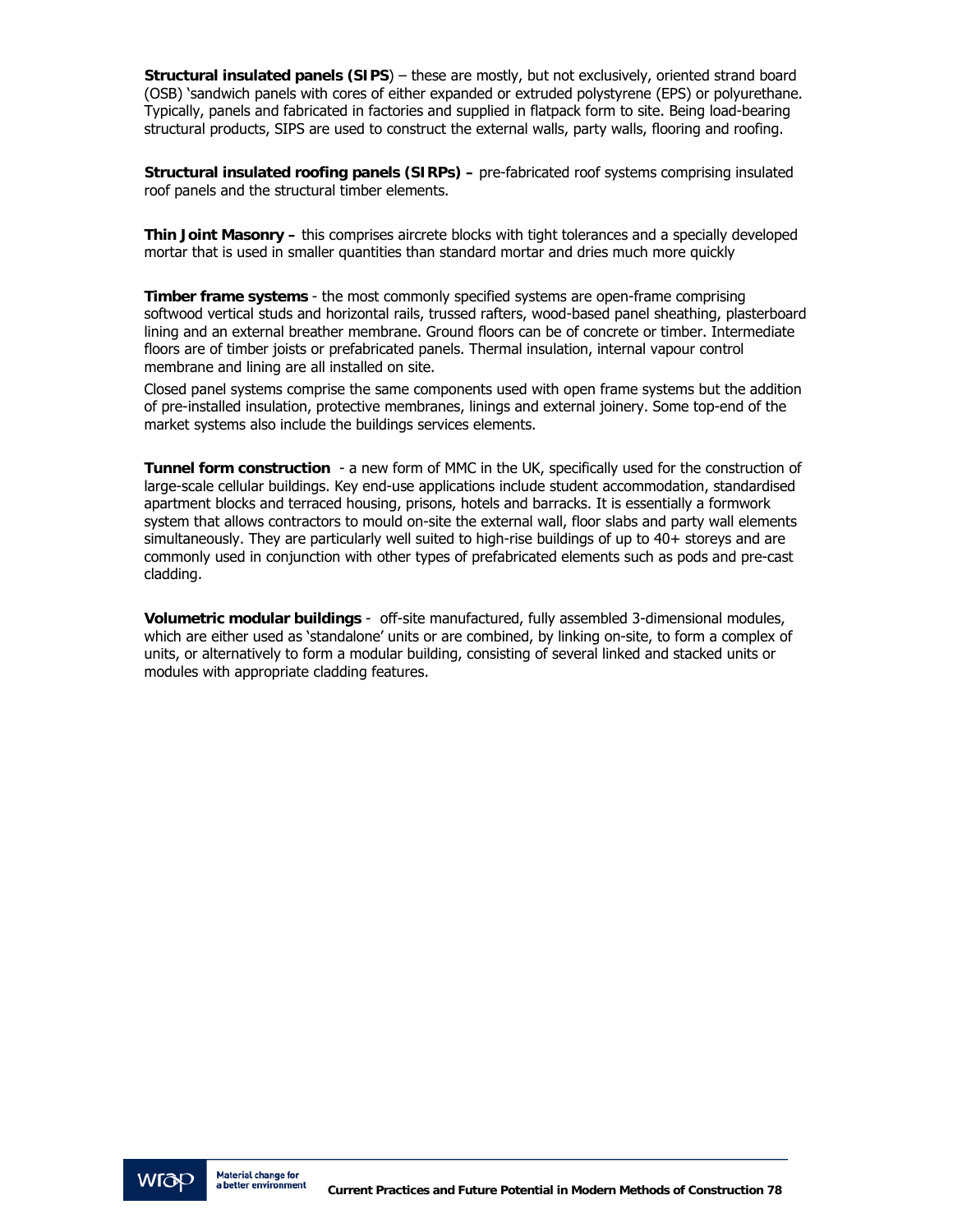**Structural insulated panels (SIPS**) – these are mostly, but not exclusively, oriented strand board (OSB) 'sandwich panels with cores of either expanded or extruded polystyrene (EPS) or polyurethane. Typically, panels and fabricated in factories and supplied in flatpack form to site. Being load-bearing structural products, SIPS are used to construct the external walls, party walls, flooring and roofing.

**Structural insulated roofing panels (SIRPs) –** pre-fabricated roof systems comprising insulated roof panels and the structural timber elements.

**Thin Joint Masonry –** this comprises aircrete blocks with tight tolerances and a specially developed mortar that is used in smaller quantities than standard mortar and dries much more quickly

**Timber frame systems** - the most commonly specified systems are open-frame comprising softwood vertical studs and horizontal rails, trussed rafters, wood-based panel sheathing, plasterboard lining and an external breather membrane. Ground floors can be of concrete or timber. Intermediate floors are of timber joists or prefabricated panels. Thermal insulation, internal vapour control membrane and lining are all installed on site.

Closed panel systems comprise the same components used with open frame systems but the addition of pre-installed insulation, protective membranes, linings and external joinery. Some top-end of the market systems also include the buildings services elements.

**Tunnel form construction** - a new form of MMC in the UK, specifically used for the construction of large-scale cellular buildings. Key end-use applications include student accommodation, standardised apartment blocks and terraced housing, prisons, hotels and barracks. It is essentially a formwork system that allows contractors to mould on-site the external wall, floor slabs and party wall elements simultaneously. They are particularly well suited to high-rise buildings of up to 40+ storeys and are commonly used in conjunction with other types of prefabricated elements such as pods and pre-cast cladding.

**Volumetric modular buildings** - off-site manufactured, fully assembled 3-dimensional modules, which are either used as 'standalone' units or are combined, by linking on-site, to form a complex of units, or alternatively to form a modular building, consisting of several linked and stacked units or modules with appropriate cladding features.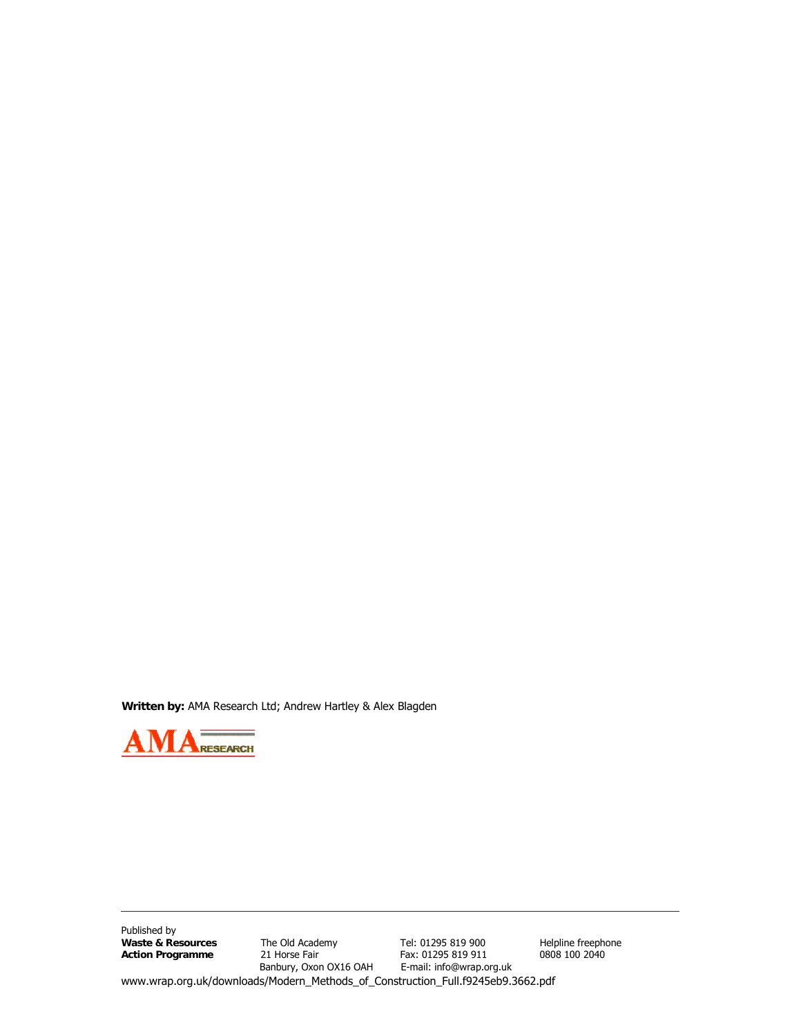**Written by:** AMA Research Ltd; Andrew Hartley & Alex Blagden

AMA RESEARCH

Published by

**Waste & Resources Action Programme**

The Old Academy
21 Horse Fair
Banbury, Oxon OX16 OAH

Tel: 01295 819 900
Fax: 01295 819 911
E-mail: info@wrap.org.uk

Helpline freephone
0808 100 2040

www.wrap.org.uk/downloads/Modern_Methods_of_Construction_Full.f9245eb9.3662.pdf